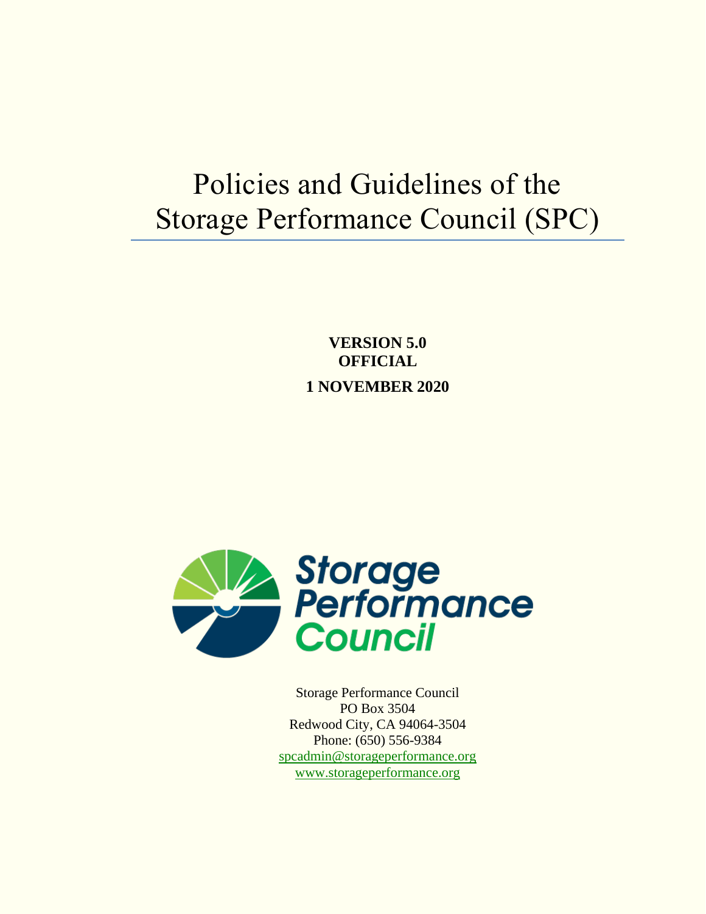# Policies and Guidelines of the Storage Performance Council (SPC)

**VERSION 5.0**
**OFFICIAL**

**1 NOVEMBER 2020**

Storage Performance Council
PO Box 3504
Redwood City, CA 94064-3504
Phone: (650) 556-9384
spcadmin@storageperformance.org
www.storageperformance.org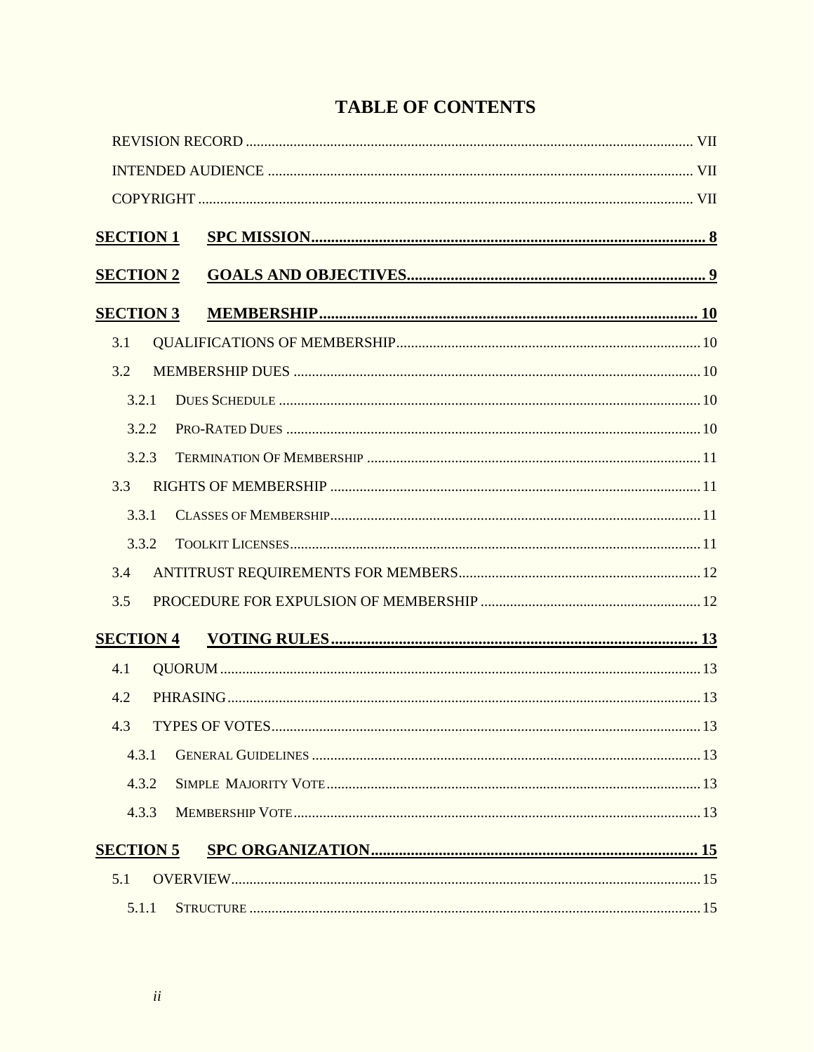# TABLE OF CONTENTS

REVISION RECORD ........................................................................................................................ VII

INTENDED AUDIENCE .................................................................................................................. VII

COPYRIGHT ..................................................................................................................................... VII

**SECTION 1 SPC MISSION ........................................................................................................ 8**

**SECTION 2 GOALS AND OBJECTIVES ................................................................................ 9**

**SECTION 3 MEMBERSHIP ...................................................................................................... 10**

3.1 QUALIFICATIONS OF MEMBERSHIP ................................................................................. 10

3.2 MEMBERSHIP DUES ............................................................................................................. 10

3.2.1 DUES SCHEDULE ................................................................................................................. 10

3.2.2 PRO-RATED DUES ............................................................................................................... 10

3.2.3 TERMINATION OF MEMBERSHIP ........................................................................................ 11

3.3 RIGHTS OF MEMBERSHIP .................................................................................................... 11

3.3.1 CLASSES OF MEMBERSHIP .................................................................................................. 11

3.3.2 TOOLKIT LICENSES ............................................................................................................. 11

3.4 ANTITRUST REQUIREMENTS FOR MEMBERS ................................................................. 12

3.5 PROCEDURE FOR EXPULSION OF MEMBERSHIP ............................................................ 12

**SECTION 4 VOTING RULES ................................................................................................... 13**

4.1 QUORUM .................................................................................................................................. 13

4.2 PHRASING ................................................................................................................................ 13

4.3 TYPES OF VOTES .................................................................................................................... 13

4.3.1 GENERAL GUIDELINES ........................................................................................................ 13

4.3.2 SIMPLE MAJORITY VOTE ..................................................................................................... 13

4.3.3 MEMBERSHIP VOTE ............................................................................................................. 13

**SECTION 5 SPC ORGANIZATION ......................................................................................... 15**

5.1 OVERVIEW ............................................................................................................................... 15

5.1.1 STRUCTURE .......................................................................................................................... 15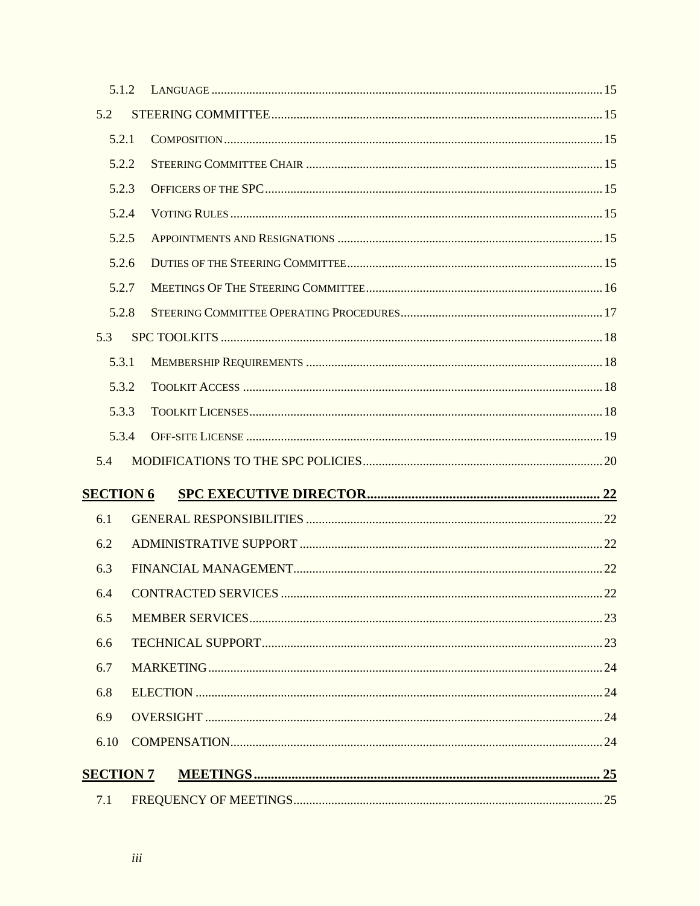5.1.2 LANGUAGE ..... 15

5.2 STEERING COMMITTEE ..... 15

5.2.1 COMPOSITION ..... 15

5.2.2 STEERING COMMITTEE CHAIR ..... 15

5.2.3 OFFICERS OF THE SPC ..... 15

5.2.4 VOTING RULES ..... 15

5.2.5 APPOINTMENTS AND RESIGNATIONS ..... 15

5.2.6 DUTIES OF THE STEERING COMMITTEE ..... 15

5.2.7 MEETINGS OF THE STEERING COMMITTEE ..... 16

5.2.8 STEERING COMMITTEE OPERATING PROCEDURES ..... 17

5.3 SPC TOOLKITS ..... 18

5.3.1 MEMBERSHIP REQUIREMENTS ..... 18

5.3.2 TOOLKIT ACCESS ..... 18

5.3.3 TOOLKIT LICENSES ..... 18

5.3.4 OFF-SITE LICENSE ..... 19

5.4 MODIFICATIONS TO THE SPC POLICIES ..... 20

**SECTION 6 SPC EXECUTIVE DIRECTOR ..... 22**

6.1 GENERAL RESPONSIBILITIES ..... 22

6.2 ADMINISTRATIVE SUPPORT ..... 22

6.3 FINANCIAL MANAGEMENT ..... 22

6.4 CONTRACTED SERVICES ..... 22

6.5 MEMBER SERVICES ..... 23

6.6 TECHNICAL SUPPORT ..... 23

6.7 MARKETING ..... 24

6.8 ELECTION ..... 24

6.9 OVERSIGHT ..... 24

6.10 COMPENSATION ..... 24

**SECTION 7 MEETINGS ..... 25**

7.1 FREQUENCY OF MEETINGS ..... 25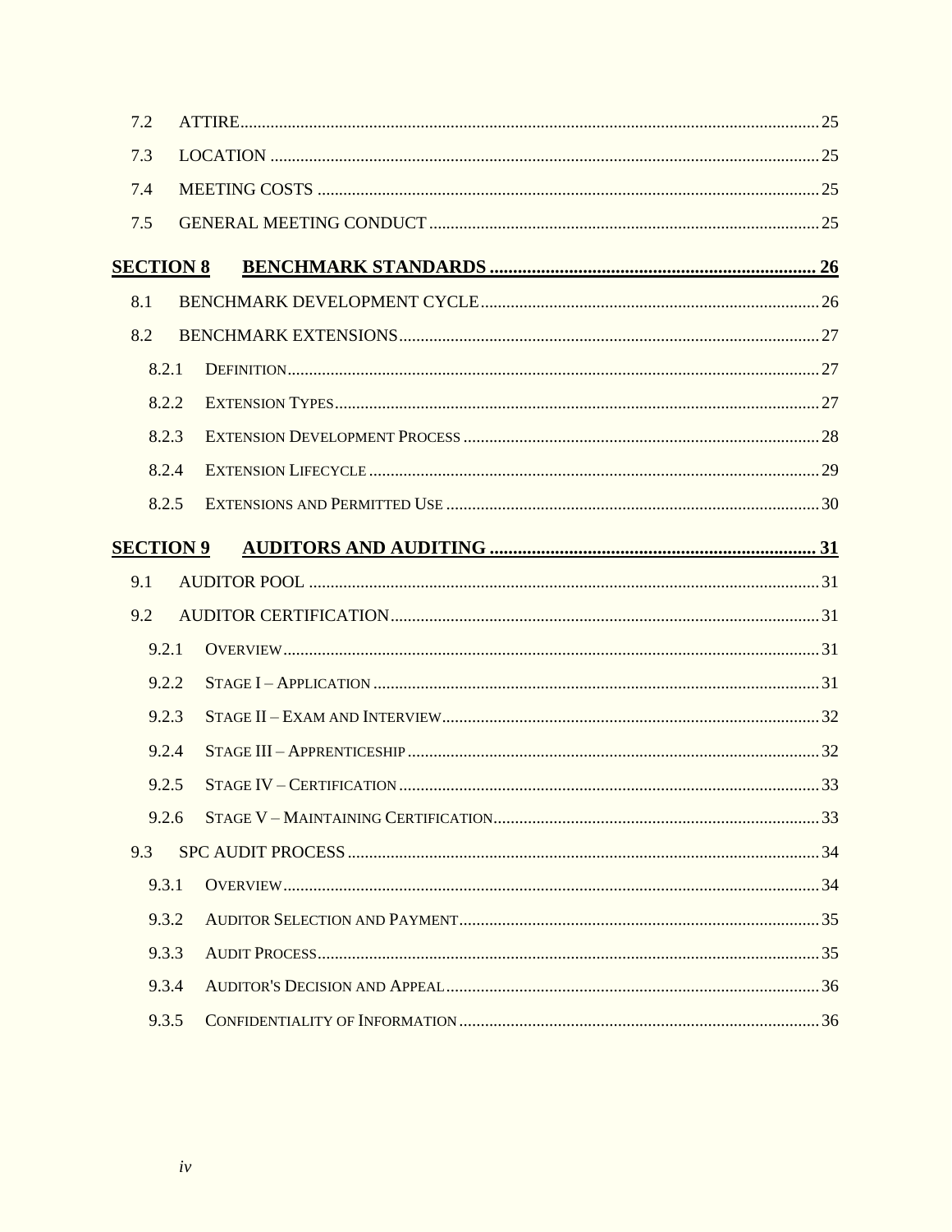7.2 ATTIRE ..... 25

7.3 LOCATION ..... 25

7.4 MEETING COSTS ..... 25

7.5 GENERAL MEETING CONDUCT ..... 25

**SECTION 8 BENCHMARK STANDARDS ..... 26**

8.1 BENCHMARK DEVELOPMENT CYCLE ..... 26

8.2 BENCHMARK EXTENSIONS ..... 27

8.2.1 DEFINITION ..... 27

8.2.2 EXTENSION TYPES ..... 27

8.2.3 EXTENSION DEVELOPMENT PROCESS ..... 28

8.2.4 EXTENSION LIFECYCLE ..... 29

8.2.5 EXTENSIONS AND PERMITTED USE ..... 30

**SECTION 9 AUDITORS AND AUDITING ..... 31**

9.1 AUDITOR POOL ..... 31

9.2 AUDITOR CERTIFICATION ..... 31

9.2.1 OVERVIEW ..... 31

9.2.2 STAGE I – APPLICATION ..... 31

9.2.3 STAGE II – EXAM AND INTERVIEW ..... 32

9.2.4 STAGE III – APPRENTICESHIP ..... 32

9.2.5 STAGE IV – CERTIFICATION ..... 33

9.2.6 STAGE V – MAINTAINING CERTIFICATION ..... 33

9.3 SPC AUDIT PROCESS ..... 34

9.3.1 OVERVIEW ..... 34

9.3.2 AUDITOR SELECTION AND PAYMENT ..... 35

9.3.3 AUDIT PROCESS ..... 35

9.3.4 AUDITOR'S DECISION AND APPEAL ..... 36

9.3.5 CONFIDENTIALITY OF INFORMATION ..... 36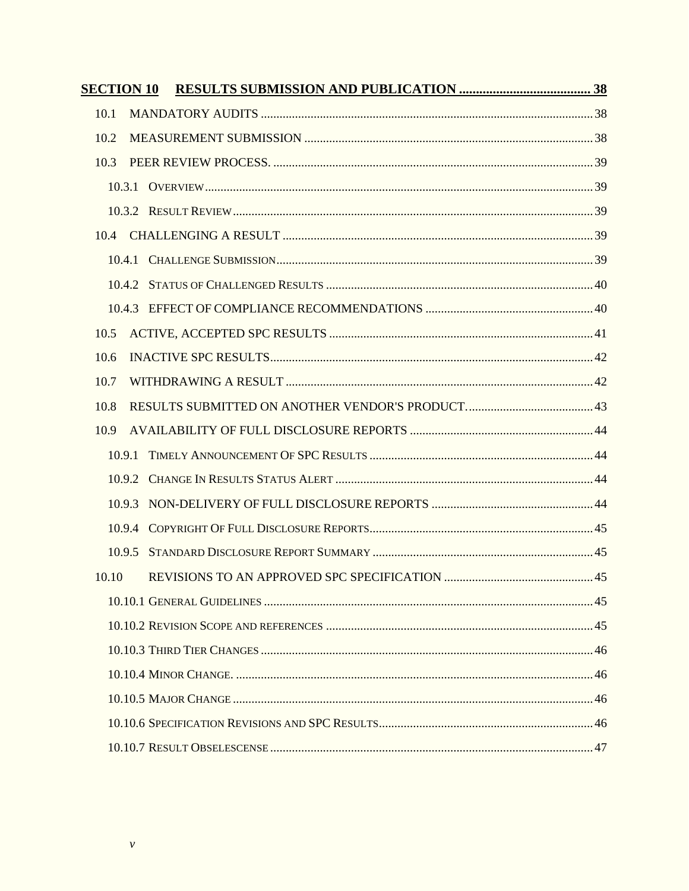**SECTION 10 RESULTS SUBMISSION AND PUBLICATION ....................................... 38**

10.1 MANDATORY AUDITS ....................................................................................................... 38

10.2 MEASUREMENT SUBMISSION .......................................................................................... 38

10.3 PEER REVIEW PROCESS. .................................................................................................. 39

10.3.1 OVERVIEW .................................................................................................................. 39

10.3.2 RESULT REVIEW ......................................................................................................... 39

10.4 CHALLENGING A RESULT ................................................................................................ 39

10.4.1 CHALLENGE SUBMISSION ............................................................................................ 39

10.4.2 STATUS OF CHALLENGED RESULTS ............................................................................. 40

10.4.3 EFFECT OF COMPLIANCE RECOMMENDATIONS ............................................................ 40

10.5 ACTIVE, ACCEPTED SPC RESULTS .................................................................................. 41

10.6 INACTIVE SPC RESULTS .................................................................................................. 42

10.7 WITHDRAWING A RESULT ................................................................................................ 42

10.8 RESULTS SUBMITTED ON ANOTHER VENDOR'S PRODUCT. ................................................ 43

10.9 AVAILABILITY OF FULL DISCLOSURE REPORTS ................................................................ 44

10.9.1 TIMELY ANNOUNCEMENT OF SPC RESULTS ................................................................. 44

10.9.2 CHANGE IN RESULTS STATUS ALERT ........................................................................... 44

10.9.3 NON-DELIVERY OF FULL DISCLOSURE REPORTS .......................................................... 44

10.9.4 COPYRIGHT OF FULL DISCLOSURE REPORTS ................................................................ 45

10.9.5 STANDARD DISCLOSURE REPORT SUMMARY ................................................................ 45

10.10 REVISIONS TO AN APPROVED SPC SPECIFICATION ........................................................ 45

10.10.1 GENERAL GUIDELINES ............................................................................................... 45

10.10.2 REVISION SCOPE AND REFERENCES ............................................................................ 45

10.10.3 THIRD TIER CHANGES ................................................................................................ 46

10.10.4 MINOR CHANGE. ........................................................................................................ 46

10.10.5 MAJOR CHANGE ......................................................................................................... 46

10.10.6 SPECIFICATION REVISIONS AND SPC RESULTS ............................................................. 46

10.10.7 RESULT OBSELESCENSE ............................................................................................. 47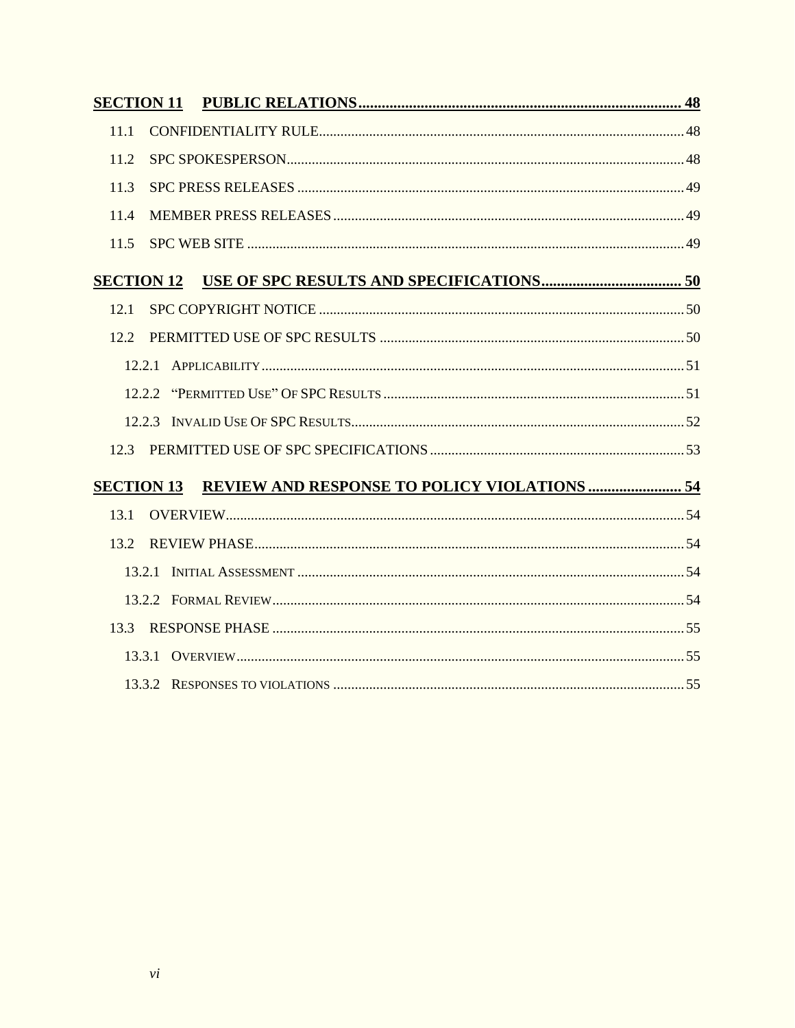**SECTION 11 PUBLIC RELATIONS ... 48**

- 11.1 CONFIDENTIALITY RULE ... 48
- 11.2 SPC SPOKESPERSON ... 48
- 11.3 SPC PRESS RELEASES ... 49
- 11.4 MEMBER PRESS RELEASES ... 49
- 11.5 SPC WEB SITE ... 49

**SECTION 12 USE OF SPC RESULTS AND SPECIFICATIONS ... 50**

- 12.1 SPC COPYRIGHT NOTICE ... 50
- 12.2 PERMITTED USE OF SPC RESULTS ... 50
  - 12.2.1 APPLICABILITY ... 51
  - 12.2.2 "PERMITTED USE" OF SPC RESULTS ... 51
  - 12.2.3 INVALID USE OF SPC RESULTS ... 52
- 12.3 PERMITTED USE OF SPC SPECIFICATIONS ... 53

**SECTION 13 REVIEW AND RESPONSE TO POLICY VIOLATIONS ... 54**

- 13.1 OVERVIEW ... 54
- 13.2 REVIEW PHASE ... 54
  - 13.2.1 INITIAL ASSESSMENT ... 54
  - 13.2.2 FORMAL REVIEW ... 54
- 13.3 RESPONSE PHASE ... 55
  - 13.3.1 OVERVIEW ... 55
  - 13.3.2 RESPONSES TO VIOLATIONS ... 55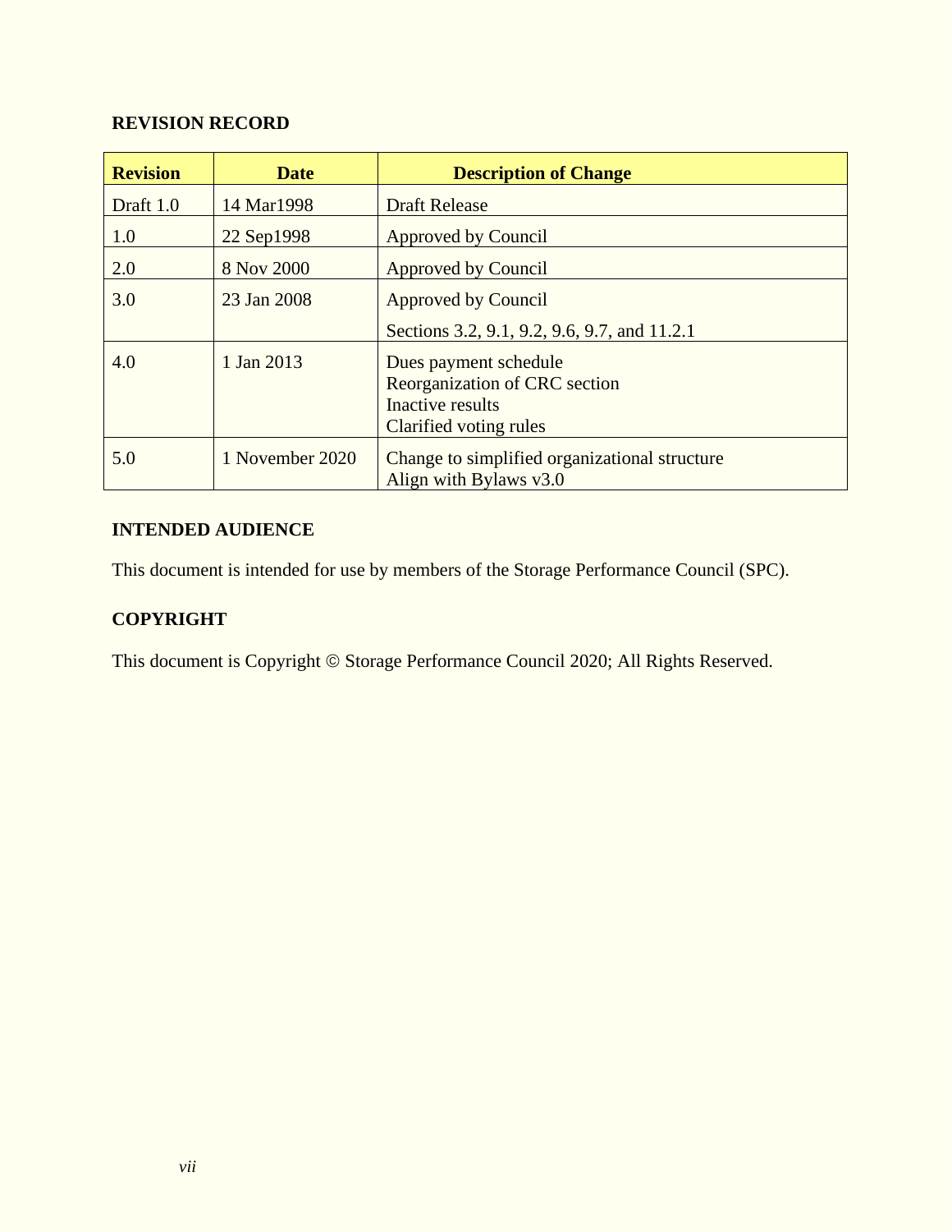## REVISION RECORD

| Revision | Date | Description of Change |
|---|---|---|
| Draft 1.0 | 14 Mar1998 | Draft Release |
| 1.0 | 22 Sep1998 | Approved by Council |
| 2.0 | 8 Nov 2000 | Approved by Council |
| 3.0 | 23 Jan 2008 | Approved by Council<br>Sections 3.2, 9.1, 9.2, 9.6, 9.7, and 11.2.1 |
| 4.0 | 1 Jan 2013 | Dues payment schedule<br>Reorganization of CRC section<br>Inactive results<br>Clarified voting rules |
| 5.0 | 1 November 2020 | Change to simplified organizational structure<br>Align with Bylaws v3.0 |

## INTENDED AUDIENCE

This document is intended for use by members of the Storage Performance Council (SPC).

## COPYRIGHT

This document is Copyright © Storage Performance Council 2020; All Rights Reserved.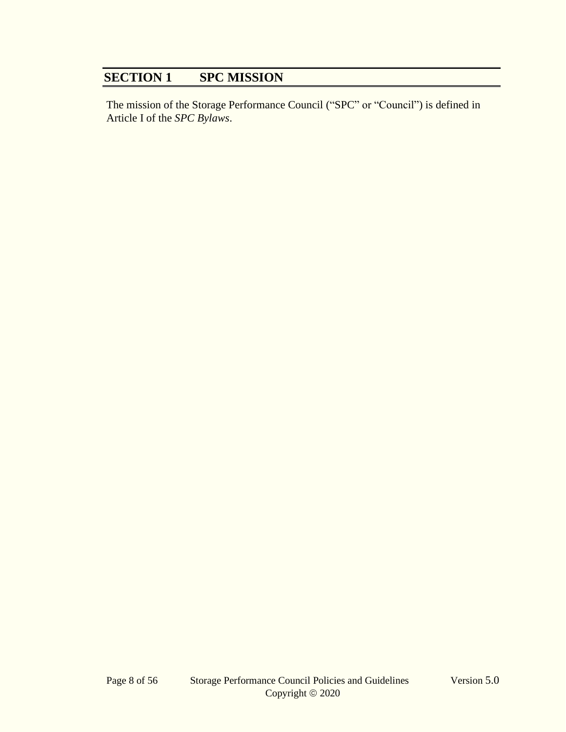# SECTION 1 SPC MISSION

The mission of the Storage Performance Council ("SPC" or "Council") is defined in Article I of the *SPC Bylaws*.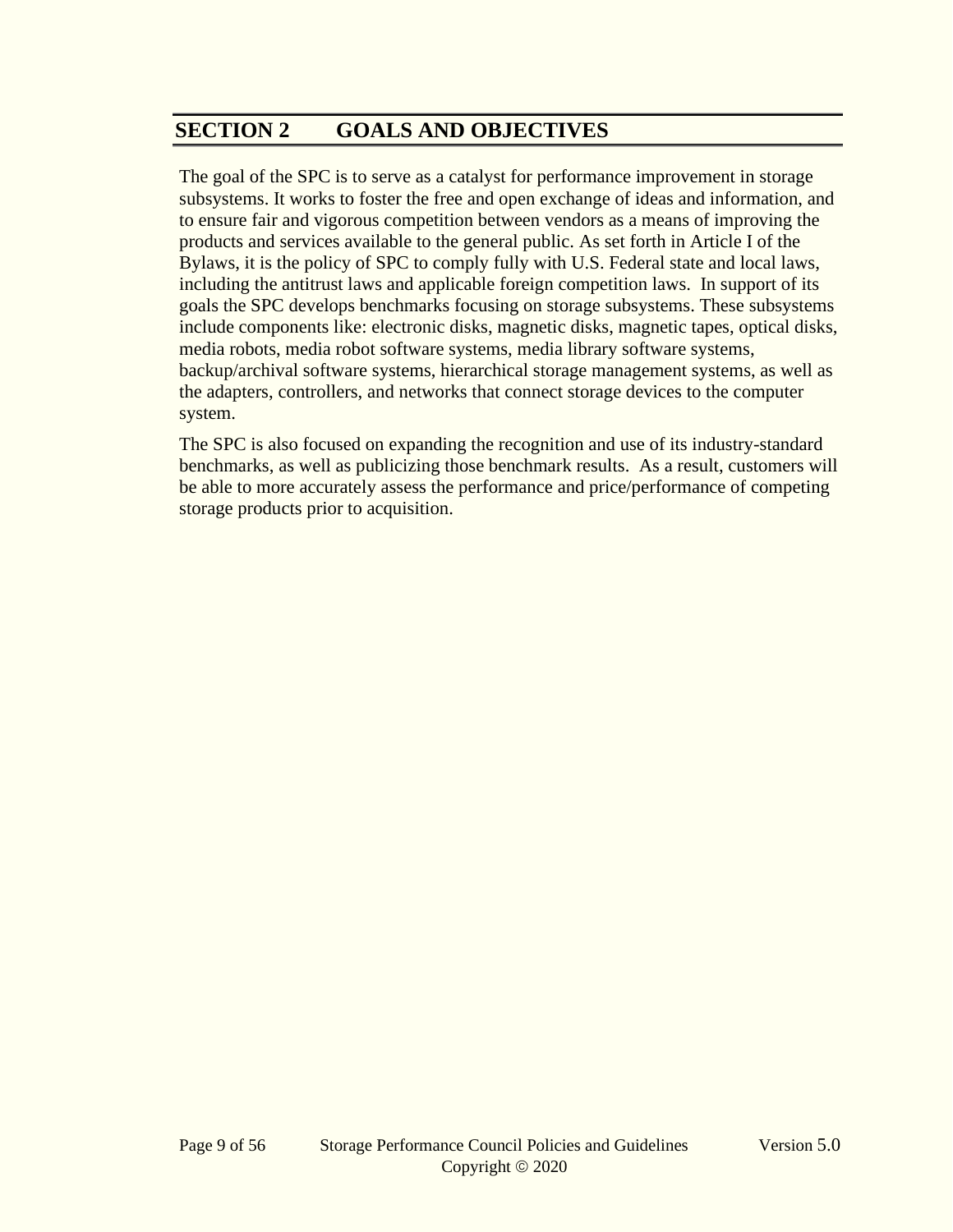# SECTION 2 GOALS AND OBJECTIVES

The goal of the SPC is to serve as a catalyst for performance improvement in storage subsystems. It works to foster the free and open exchange of ideas and information, and to ensure fair and vigorous competition between vendors as a means of improving the products and services available to the general public. As set forth in Article I of the Bylaws, it is the policy of SPC to comply fully with U.S. Federal state and local laws, including the antitrust laws and applicable foreign competition laws. In support of its goals the SPC develops benchmarks focusing on storage subsystems. These subsystems include components like: electronic disks, magnetic disks, magnetic tapes, optical disks, media robots, media robot software systems, media library software systems, backup/archival software systems, hierarchical storage management systems, as well as the adapters, controllers, and networks that connect storage devices to the computer system.

The SPC is also focused on expanding the recognition and use of its industry-standard benchmarks, as well as publicizing those benchmark results. As a result, customers will be able to more accurately assess the performance and price/performance of competing storage products prior to acquisition.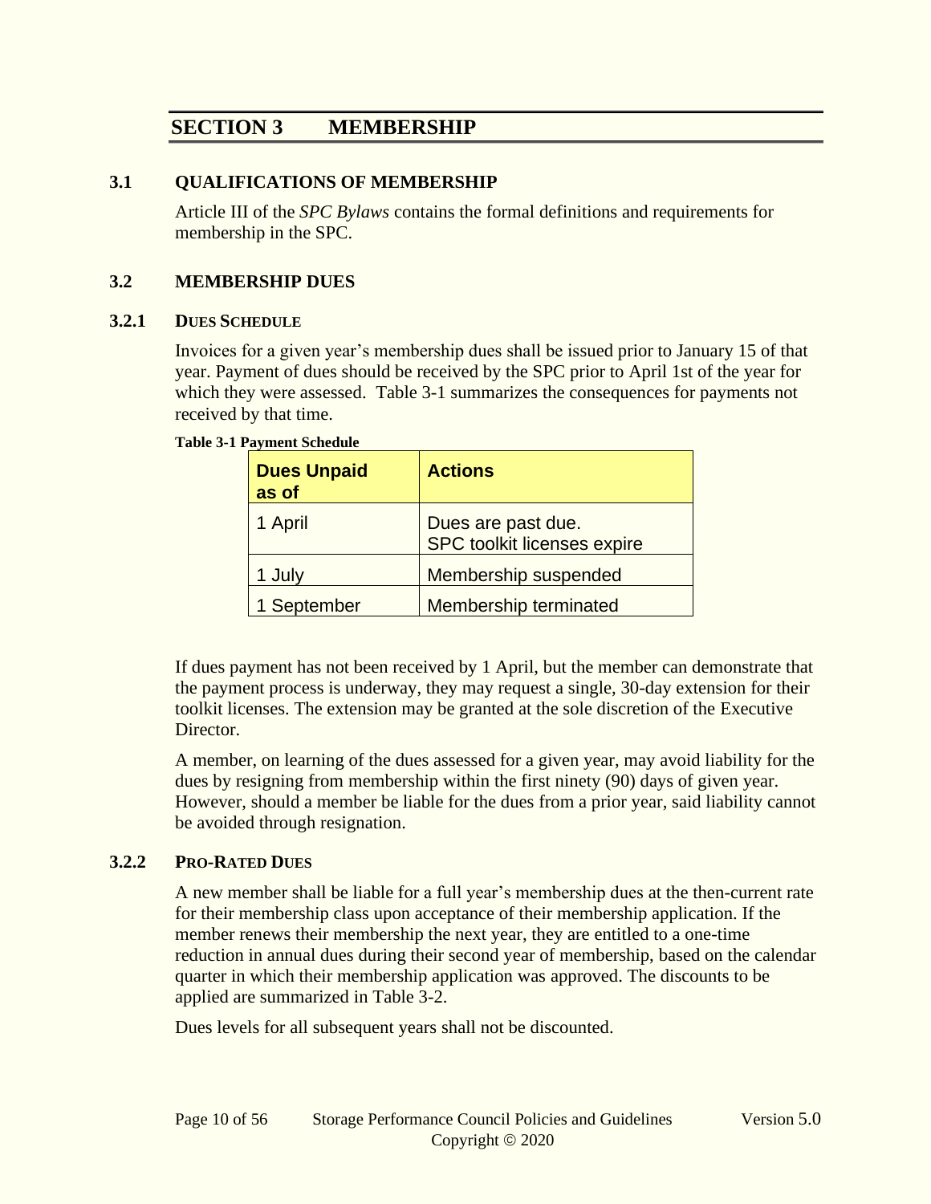# SECTION 3 MEMBERSHIP

## 3.1 QUALIFICATIONS OF MEMBERSHIP

Article III of the *SPC Bylaws* contains the formal definitions and requirements for membership in the SPC.

## 3.2 MEMBERSHIP DUES

### 3.2.1 DUES SCHEDULE

Invoices for a given year's membership dues shall be issued prior to January 15 of that year. Payment of dues should be received by the SPC prior to April 1st of the year for which they were assessed. Table 3-1 summarizes the consequences for payments not received by that time.

**Table 3-1 Payment Schedule**

| Dues Unpaid as of | Actions |
|---|---|
| 1 April | Dues are past due.<br>SPC toolkit licenses expire |
| 1 July | Membership suspended |
| 1 September | Membership terminated |

If dues payment has not been received by 1 April, but the member can demonstrate that the payment process is underway, they may request a single, 30-day extension for their toolkit licenses. The extension may be granted at the sole discretion of the Executive Director.

A member, on learning of the dues assessed for a given year, may avoid liability for the dues by resigning from membership within the first ninety (90) days of given year. However, should a member be liable for the dues from a prior year, said liability cannot be avoided through resignation.

### 3.2.2 PRO-RATED DUES

A new member shall be liable for a full year's membership dues at the then-current rate for their membership class upon acceptance of their membership application. If the member renews their membership the next year, they are entitled to a one-time reduction in annual dues during their second year of membership, based on the calendar quarter in which their membership application was approved. The discounts to be applied are summarized in Table 3-2.

Dues levels for all subsequent years shall not be discounted.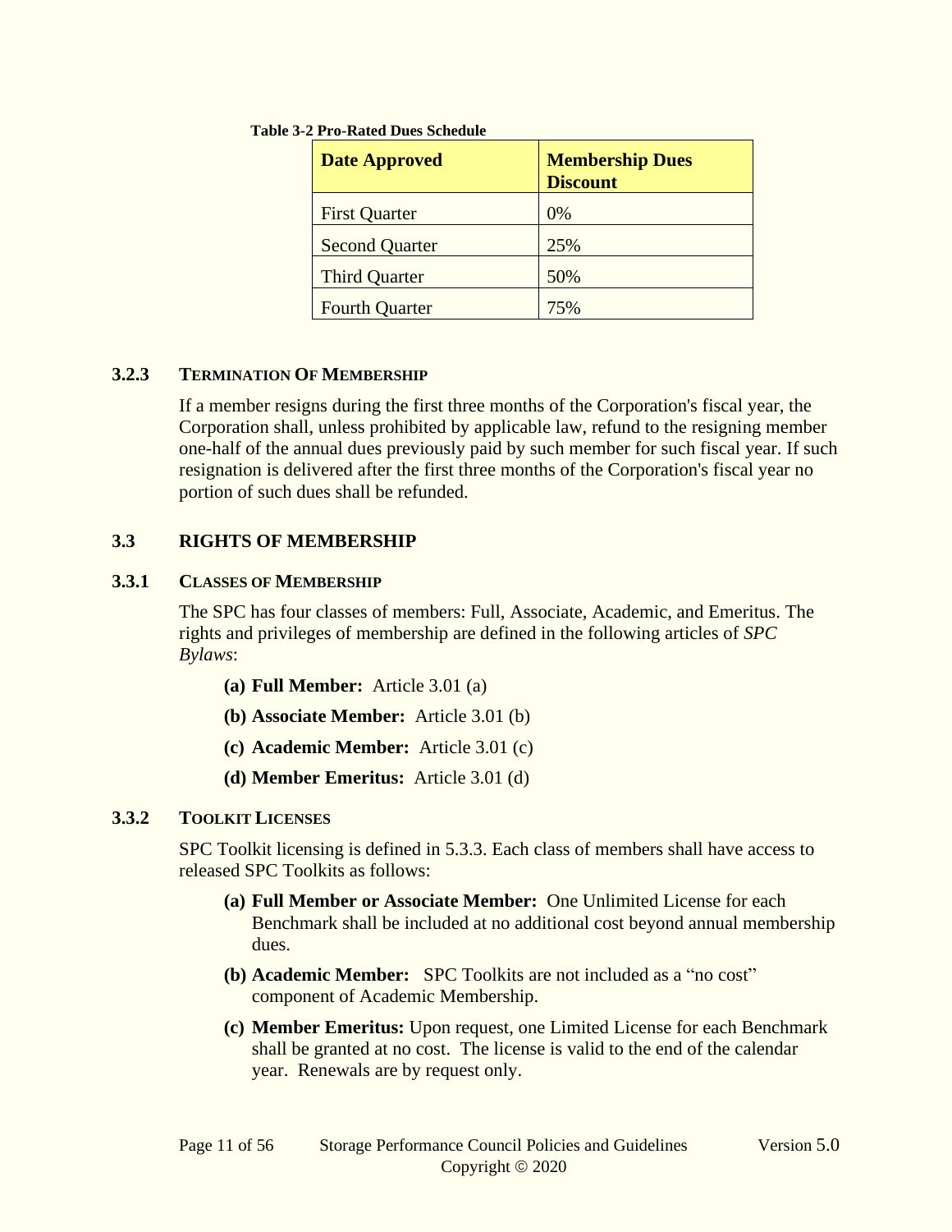**Table 3-2 Pro-Rated Dues Schedule**

| Date Approved | Membership Dues Discount |
| --- | --- |
| First Quarter | 0% |
| Second Quarter | 25% |
| Third Quarter | 50% |
| Fourth Quarter | 75% |

### 3.2.3 TERMINATION OF MEMBERSHIP

If a member resigns during the first three months of the Corporation's fiscal year, the Corporation shall, unless prohibited by applicable law, refund to the resigning member one-half of the annual dues previously paid by such member for such fiscal year. If such resignation is delivered after the first three months of the Corporation's fiscal year no portion of such dues shall be refunded.

## 3.3 RIGHTS OF MEMBERSHIP

### 3.3.1 CLASSES OF MEMBERSHIP

The SPC has four classes of members: Full, Associate, Academic, and Emeritus. The rights and privileges of membership are defined in the following articles of *SPC Bylaws*:

- **(a) Full Member:** Article 3.01 (a)
- **(b) Associate Member:** Article 3.01 (b)
- **(c) Academic Member:** Article 3.01 (c)
- **(d) Member Emeritus:** Article 3.01 (d)

### 3.3.2 TOOLKIT LICENSES

SPC Toolkit licensing is defined in 5.3.3. Each class of members shall have access to released SPC Toolkits as follows:

- **(a) Full Member or Associate Member:** One Unlimited License for each Benchmark shall be included at no additional cost beyond annual membership dues.
- **(b) Academic Member:** SPC Toolkits are not included as a "no cost" component of Academic Membership.
- **(c) Member Emeritus:** Upon request, one Limited License for each Benchmark shall be granted at no cost. The license is valid to the end of the calendar year. Renewals are by request only.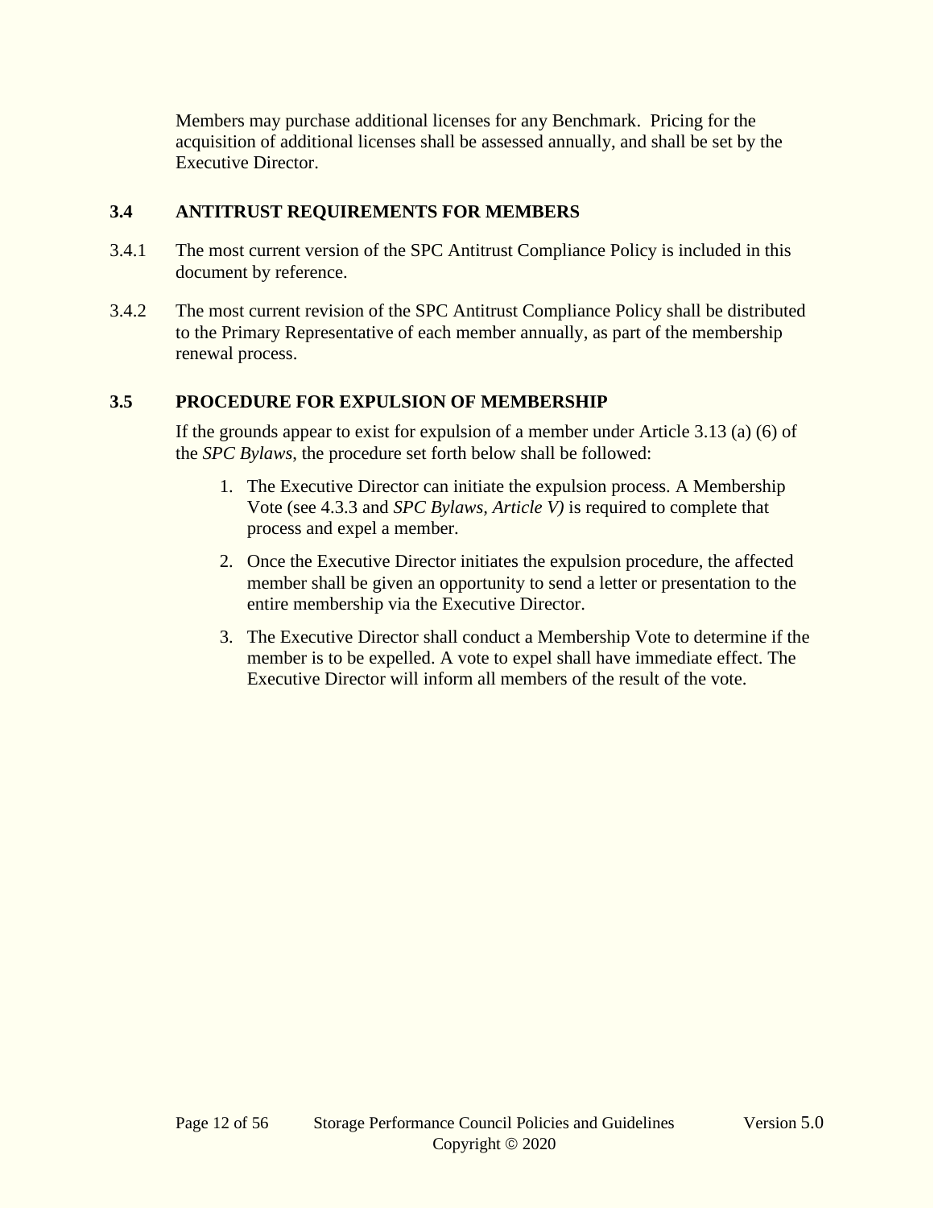Members may purchase additional licenses for any Benchmark. Pricing for the acquisition of additional licenses shall be assessed annually, and shall be set by the Executive Director.

## 3.4 ANTITRUST REQUIREMENTS FOR MEMBERS

3.4.1 The most current version of the SPC Antitrust Compliance Policy is included in this document by reference.

3.4.2 The most current revision of the SPC Antitrust Compliance Policy shall be distributed to the Primary Representative of each member annually, as part of the membership renewal process.

## 3.5 PROCEDURE FOR EXPULSION OF MEMBERSHIP

If the grounds appear to exist for expulsion of a member under Article 3.13 (a) (6) of the *SPC Bylaws*, the procedure set forth below shall be followed:

1. The Executive Director can initiate the expulsion process. A Membership Vote (see 4.3.3 and *SPC Bylaws, Article V)* is required to complete that process and expel a member.
2. Once the Executive Director initiates the expulsion procedure, the affected member shall be given an opportunity to send a letter or presentation to the entire membership via the Executive Director.
3. The Executive Director shall conduct a Membership Vote to determine if the member is to be expelled. A vote to expel shall have immediate effect. The Executive Director will inform all members of the result of the vote.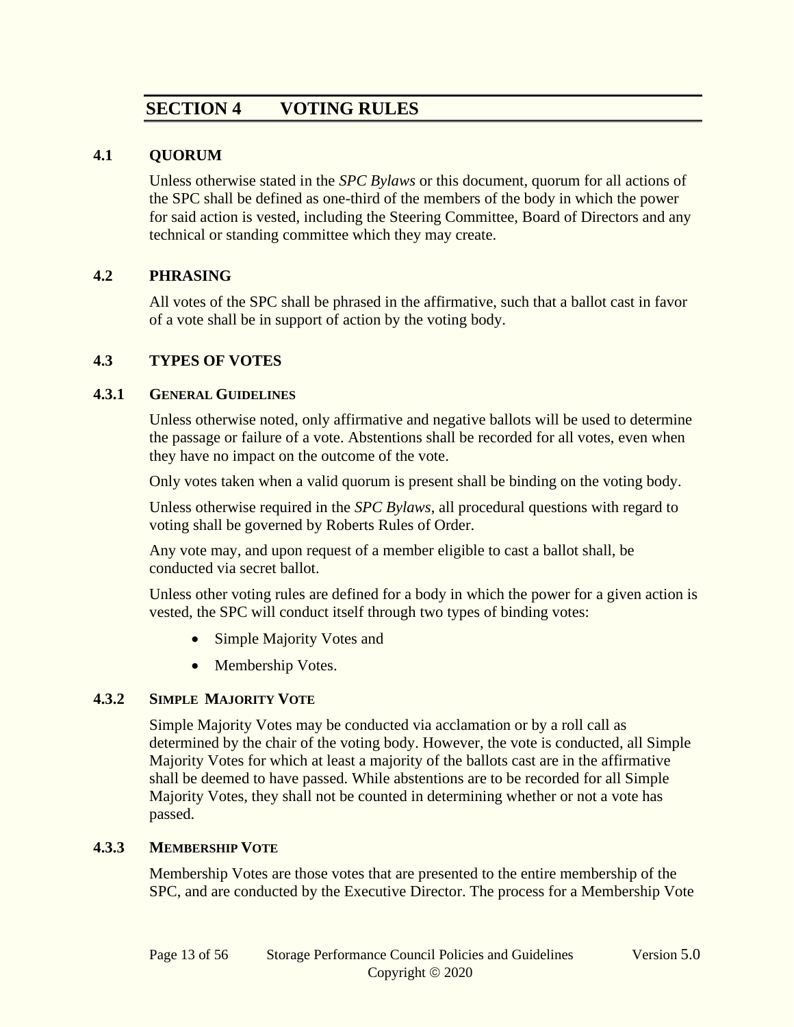# SECTION 4 VOTING RULES

## 4.1 QUORUM

Unless otherwise stated in the *SPC Bylaws* or this document, quorum for all actions of the SPC shall be defined as one-third of the members of the body in which the power for said action is vested, including the Steering Committee, Board of Directors and any technical or standing committee which they may create.

## 4.2 PHRASING

All votes of the SPC shall be phrased in the affirmative, such that a ballot cast in favor of a vote shall be in support of action by the voting body.

## 4.3 TYPES OF VOTES

### 4.3.1 GENERAL GUIDELINES

Unless otherwise noted, only affirmative and negative ballots will be used to determine the passage or failure of a vote. Abstentions shall be recorded for all votes, even when they have no impact on the outcome of the vote.

Only votes taken when a valid quorum is present shall be binding on the voting body.

Unless otherwise required in the *SPC Bylaws*, all procedural questions with regard to voting shall be governed by Roberts Rules of Order.

Any vote may, and upon request of a member eligible to cast a ballot shall, be conducted via secret ballot.

Unless other voting rules are defined for a body in which the power for a given action is vested, the SPC will conduct itself through two types of binding votes:

- Simple Majority Votes and
- Membership Votes.

### 4.3.2 SIMPLE MAJORITY VOTE

Simple Majority Votes may be conducted via acclamation or by a roll call as determined by the chair of the voting body. However, the vote is conducted, all Simple Majority Votes for which at least a majority of the ballots cast are in the affirmative shall be deemed to have passed. While abstentions are to be recorded for all Simple Majority Votes, they shall not be counted in determining whether or not a vote has passed.

### 4.3.3 MEMBERSHIP VOTE

Membership Votes are those votes that are presented to the entire membership of the SPC, and are conducted by the Executive Director. The process for a Membership Vote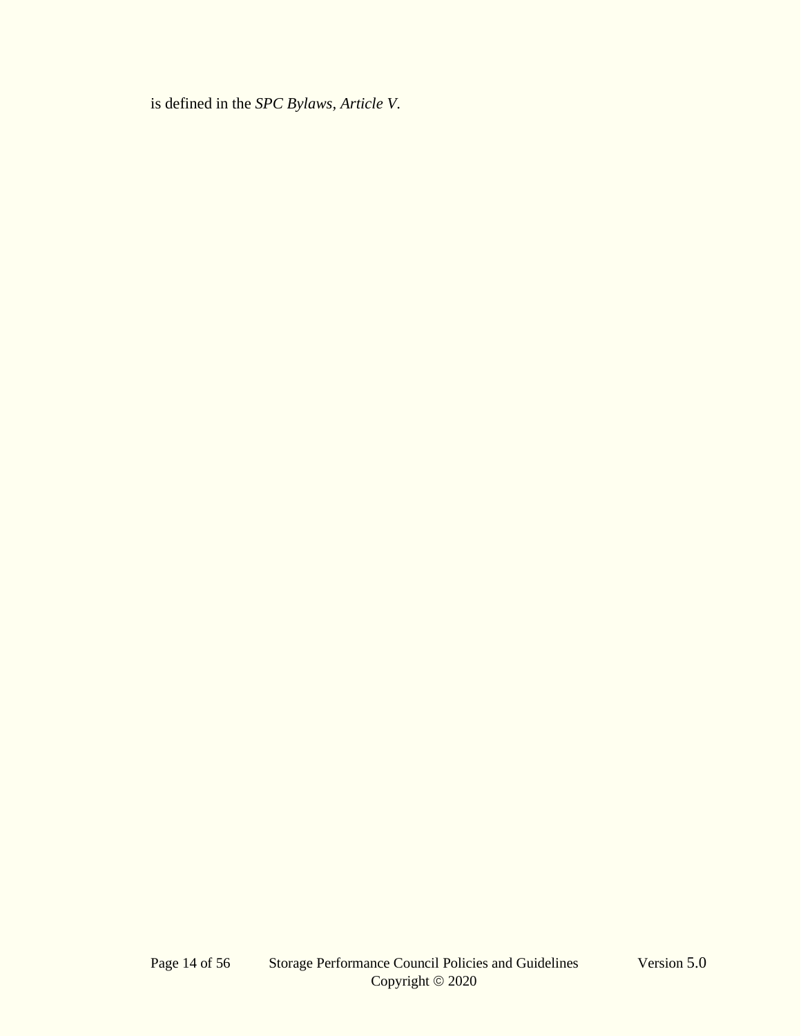is defined in the *SPC Bylaws, Article V*.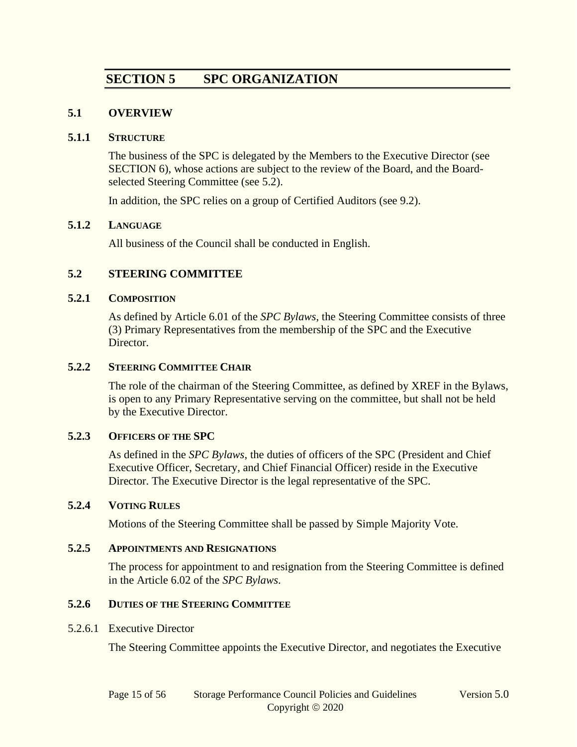# SECTION 5 SPC ORGANIZATION

## 5.1 OVERVIEW

### 5.1.1 STRUCTURE

The business of the SPC is delegated by the Members to the Executive Director (see SECTION 6), whose actions are subject to the review of the Board, and the Board-selected Steering Committee (see 5.2).

In addition, the SPC relies on a group of Certified Auditors (see 9.2).

### 5.1.2 LANGUAGE

All business of the Council shall be conducted in English.

## 5.2 STEERING COMMITTEE

### 5.2.1 COMPOSITION

As defined by Article 6.01 of the *SPC Bylaws,* the Steering Committee consists of three (3) Primary Representatives from the membership of the SPC and the Executive Director.

### 5.2.2 STEERING COMMITTEE CHAIR

The role of the chairman of the Steering Committee, as defined by XREF in the Bylaws, is open to any Primary Representative serving on the committee, but shall not be held by the Executive Director.

### 5.2.3 OFFICERS OF THE SPC

As defined in the *SPC Bylaws*, the duties of officers of the SPC (President and Chief Executive Officer, Secretary, and Chief Financial Officer) reside in the Executive Director. The Executive Director is the legal representative of the SPC.

### 5.2.4 VOTING RULES

Motions of the Steering Committee shall be passed by Simple Majority Vote.

### 5.2.5 APPOINTMENTS AND RESIGNATIONS

The process for appointment to and resignation from the Steering Committee is defined in the Article 6.02 of the *SPC Bylaws.*

### 5.2.6 DUTIES OF THE STEERING COMMITTEE

#### 5.2.6.1 Executive Director

The Steering Committee appoints the Executive Director, and negotiates the Executive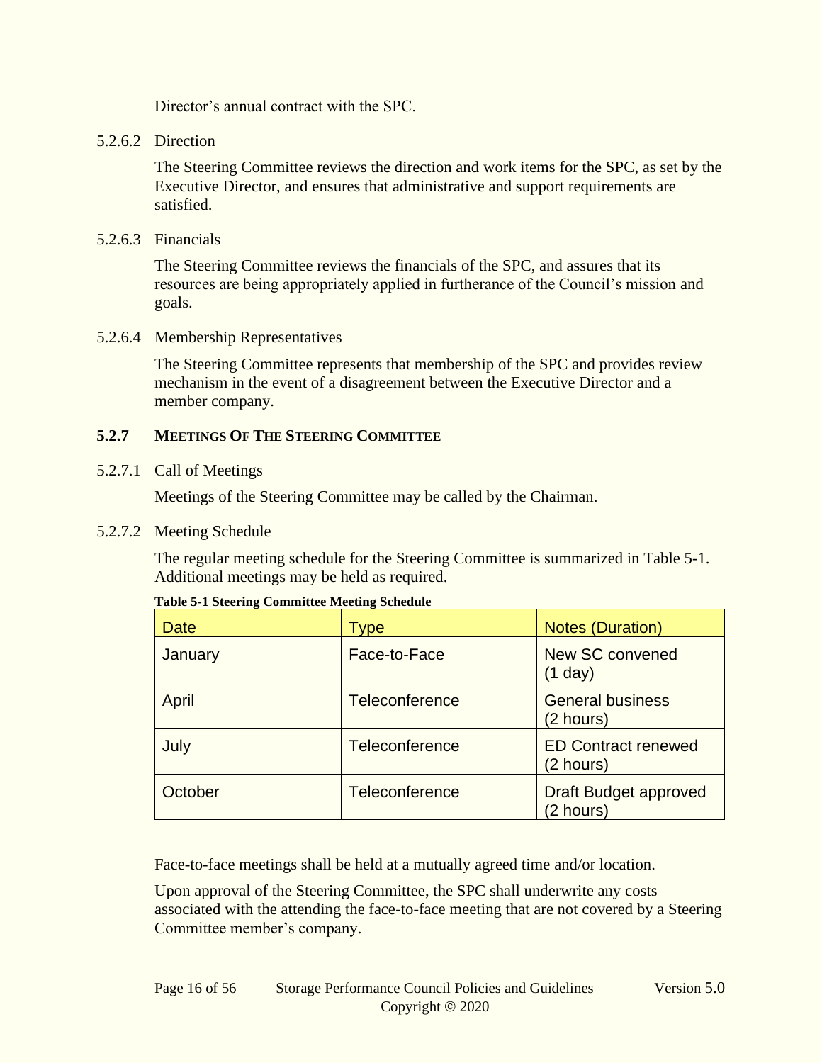Director's annual contract with the SPC.

5.2.6.2 Direction

The Steering Committee reviews the direction and work items for the SPC, as set by the Executive Director, and ensures that administrative and support requirements are satisfied.

5.2.6.3 Financials

The Steering Committee reviews the financials of the SPC, and assures that its resources are being appropriately applied in furtherance of the Council's mission and goals.

5.2.6.4 Membership Representatives

The Steering Committee represents that membership of the SPC and provides review mechanism in the event of a disagreement between the Executive Director and a member company.

### 5.2.7 Meetings Of The Steering Committee

5.2.7.1 Call of Meetings

Meetings of the Steering Committee may be called by the Chairman.

5.2.7.2 Meeting Schedule

The regular meeting schedule for the Steering Committee is summarized in Table 5-1. Additional meetings may be held as required.

**Table 5-1 Steering Committee Meeting Schedule**

| Date | Type | Notes (Duration) |
|---|---|---|
| January | Face-to-Face | New SC convened (1 day) |
| April | Teleconference | General business (2 hours) |
| July | Teleconference | ED Contract renewed (2 hours) |
| October | Teleconference | Draft Budget approved (2 hours) |

Face-to-face meetings shall be held at a mutually agreed time and/or location.

Upon approval of the Steering Committee, the SPC shall underwrite any costs associated with the attending the face-to-face meeting that are not covered by a Steering Committee member's company.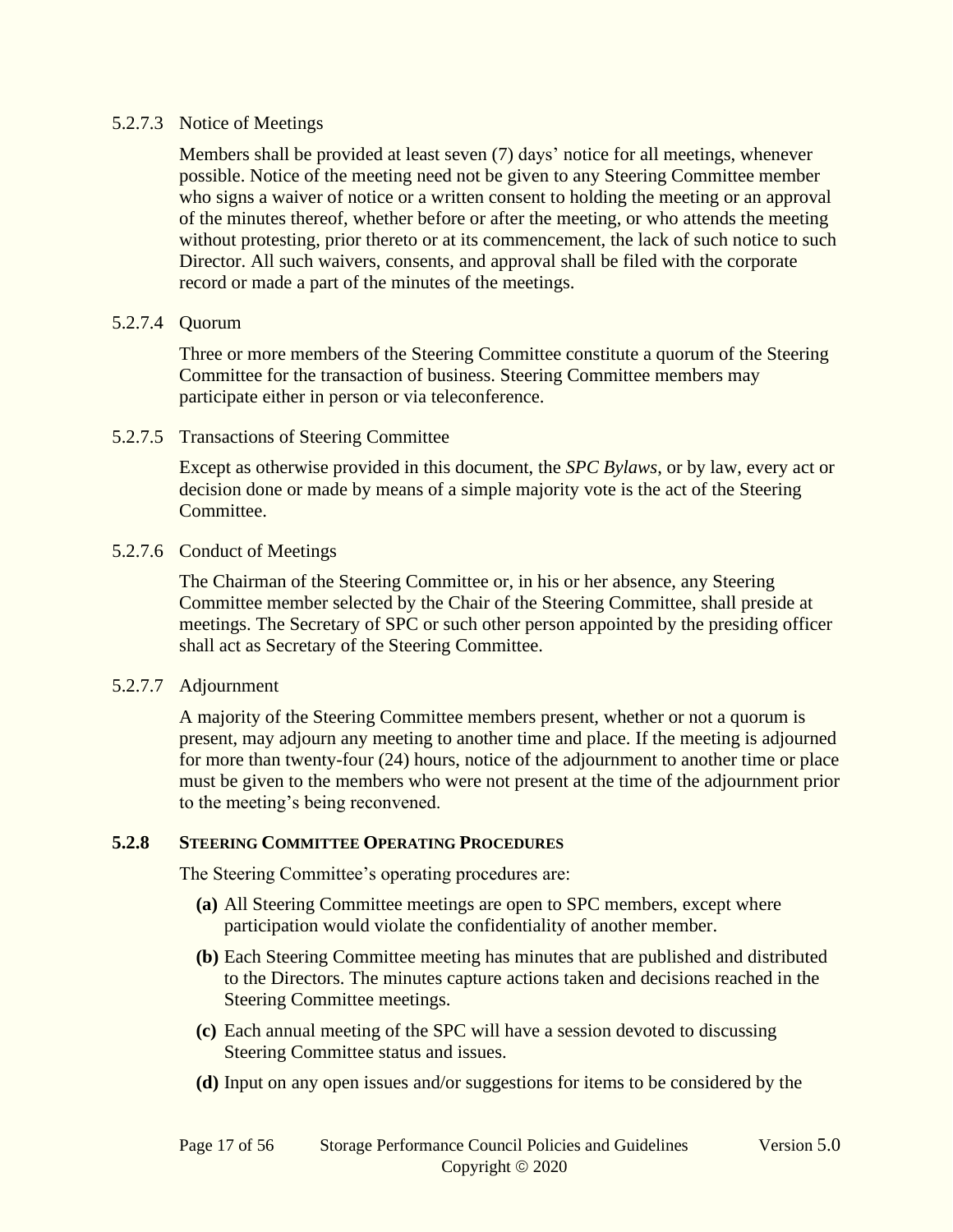#### 5.2.7.3 Notice of Meetings

Members shall be provided at least seven (7) days' notice for all meetings, whenever possible. Notice of the meeting need not be given to any Steering Committee member who signs a waiver of notice or a written consent to holding the meeting or an approval of the minutes thereof, whether before or after the meeting, or who attends the meeting without protesting, prior thereto or at its commencement, the lack of such notice to such Director. All such waivers, consents, and approval shall be filed with the corporate record or made a part of the minutes of the meetings.

#### 5.2.7.4 Quorum

Three or more members of the Steering Committee constitute a quorum of the Steering Committee for the transaction of business. Steering Committee members may participate either in person or via teleconference.

#### 5.2.7.5 Transactions of Steering Committee

Except as otherwise provided in this document, the *SPC Bylaws*, or by law, every act or decision done or made by means of a simple majority vote is the act of the Steering Committee.

#### 5.2.7.6 Conduct of Meetings

The Chairman of the Steering Committee or, in his or her absence, any Steering Committee member selected by the Chair of the Steering Committee, shall preside at meetings. The Secretary of SPC or such other person appointed by the presiding officer shall act as Secretary of the Steering Committee.

#### 5.2.7.7 Adjournment

A majority of the Steering Committee members present, whether or not a quorum is present, may adjourn any meeting to another time and place. If the meeting is adjourned for more than twenty-four (24) hours, notice of the adjournment to another time or place must be given to the members who were not present at the time of the adjournment prior to the meeting's being reconvened.

### 5.2.8 STEERING COMMITTEE OPERATING PROCEDURES

The Steering Committee's operating procedures are:

- **(a)** All Steering Committee meetings are open to SPC members, except where participation would violate the confidentiality of another member.
- **(b)** Each Steering Committee meeting has minutes that are published and distributed to the Directors. The minutes capture actions taken and decisions reached in the Steering Committee meetings.
- **(c)** Each annual meeting of the SPC will have a session devoted to discussing Steering Committee status and issues.
- **(d)** Input on any open issues and/or suggestions for items to be considered by the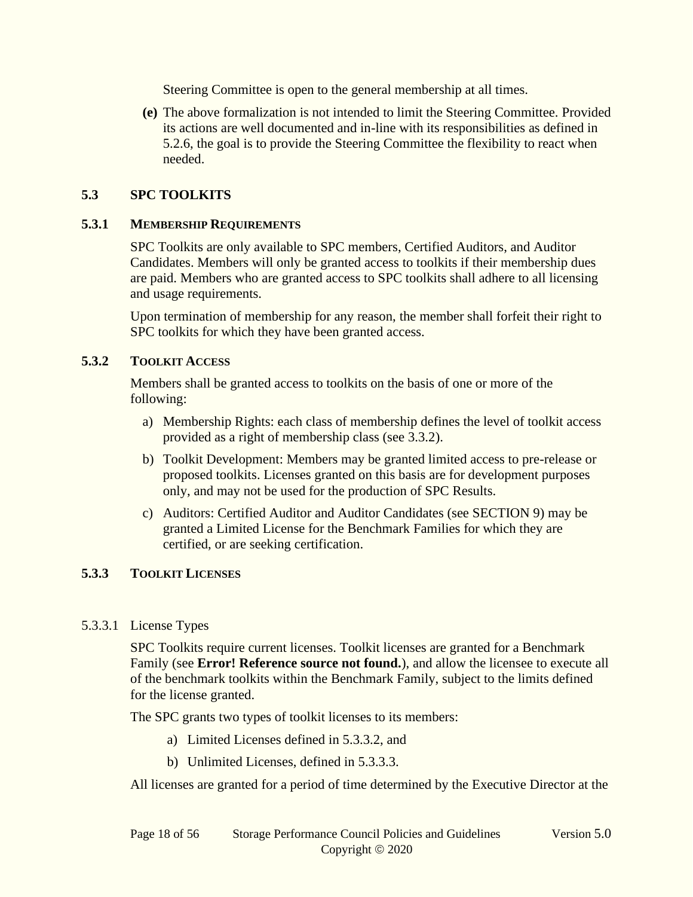Steering Committee is open to the general membership at all times.

**(e)** The above formalization is not intended to limit the Steering Committee. Provided its actions are well documented and in-line with its responsibilities as defined in 5.2.6, the goal is to provide the Steering Committee the flexibility to react when needed.

## 5.3 SPC TOOLKITS

### 5.3.1 MEMBERSHIP REQUIREMENTS

SPC Toolkits are only available to SPC members, Certified Auditors, and Auditor Candidates. Members will only be granted access to toolkits if their membership dues are paid. Members who are granted access to SPC toolkits shall adhere to all licensing and usage requirements.

Upon termination of membership for any reason, the member shall forfeit their right to SPC toolkits for which they have been granted access.

### 5.3.2 TOOLKIT ACCESS

Members shall be granted access to toolkits on the basis of one or more of the following:

a) Membership Rights: each class of membership defines the level of toolkit access provided as a right of membership class (see 3.3.2).

b) Toolkit Development: Members may be granted limited access to pre-release or proposed toolkits. Licenses granted on this basis are for development purposes only, and may not be used for the production of SPC Results.

c) Auditors: Certified Auditor and Auditor Candidates (see SECTION 9) may be granted a Limited License for the Benchmark Families for which they are certified, or are seeking certification.

### 5.3.3 TOOLKIT LICENSES

#### 5.3.3.1 License Types

SPC Toolkits require current licenses. Toolkit licenses are granted for a Benchmark Family (see **Error! Reference source not found.**), and allow the licensee to execute all of the benchmark toolkits within the Benchmark Family, subject to the limits defined for the license granted.

The SPC grants two types of toolkit licenses to its members:

a) Limited Licenses defined in 5.3.3.2, and

b) Unlimited Licenses, defined in 5.3.3.3.

All licenses are granted for a period of time determined by the Executive Director at the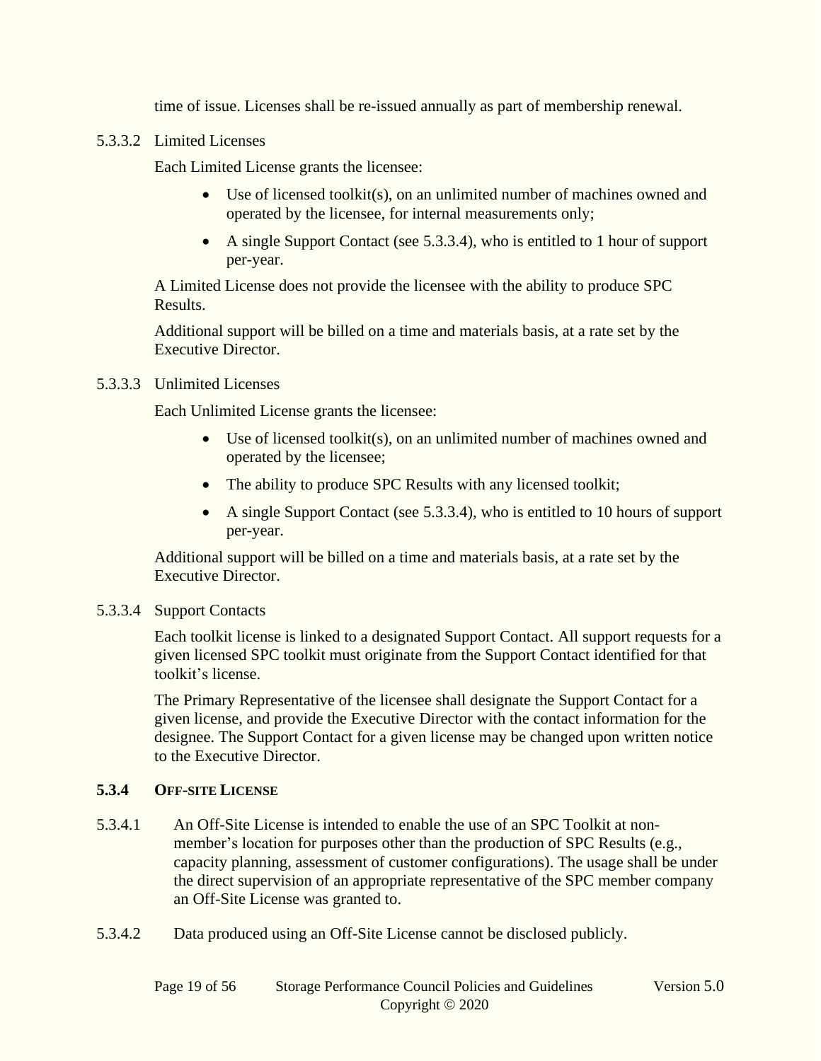time of issue. Licenses shall be re-issued annually as part of membership renewal.

5.3.3.2 Limited Licenses

Each Limited License grants the licensee:

- Use of licensed toolkit(s), on an unlimited number of machines owned and operated by the licensee, for internal measurements only;
- A single Support Contact (see 5.3.3.4), who is entitled to 1 hour of support per-year.

A Limited License does not provide the licensee with the ability to produce SPC Results.

Additional support will be billed on a time and materials basis, at a rate set by the Executive Director.

5.3.3.3 Unlimited Licenses

Each Unlimited License grants the licensee:

- Use of licensed toolkit(s), on an unlimited number of machines owned and operated by the licensee;
- The ability to produce SPC Results with any licensed toolkit;
- A single Support Contact (see 5.3.3.4), who is entitled to 10 hours of support per-year.

Additional support will be billed on a time and materials basis, at a rate set by the Executive Director.

5.3.3.4 Support Contacts

Each toolkit license is linked to a designated Support Contact. All support requests for a given licensed SPC toolkit must originate from the Support Contact identified for that toolkit's license.

The Primary Representative of the licensee shall designate the Support Contact for a given license, and provide the Executive Director with the contact information for the designee. The Support Contact for a given license may be changed upon written notice to the Executive Director.

### 5.3.4 OFF-SITE LICENSE

5.3.4.1 An Off-Site License is intended to enable the use of an SPC Toolkit at non-member's location for purposes other than the production of SPC Results (e.g., capacity planning, assessment of customer configurations). The usage shall be under the direct supervision of an appropriate representative of the SPC member company an Off-Site License was granted to.

5.3.4.2 Data produced using an Off-Site License cannot be disclosed publicly.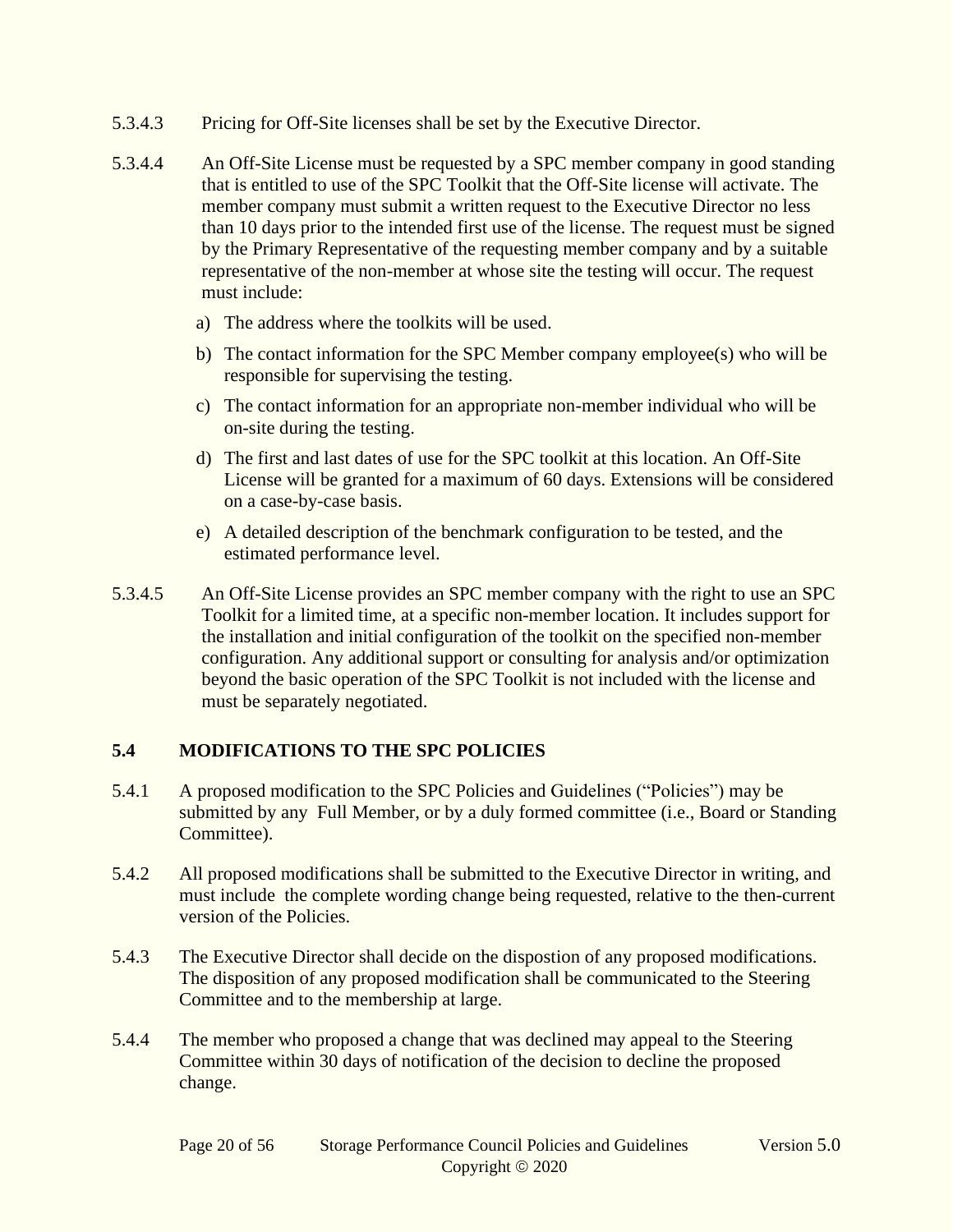5.3.4.3 Pricing for Off-Site licenses shall be set by the Executive Director.

5.3.4.4 An Off-Site License must be requested by a SPC member company in good standing that is entitled to use of the SPC Toolkit that the Off-Site license will activate. The member company must submit a written request to the Executive Director no less than 10 days prior to the intended first use of the license. The request must be signed by the Primary Representative of the requesting member company and by a suitable representative of the non-member at whose site the testing will occur. The request must include:

a) The address where the toolkits will be used.

b) The contact information for the SPC Member company employee(s) who will be responsible for supervising the testing.

c) The contact information for an appropriate non-member individual who will be on-site during the testing.

d) The first and last dates of use for the SPC toolkit at this location. An Off-Site License will be granted for a maximum of 60 days. Extensions will be considered on a case-by-case basis.

e) A detailed description of the benchmark configuration to be tested, and the estimated performance level.

5.3.4.5 An Off-Site License provides an SPC member company with the right to use an SPC Toolkit for a limited time, at a specific non-member location. It includes support for the installation and initial configuration of the toolkit on the specified non-member configuration. Any additional support or consulting for analysis and/or optimization beyond the basic operation of the SPC Toolkit is not included with the license and must be separately negotiated.

## 5.4 MODIFICATIONS TO THE SPC POLICIES

5.4.1 A proposed modification to the SPC Policies and Guidelines ("Policies") may be submitted by any Full Member, or by a duly formed committee (i.e., Board or Standing Committee).

5.4.2 All proposed modifications shall be submitted to the Executive Director in writing, and must include the complete wording change being requested, relative to the then-current version of the Policies.

5.4.3 The Executive Director shall decide on the dispostion of any proposed modifications. The disposition of any proposed modification shall be communicated to the Steering Committee and to the membership at large.

5.4.4 The member who proposed a change that was declined may appeal to the Steering Committee within 30 days of notification of the decision to decline the proposed change.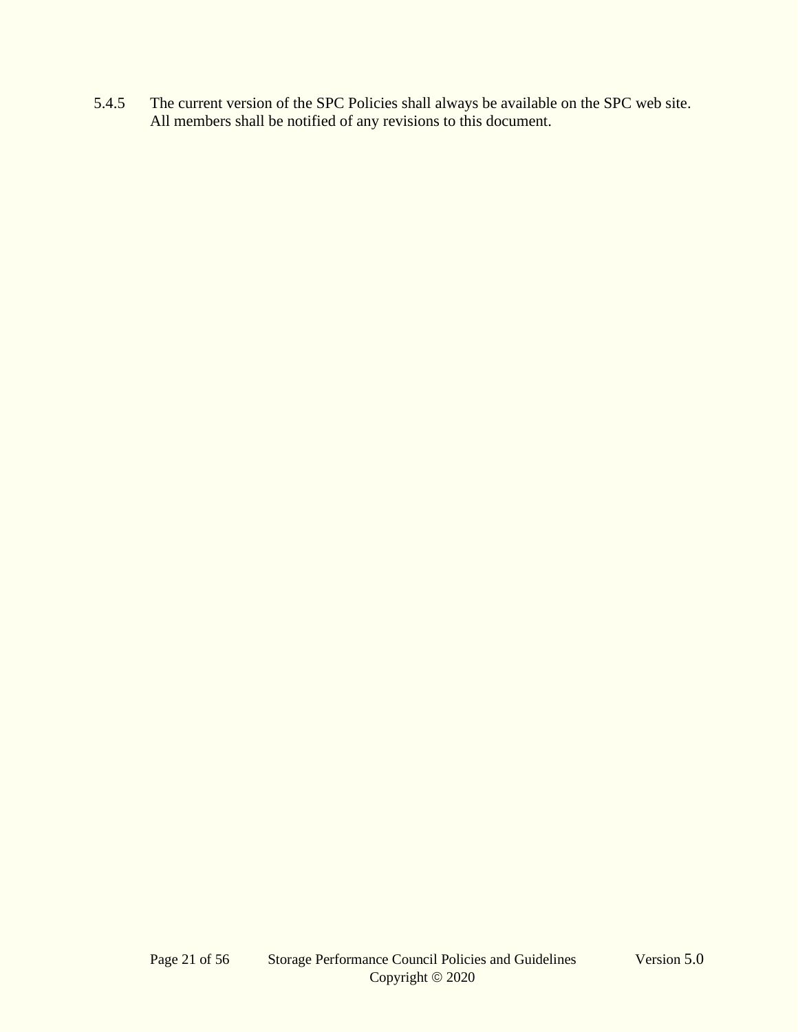5.4.5 The current version of the SPC Policies shall always be available on the SPC web site. All members shall be notified of any revisions to this document.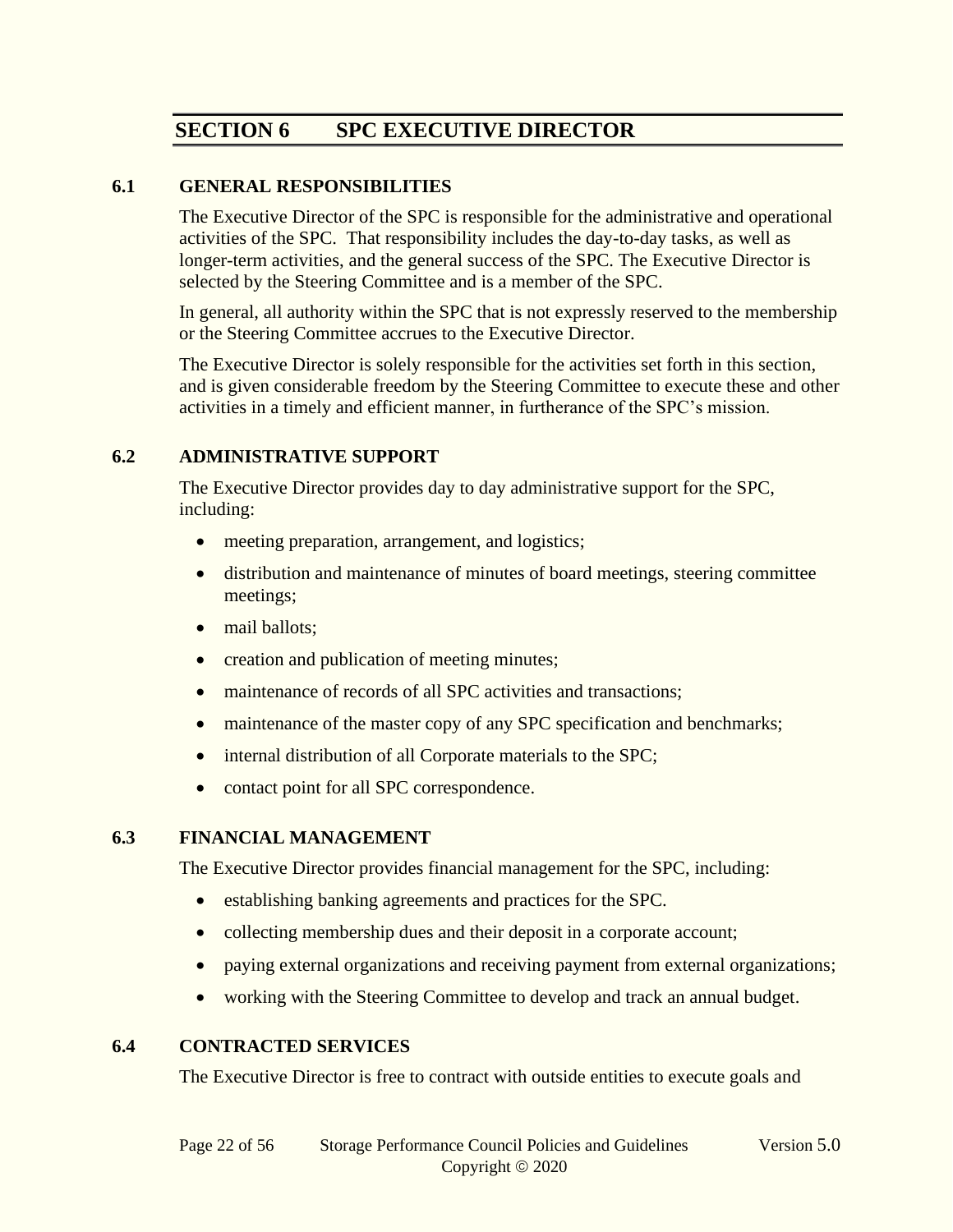# SECTION 6 SPC EXECUTIVE DIRECTOR

## 6.1 GENERAL RESPONSIBILITIES

The Executive Director of the SPC is responsible for the administrative and operational activities of the SPC. That responsibility includes the day-to-day tasks, as well as longer-term activities, and the general success of the SPC. The Executive Director is selected by the Steering Committee and is a member of the SPC.

In general, all authority within the SPC that is not expressly reserved to the membership or the Steering Committee accrues to the Executive Director.

The Executive Director is solely responsible for the activities set forth in this section, and is given considerable freedom by the Steering Committee to execute these and other activities in a timely and efficient manner, in furtherance of the SPC's mission.

## 6.2 ADMINISTRATIVE SUPPORT

The Executive Director provides day to day administrative support for the SPC, including:

- meeting preparation, arrangement, and logistics;
- distribution and maintenance of minutes of board meetings, steering committee meetings;
- mail ballots;
- creation and publication of meeting minutes;
- maintenance of records of all SPC activities and transactions;
- maintenance of the master copy of any SPC specification and benchmarks;
- internal distribution of all Corporate materials to the SPC;
- contact point for all SPC correspondence.

## 6.3 FINANCIAL MANAGEMENT

The Executive Director provides financial management for the SPC, including:

- establishing banking agreements and practices for the SPC.
- collecting membership dues and their deposit in a corporate account;
- paying external organizations and receiving payment from external organizations;
- working with the Steering Committee to develop and track an annual budget.

## 6.4 CONTRACTED SERVICES

The Executive Director is free to contract with outside entities to execute goals and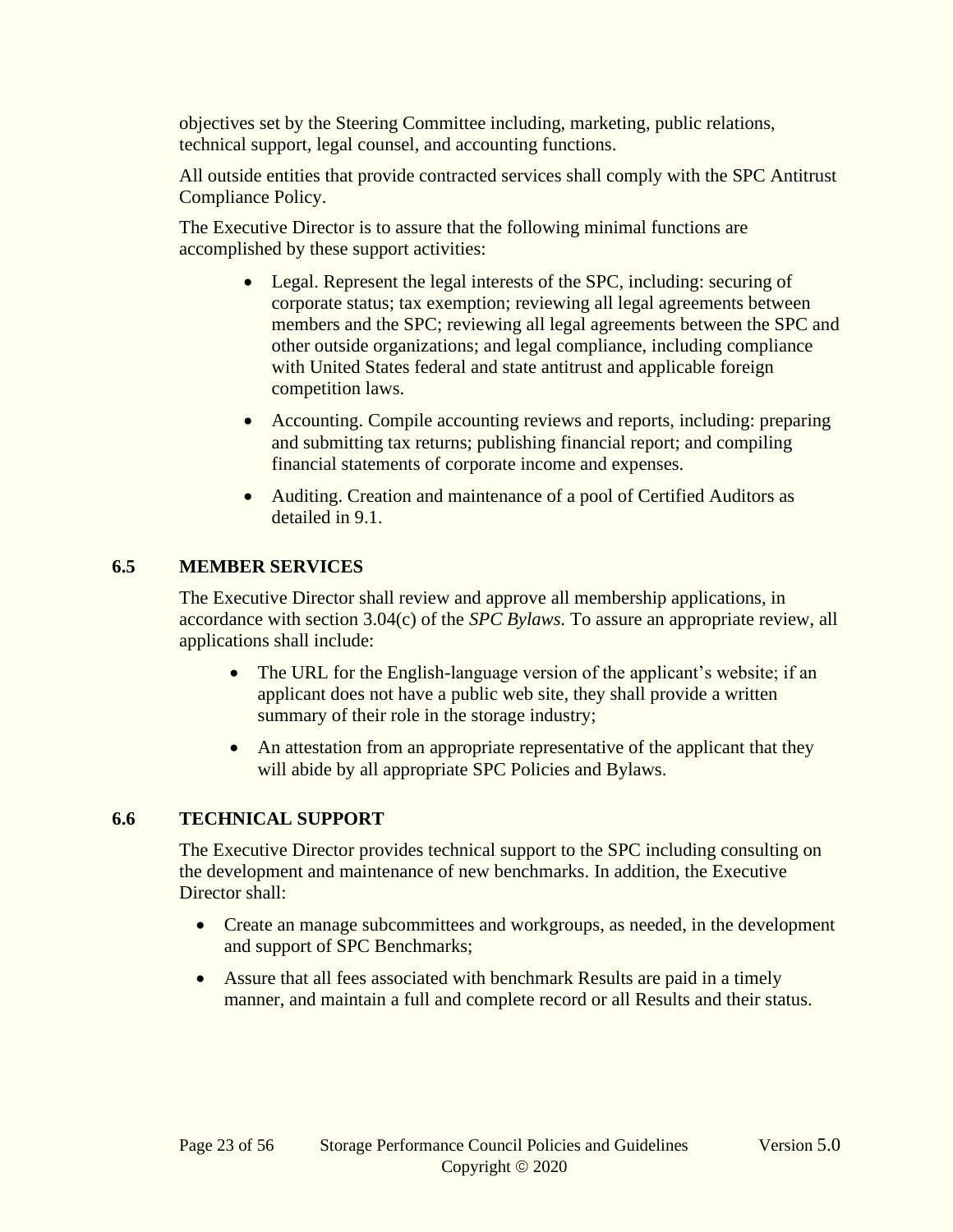objectives set by the Steering Committee including, marketing, public relations, technical support, legal counsel, and accounting functions.

All outside entities that provide contracted services shall comply with the SPC Antitrust Compliance Policy.

The Executive Director is to assure that the following minimal functions are accomplished by these support activities:

- Legal. Represent the legal interests of the SPC, including: securing of corporate status; tax exemption; reviewing all legal agreements between members and the SPC; reviewing all legal agreements between the SPC and other outside organizations; and legal compliance, including compliance with United States federal and state antitrust and applicable foreign competition laws.
- Accounting. Compile accounting reviews and reports, including: preparing and submitting tax returns; publishing financial report; and compiling financial statements of corporate income and expenses.
- Auditing. Creation and maintenance of a pool of Certified Auditors as detailed in 9.1.

## 6.5 MEMBER SERVICES

The Executive Director shall review and approve all membership applications, in accordance with section 3.04(c) of the *SPC Bylaws.* To assure an appropriate review, all applications shall include:

- The URL for the English-language version of the applicant's website; if an applicant does not have a public web site, they shall provide a written summary of their role in the storage industry;
- An attestation from an appropriate representative of the applicant that they will abide by all appropriate SPC Policies and Bylaws.

## 6.6 TECHNICAL SUPPORT

The Executive Director provides technical support to the SPC including consulting on the development and maintenance of new benchmarks. In addition, the Executive Director shall:

- Create an manage subcommittees and workgroups, as needed, in the development and support of SPC Benchmarks;
- Assure that all fees associated with benchmark Results are paid in a timely manner, and maintain a full and complete record or all Results and their status.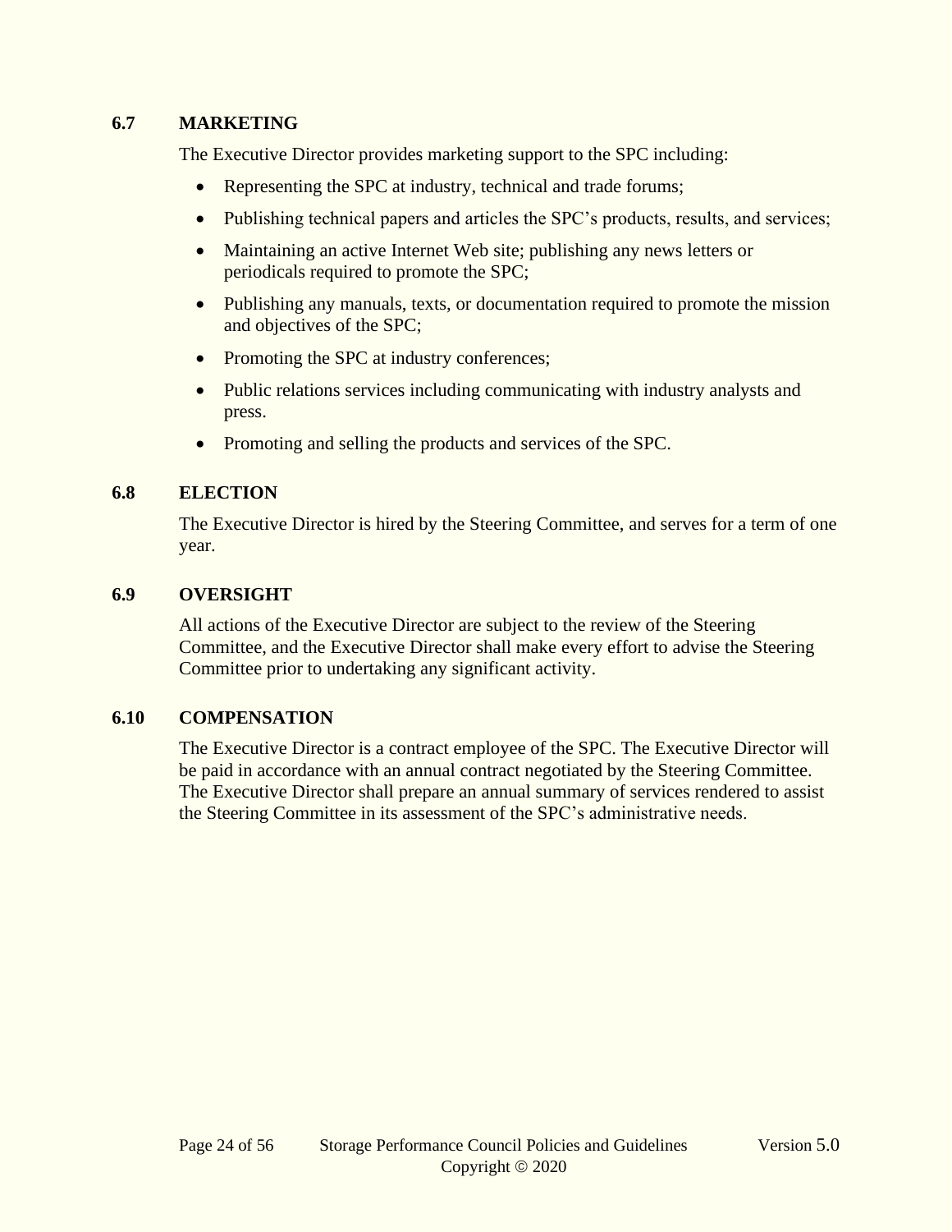### 6.7 MARKETING

The Executive Director provides marketing support to the SPC including:

- Representing the SPC at industry, technical and trade forums;
- Publishing technical papers and articles the SPC's products, results, and services;
- Maintaining an active Internet Web site; publishing any news letters or periodicals required to promote the SPC;
- Publishing any manuals, texts, or documentation required to promote the mission and objectives of the SPC;
- Promoting the SPC at industry conferences;
- Public relations services including communicating with industry analysts and press.
- Promoting and selling the products and services of the SPC.

### 6.8 ELECTION

The Executive Director is hired by the Steering Committee, and serves for a term of one year.

### 6.9 OVERSIGHT

All actions of the Executive Director are subject to the review of the Steering Committee, and the Executive Director shall make every effort to advise the Steering Committee prior to undertaking any significant activity.

### 6.10 COMPENSATION

The Executive Director is a contract employee of the SPC. The Executive Director will be paid in accordance with an annual contract negotiated by the Steering Committee. The Executive Director shall prepare an annual summary of services rendered to assist the Steering Committee in its assessment of the SPC's administrative needs.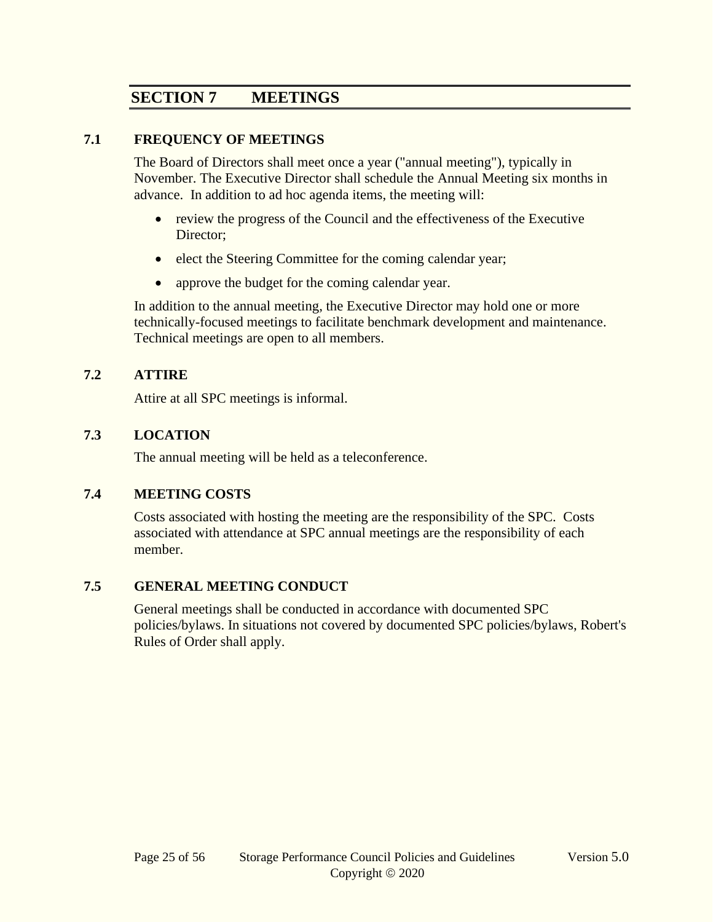# SECTION 7 MEETINGS

## 7.1 FREQUENCY OF MEETINGS

The Board of Directors shall meet once a year ("annual meeting"), typically in November. The Executive Director shall schedule the Annual Meeting six months in advance. In addition to ad hoc agenda items, the meeting will:

- review the progress of the Council and the effectiveness of the Executive Director;
- elect the Steering Committee for the coming calendar year;
- approve the budget for the coming calendar year.

In addition to the annual meeting, the Executive Director may hold one or more technically-focused meetings to facilitate benchmark development and maintenance. Technical meetings are open to all members.

## 7.2 ATTIRE

Attire at all SPC meetings is informal.

## 7.3 LOCATION

The annual meeting will be held as a teleconference.

## 7.4 MEETING COSTS

Costs associated with hosting the meeting are the responsibility of the SPC. Costs associated with attendance at SPC annual meetings are the responsibility of each member.

## 7.5 GENERAL MEETING CONDUCT

General meetings shall be conducted in accordance with documented SPC policies/bylaws. In situations not covered by documented SPC policies/bylaws, Robert's Rules of Order shall apply.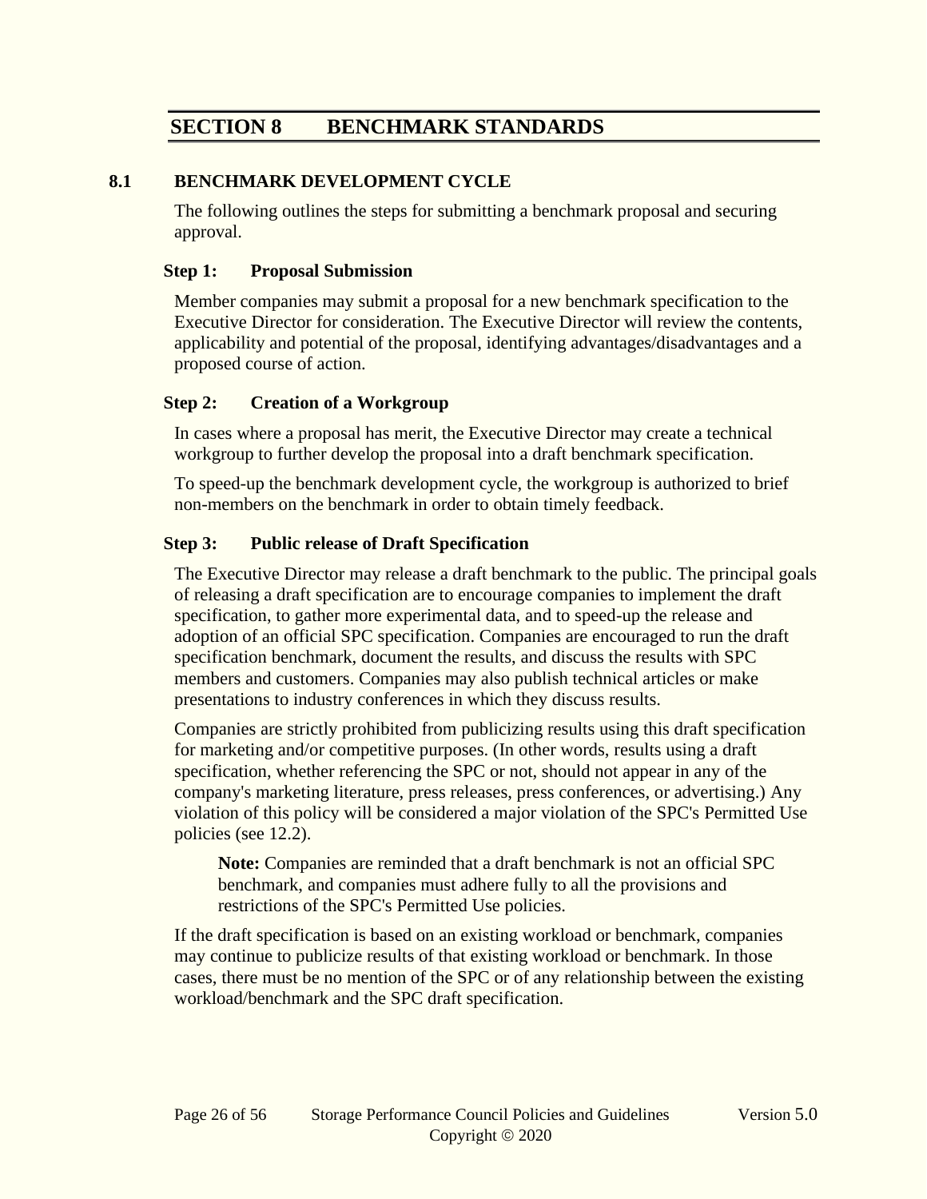# SECTION 8 BENCHMARK STANDARDS

## 8.1 BENCHMARK DEVELOPMENT CYCLE

The following outlines the steps for submitting a benchmark proposal and securing approval.

### Step 1: Proposal Submission

Member companies may submit a proposal for a new benchmark specification to the Executive Director for consideration. The Executive Director will review the contents, applicability and potential of the proposal, identifying advantages/disadvantages and a proposed course of action.

### Step 2: Creation of a Workgroup

In cases where a proposal has merit, the Executive Director may create a technical workgroup to further develop the proposal into a draft benchmark specification.

To speed-up the benchmark development cycle, the workgroup is authorized to brief non-members on the benchmark in order to obtain timely feedback.

### Step 3: Public release of Draft Specification

The Executive Director may release a draft benchmark to the public. The principal goals of releasing a draft specification are to encourage companies to implement the draft specification, to gather more experimental data, and to speed-up the release and adoption of an official SPC specification. Companies are encouraged to run the draft specification benchmark, document the results, and discuss the results with SPC members and customers. Companies may also publish technical articles or make presentations to industry conferences in which they discuss results.

Companies are strictly prohibited from publicizing results using this draft specification for marketing and/or competitive purposes. (In other words, results using a draft specification, whether referencing the SPC or not, should not appear in any of the company's marketing literature, press releases, press conferences, or advertising.) Any violation of this policy will be considered a major violation of the SPC's Permitted Use policies (see 12.2).

> **Note:** Companies are reminded that a draft benchmark is not an official SPC benchmark, and companies must adhere fully to all the provisions and restrictions of the SPC's Permitted Use policies.

If the draft specification is based on an existing workload or benchmark, companies may continue to publicize results of that existing workload or benchmark. In those cases, there must be no mention of the SPC or of any relationship between the existing workload/benchmark and the SPC draft specification.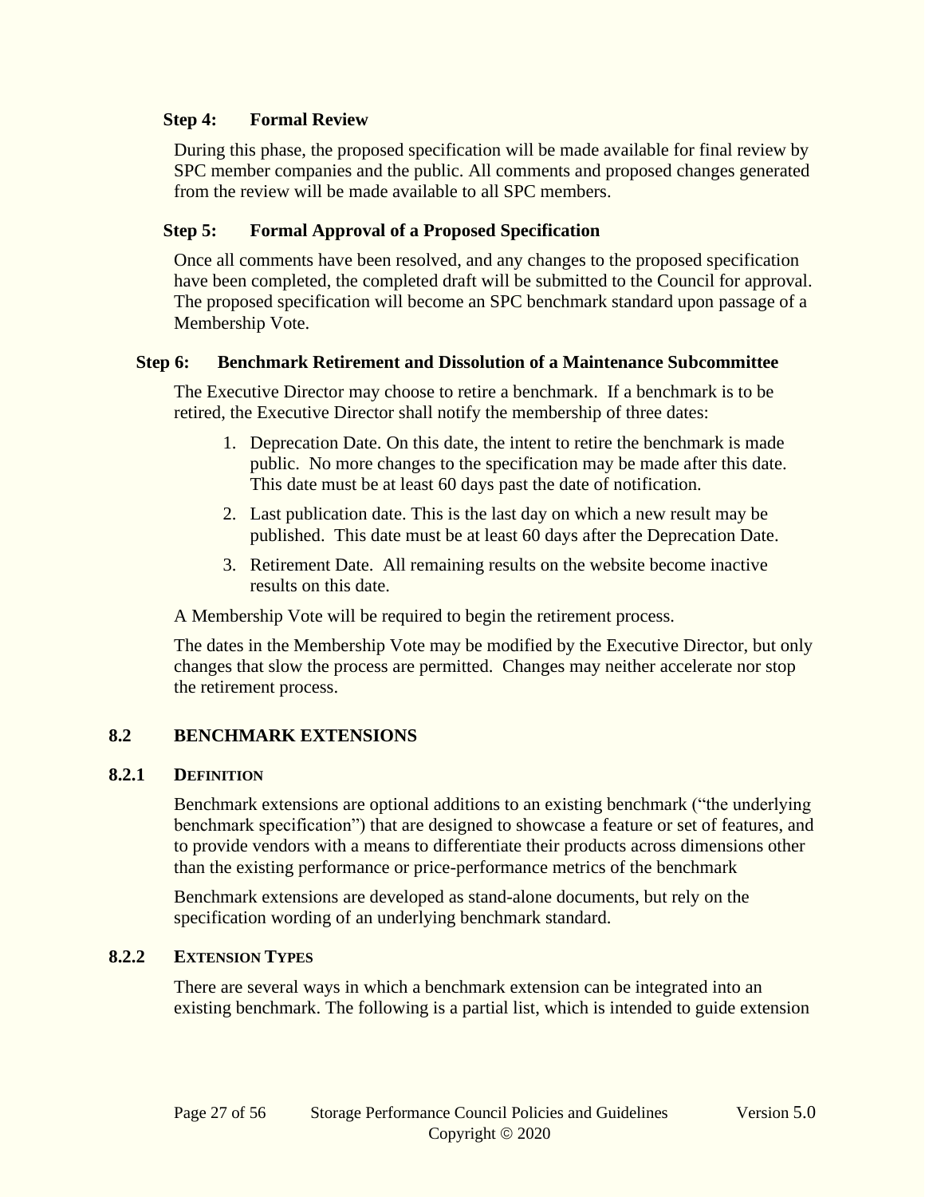**Step 4: Formal Review**

During this phase, the proposed specification will be made available for final review by SPC member companies and the public. All comments and proposed changes generated from the review will be made available to all SPC members.

**Step 5: Formal Approval of a Proposed Specification**

Once all comments have been resolved, and any changes to the proposed specification have been completed, the completed draft will be submitted to the Council for approval. The proposed specification will become an SPC benchmark standard upon passage of a Membership Vote.

**Step 6: Benchmark Retirement and Dissolution of a Maintenance Subcommittee**

The Executive Director may choose to retire a benchmark. If a benchmark is to be retired, the Executive Director shall notify the membership of three dates:

1. Deprecation Date. On this date, the intent to retire the benchmark is made public. No more changes to the specification may be made after this date. This date must be at least 60 days past the date of notification.
2. Last publication date. This is the last day on which a new result may be published. This date must be at least 60 days after the Deprecation Date.
3. Retirement Date. All remaining results on the website become inactive results on this date.

A Membership Vote will be required to begin the retirement process.

The dates in the Membership Vote may be modified by the Executive Director, but only changes that slow the process are permitted. Changes may neither accelerate nor stop the retirement process.

## 8.2 BENCHMARK EXTENSIONS

### 8.2.1 DEFINITION

Benchmark extensions are optional additions to an existing benchmark ("the underlying benchmark specification") that are designed to showcase a feature or set of features, and to provide vendors with a means to differentiate their products across dimensions other than the existing performance or price-performance metrics of the benchmark

Benchmark extensions are developed as stand-alone documents, but rely on the specification wording of an underlying benchmark standard.

### 8.2.2 EXTENSION TYPES

There are several ways in which a benchmark extension can be integrated into an existing benchmark. The following is a partial list, which is intended to guide extension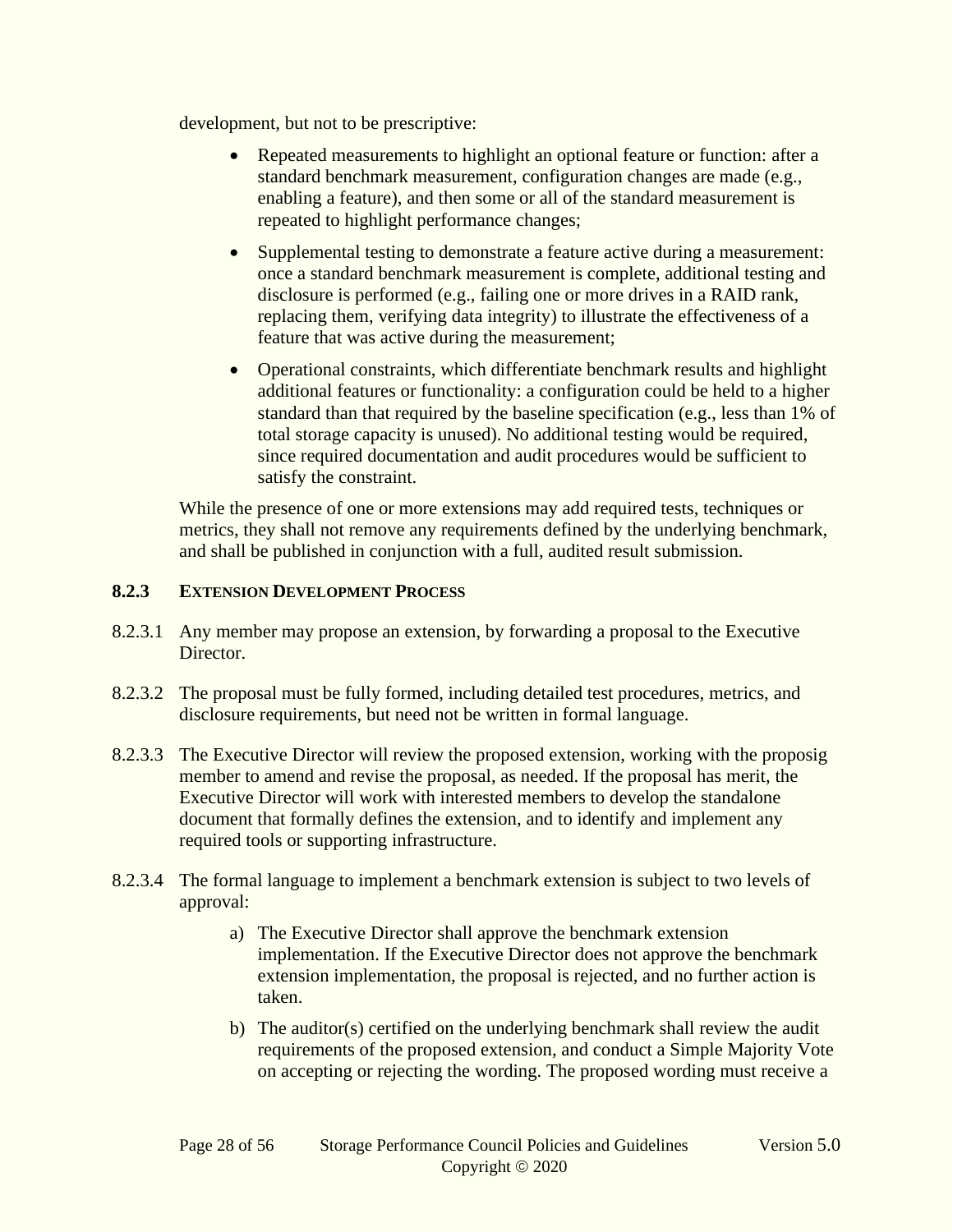development, but not to be prescriptive:

- Repeated measurements to highlight an optional feature or function: after a standard benchmark measurement, configuration changes are made (e.g., enabling a feature), and then some or all of the standard measurement is repeated to highlight performance changes;
- Supplemental testing to demonstrate a feature active during a measurement: once a standard benchmark measurement is complete, additional testing and disclosure is performed (e.g., failing one or more drives in a RAID rank, replacing them, verifying data integrity) to illustrate the effectiveness of a feature that was active during the measurement;
- Operational constraints, which differentiate benchmark results and highlight additional features or functionality: a configuration could be held to a higher standard than that required by the baseline specification (e.g., less than 1% of total storage capacity is unused). No additional testing would be required, since required documentation and audit procedures would be sufficient to satisfy the constraint.

While the presence of one or more extensions may add required tests, techniques or metrics, they shall not remove any requirements defined by the underlying benchmark, and shall be published in conjunction with a full, audited result submission.

### 8.2.3 EXTENSION DEVELOPMENT PROCESS

8.2.3.1 Any member may propose an extension, by forwarding a proposal to the Executive Director.

8.2.3.2 The proposal must be fully formed, including detailed test procedures, metrics, and disclosure requirements, but need not be written in formal language.

8.2.3.3 The Executive Director will review the proposed extension, working with the proposig member to amend and revise the proposal, as needed. If the proposal has merit, the Executive Director will work with interested members to develop the standalone document that formally defines the extension, and to identify and implement any required tools or supporting infrastructure.

8.2.3.4 The formal language to implement a benchmark extension is subject to two levels of approval:

a) The Executive Director shall approve the benchmark extension implementation. If the Executive Director does not approve the benchmark extension implementation, the proposal is rejected, and no further action is taken.

b) The auditor(s) certified on the underlying benchmark shall review the audit requirements of the proposed extension, and conduct a Simple Majority Vote on accepting or rejecting the wording. The proposed wording must receive a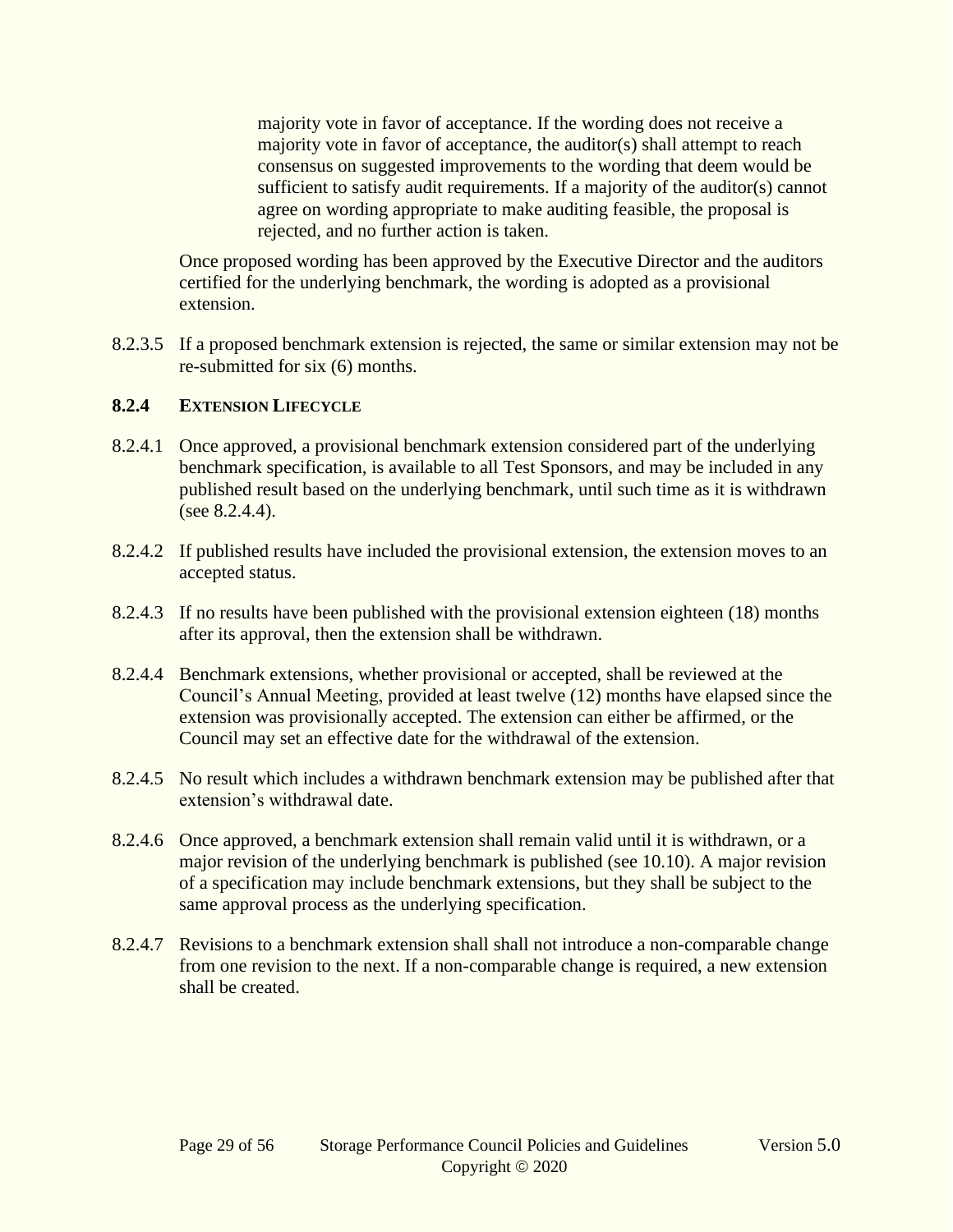majority vote in favor of acceptance. If the wording does not receive a majority vote in favor of acceptance, the auditor(s) shall attempt to reach consensus on suggested improvements to the wording that deem would be sufficient to satisfy audit requirements. If a majority of the auditor(s) cannot agree on wording appropriate to make auditing feasible, the proposal is rejected, and no further action is taken.

Once proposed wording has been approved by the Executive Director and the auditors certified for the underlying benchmark, the wording is adopted as a provisional extension.

8.2.3.5 If a proposed benchmark extension is rejected, the same or similar extension may not be re-submitted for six (6) months.

### 8.2.4 EXTENSION LIFECYCLE

8.2.4.1 Once approved, a provisional benchmark extension considered part of the underlying benchmark specification, is available to all Test Sponsors, and may be included in any published result based on the underlying benchmark, until such time as it is withdrawn (see 8.2.4.4).

8.2.4.2 If published results have included the provisional extension, the extension moves to an accepted status.

8.2.4.3 If no results have been published with the provisional extension eighteen (18) months after its approval, then the extension shall be withdrawn.

8.2.4.4 Benchmark extensions, whether provisional or accepted, shall be reviewed at the Council's Annual Meeting, provided at least twelve (12) months have elapsed since the extension was provisionally accepted. The extension can either be affirmed, or the Council may set an effective date for the withdrawal of the extension.

8.2.4.5 No result which includes a withdrawn benchmark extension may be published after that extension's withdrawal date.

8.2.4.6 Once approved, a benchmark extension shall remain valid until it is withdrawn, or a major revision of the underlying benchmark is published (see 10.10). A major revision of a specification may include benchmark extensions, but they shall be subject to the same approval process as the underlying specification.

8.2.4.7 Revisions to a benchmark extension shall shall not introduce a non-comparable change from one revision to the next. If a non-comparable change is required, a new extension shall be created.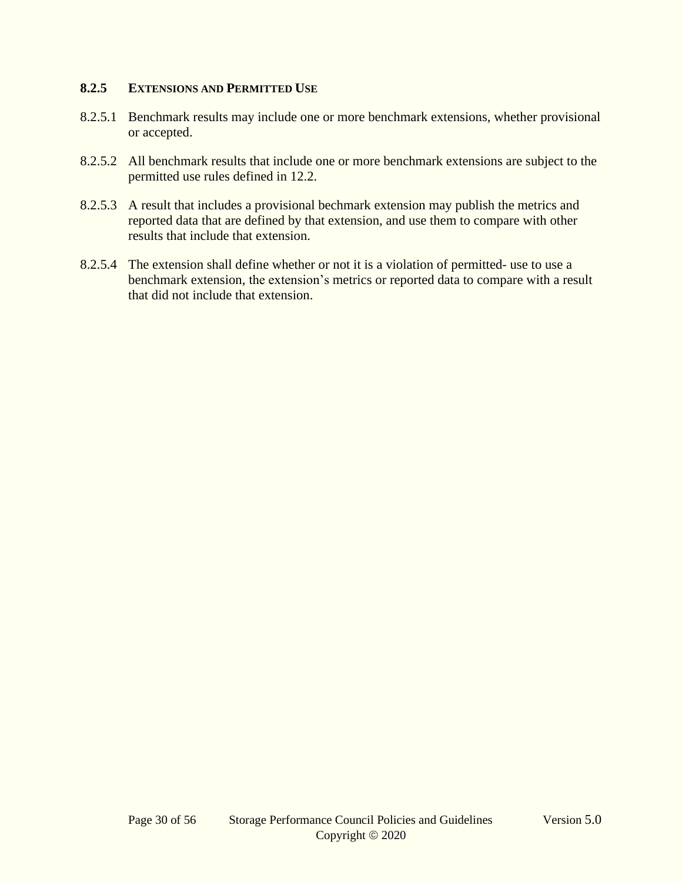### 8.2.5 EXTENSIONS AND PERMITTED USE

8.2.5.1 Benchmark results may include one or more benchmark extensions, whether provisional or accepted.

8.2.5.2 All benchmark results that include one or more benchmark extensions are subject to the permitted use rules defined in 12.2.

8.2.5.3 A result that includes a provisional bechmark extension may publish the metrics and reported data that are defined by that extension, and use them to compare with other results that include that extension.

8.2.5.4 The extension shall define whether or not it is a violation of permitted- use to use a benchmark extension, the extension's metrics or reported data to compare with a result that did not include that extension.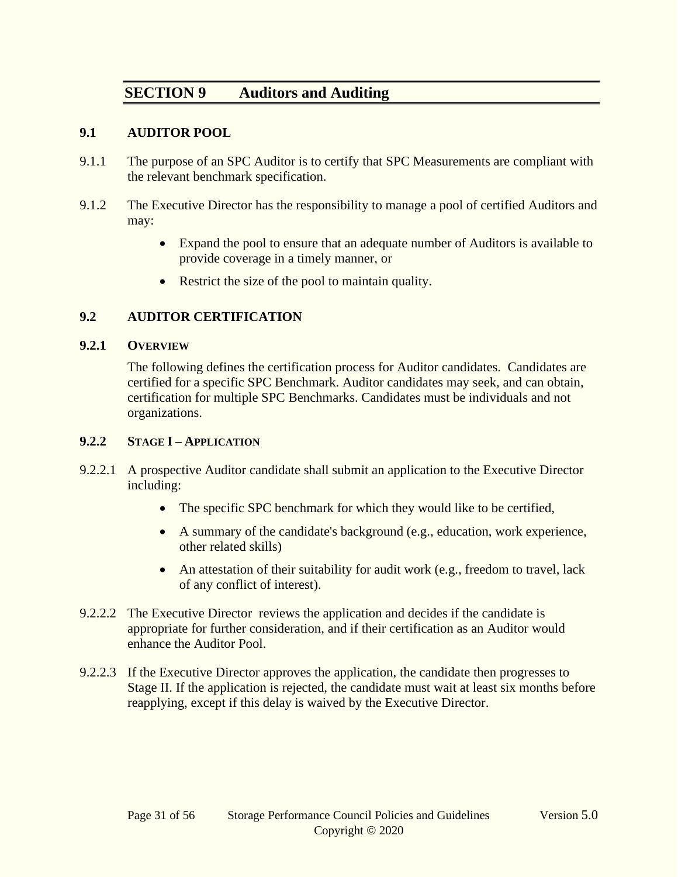# SECTION 9 Auditors and Auditing

## 9.1 AUDITOR POOL

9.1.1 The purpose of an SPC Auditor is to certify that SPC Measurements are compliant with the relevant benchmark specification.

9.1.2 The Executive Director has the responsibility to manage a pool of certified Auditors and may:

- Expand the pool to ensure that an adequate number of Auditors is available to provide coverage in a timely manner, or
- Restrict the size of the pool to maintain quality.

## 9.2 AUDITOR CERTIFICATION

### 9.2.1 OVERVIEW

The following defines the certification process for Auditor candidates. Candidates are certified for a specific SPC Benchmark. Auditor candidates may seek, and can obtain, certification for multiple SPC Benchmarks. Candidates must be individuals and not organizations.

### 9.2.2 STAGE I – APPLICATION

9.2.2.1 A prospective Auditor candidate shall submit an application to the Executive Director including:

- The specific SPC benchmark for which they would like to be certified,
- A summary of the candidate's background (e.g., education, work experience, other related skills)
- An attestation of their suitability for audit work (e.g., freedom to travel, lack of any conflict of interest).

9.2.2.2 The Executive Director reviews the application and decides if the candidate is appropriate for further consideration, and if their certification as an Auditor would enhance the Auditor Pool.

9.2.2.3 If the Executive Director approves the application, the candidate then progresses to Stage II. If the application is rejected, the candidate must wait at least six months before reapplying, except if this delay is waived by the Executive Director.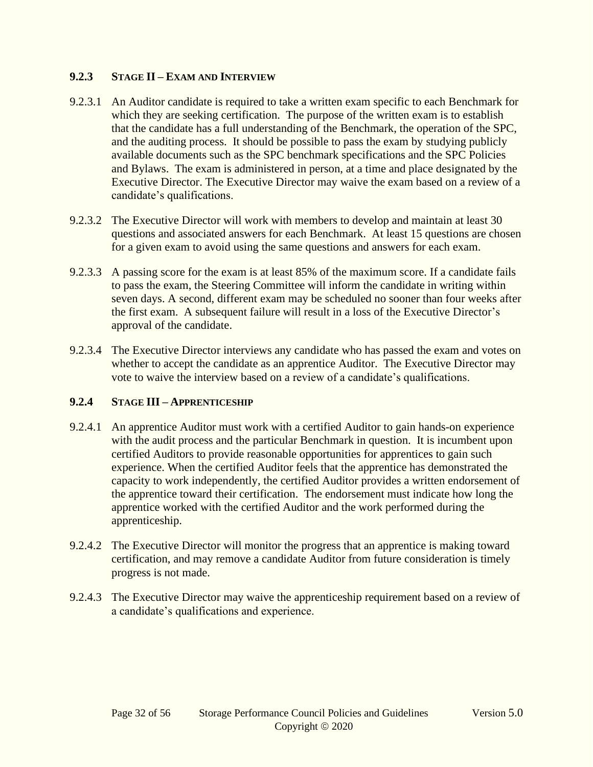### 9.2.3 Stage II – Exam and Interview

9.2.3.1 An Auditor candidate is required to take a written exam specific to each Benchmark for which they are seeking certification. The purpose of the written exam is to establish that the candidate has a full understanding of the Benchmark, the operation of the SPC, and the auditing process. It should be possible to pass the exam by studying publicly available documents such as the SPC benchmark specifications and the SPC Policies and Bylaws. The exam is administered in person, at a time and place designated by the Executive Director. The Executive Director may waive the exam based on a review of a candidate's qualifications.

9.2.3.2 The Executive Director will work with members to develop and maintain at least 30 questions and associated answers for each Benchmark. At least 15 questions are chosen for a given exam to avoid using the same questions and answers for each exam.

9.2.3.3 A passing score for the exam is at least 85% of the maximum score. If a candidate fails to pass the exam, the Steering Committee will inform the candidate in writing within seven days. A second, different exam may be scheduled no sooner than four weeks after the first exam. A subsequent failure will result in a loss of the Executive Director's approval of the candidate.

9.2.3.4 The Executive Director interviews any candidate who has passed the exam and votes on whether to accept the candidate as an apprentice Auditor. The Executive Director may vote to waive the interview based on a review of a candidate's qualifications.

### 9.2.4 Stage III – Apprenticeship

9.2.4.1 An apprentice Auditor must work with a certified Auditor to gain hands-on experience with the audit process and the particular Benchmark in question. It is incumbent upon certified Auditors to provide reasonable opportunities for apprentices to gain such experience. When the certified Auditor feels that the apprentice has demonstrated the capacity to work independently, the certified Auditor provides a written endorsement of the apprentice toward their certification. The endorsement must indicate how long the apprentice worked with the certified Auditor and the work performed during the apprenticeship.

9.2.4.2 The Executive Director will monitor the progress that an apprentice is making toward certification, and may remove a candidate Auditor from future consideration is timely progress is not made.

9.2.4.3 The Executive Director may waive the apprenticeship requirement based on a review of a candidate's qualifications and experience.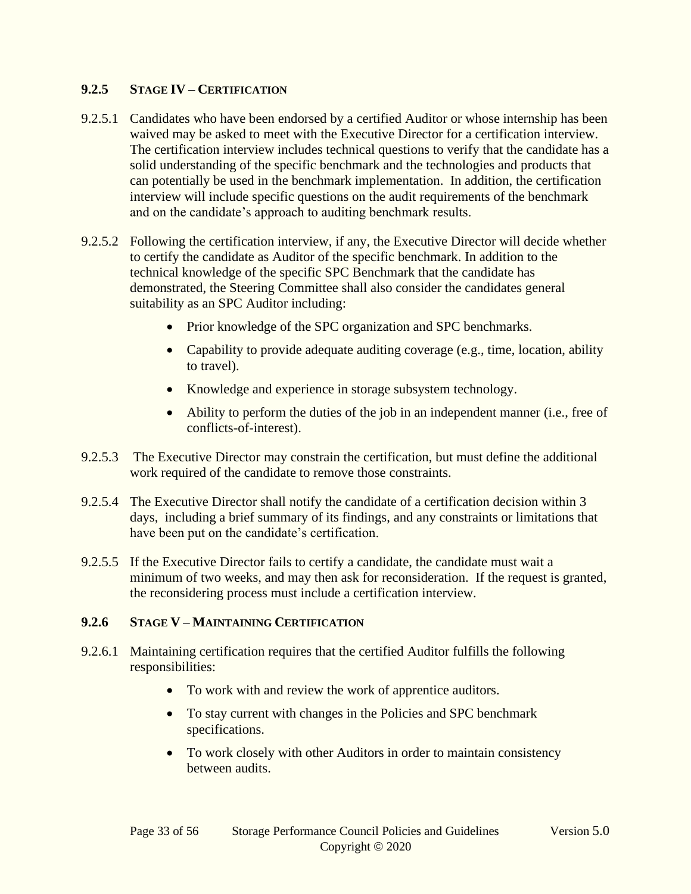### 9.2.5 STAGE IV – CERTIFICATION

9.2.5.1 Candidates who have been endorsed by a certified Auditor or whose internship has been waived may be asked to meet with the Executive Director for a certification interview. The certification interview includes technical questions to verify that the candidate has a solid understanding of the specific benchmark and the technologies and products that can potentially be used in the benchmark implementation. In addition, the certification interview will include specific questions on the audit requirements of the benchmark and on the candidate's approach to auditing benchmark results.

9.2.5.2 Following the certification interview, if any, the Executive Director will decide whether to certify the candidate as Auditor of the specific benchmark. In addition to the technical knowledge of the specific SPC Benchmark that the candidate has demonstrated, the Steering Committee shall also consider the candidates general suitability as an SPC Auditor including:

- Prior knowledge of the SPC organization and SPC benchmarks.
- Capability to provide adequate auditing coverage (e.g., time, location, ability to travel).
- Knowledge and experience in storage subsystem technology.
- Ability to perform the duties of the job in an independent manner (i.e., free of conflicts-of-interest).

9.2.5.3 The Executive Director may constrain the certification, but must define the additional work required of the candidate to remove those constraints.

9.2.5.4 The Executive Director shall notify the candidate of a certification decision within 3 days, including a brief summary of its findings, and any constraints or limitations that have been put on the candidate's certification.

9.2.5.5 If the Executive Director fails to certify a candidate, the candidate must wait a minimum of two weeks, and may then ask for reconsideration. If the request is granted, the reconsidering process must include a certification interview.

### 9.2.6 STAGE V – MAINTAINING CERTIFICATION

9.2.6.1 Maintaining certification requires that the certified Auditor fulfills the following responsibilities:

- To work with and review the work of apprentice auditors.
- To stay current with changes in the Policies and SPC benchmark specifications.
- To work closely with other Auditors in order to maintain consistency between audits.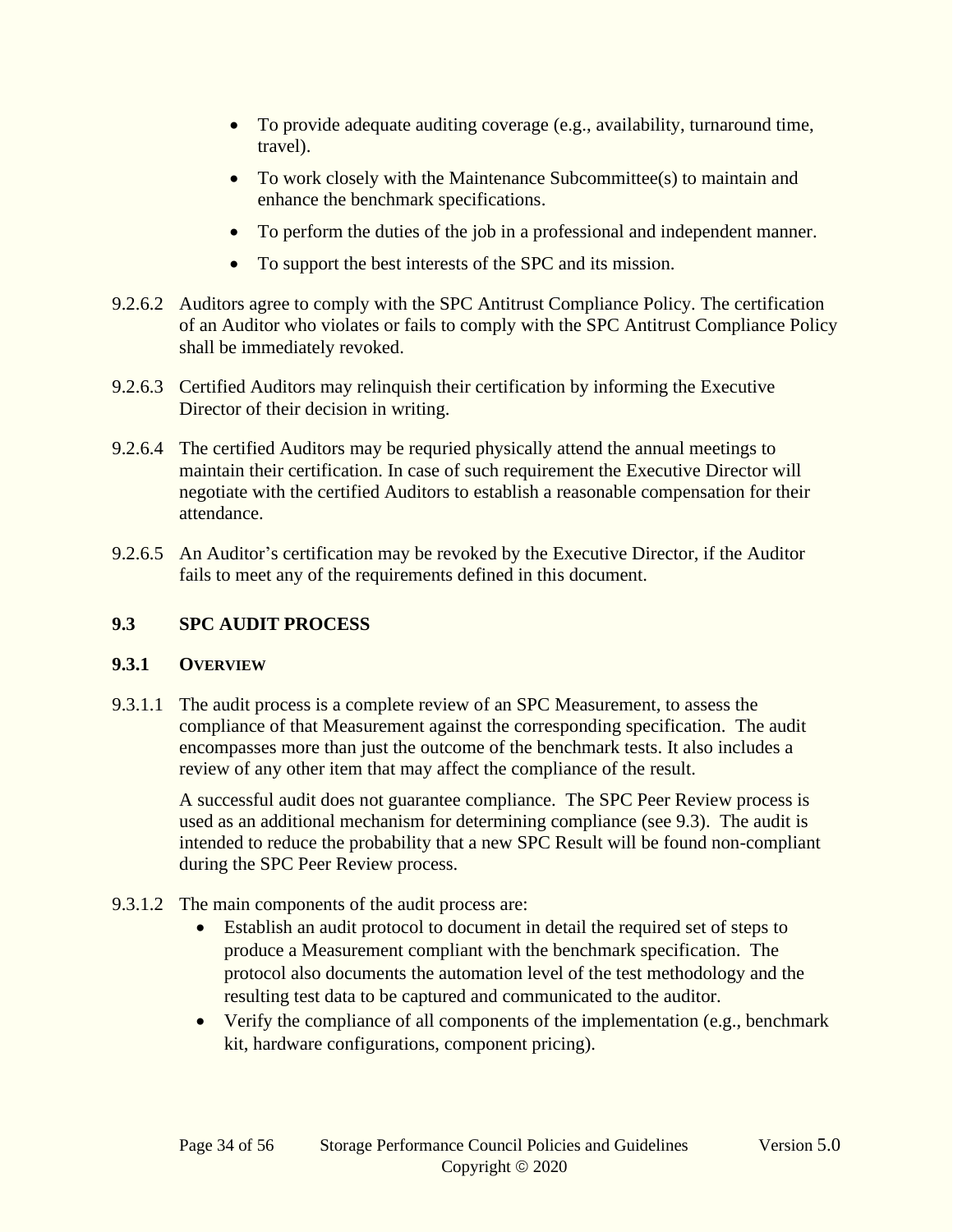- To provide adequate auditing coverage (e.g., availability, turnaround time, travel).
- To work closely with the Maintenance Subcommittee(s) to maintain and enhance the benchmark specifications.
- To perform the duties of the job in a professional and independent manner.
- To support the best interests of the SPC and its mission.

9.2.6.2 Auditors agree to comply with the SPC Antitrust Compliance Policy. The certification of an Auditor who violates or fails to comply with the SPC Antitrust Compliance Policy shall be immediately revoked.

9.2.6.3 Certified Auditors may relinquish their certification by informing the Executive Director of their decision in writing.

9.2.6.4 The certified Auditors may be requried physically attend the annual meetings to maintain their certification. In case of such requirement the Executive Director will negotiate with the certified Auditors to establish a reasonable compensation for their attendance.

9.2.6.5 An Auditor's certification may be revoked by the Executive Director, if the Auditor fails to meet any of the requirements defined in this document.

## 9.3 SPC AUDIT PROCESS

### 9.3.1 OVERVIEW

9.3.1.1 The audit process is a complete review of an SPC Measurement, to assess the compliance of that Measurement against the corresponding specification. The audit encompasses more than just the outcome of the benchmark tests. It also includes a review of any other item that may affect the compliance of the result.

A successful audit does not guarantee compliance. The SPC Peer Review process is used as an additional mechanism for determining compliance (see 9.3). The audit is intended to reduce the probability that a new SPC Result will be found non-compliant during the SPC Peer Review process.

9.3.1.2 The main components of the audit process are:

- Establish an audit protocol to document in detail the required set of steps to produce a Measurement compliant with the benchmark specification. The protocol also documents the automation level of the test methodology and the resulting test data to be captured and communicated to the auditor.
- Verify the compliance of all components of the implementation (e.g., benchmark kit, hardware configurations, component pricing).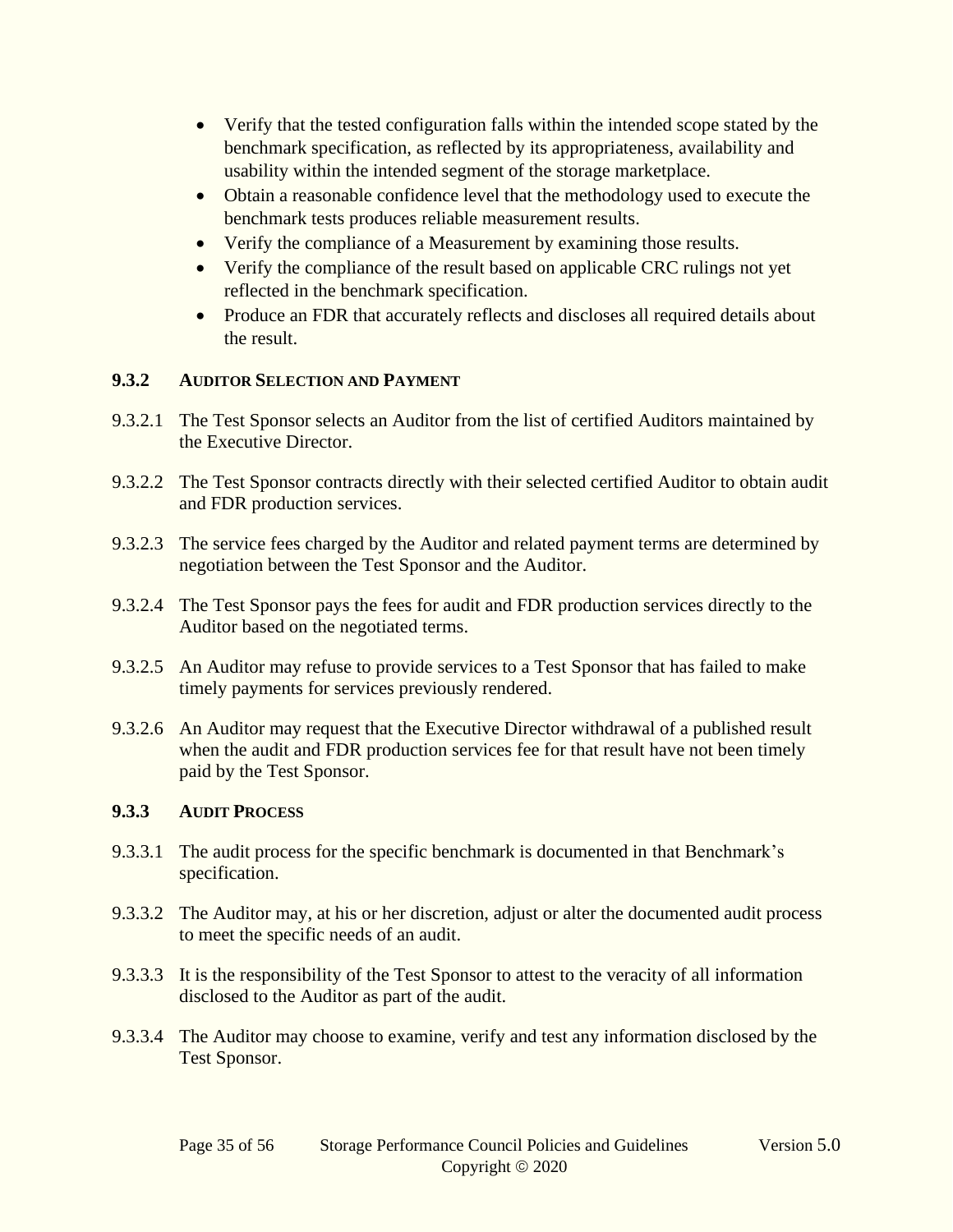- Verify that the tested configuration falls within the intended scope stated by the benchmark specification, as reflected by its appropriateness, availability and usability within the intended segment of the storage marketplace.
- Obtain a reasonable confidence level that the methodology used to execute the benchmark tests produces reliable measurement results.
- Verify the compliance of a Measurement by examining those results.
- Verify the compliance of the result based on applicable CRC rulings not yet reflected in the benchmark specification.
- Produce an FDR that accurately reflects and discloses all required details about the result.

### 9.3.2 AUDITOR SELECTION AND PAYMENT

9.3.2.1 The Test Sponsor selects an Auditor from the list of certified Auditors maintained by the Executive Director.

9.3.2.2 The Test Sponsor contracts directly with their selected certified Auditor to obtain audit and FDR production services.

9.3.2.3 The service fees charged by the Auditor and related payment terms are determined by negotiation between the Test Sponsor and the Auditor.

9.3.2.4 The Test Sponsor pays the fees for audit and FDR production services directly to the Auditor based on the negotiated terms.

9.3.2.5 An Auditor may refuse to provide services to a Test Sponsor that has failed to make timely payments for services previously rendered.

9.3.2.6 An Auditor may request that the Executive Director withdrawal of a published result when the audit and FDR production services fee for that result have not been timely paid by the Test Sponsor.

### 9.3.3 AUDIT PROCESS

9.3.3.1 The audit process for the specific benchmark is documented in that Benchmark's specification.

9.3.3.2 The Auditor may, at his or her discretion, adjust or alter the documented audit process to meet the specific needs of an audit.

9.3.3.3 It is the responsibility of the Test Sponsor to attest to the veracity of all information disclosed to the Auditor as part of the audit.

9.3.3.4 The Auditor may choose to examine, verify and test any information disclosed by the Test Sponsor.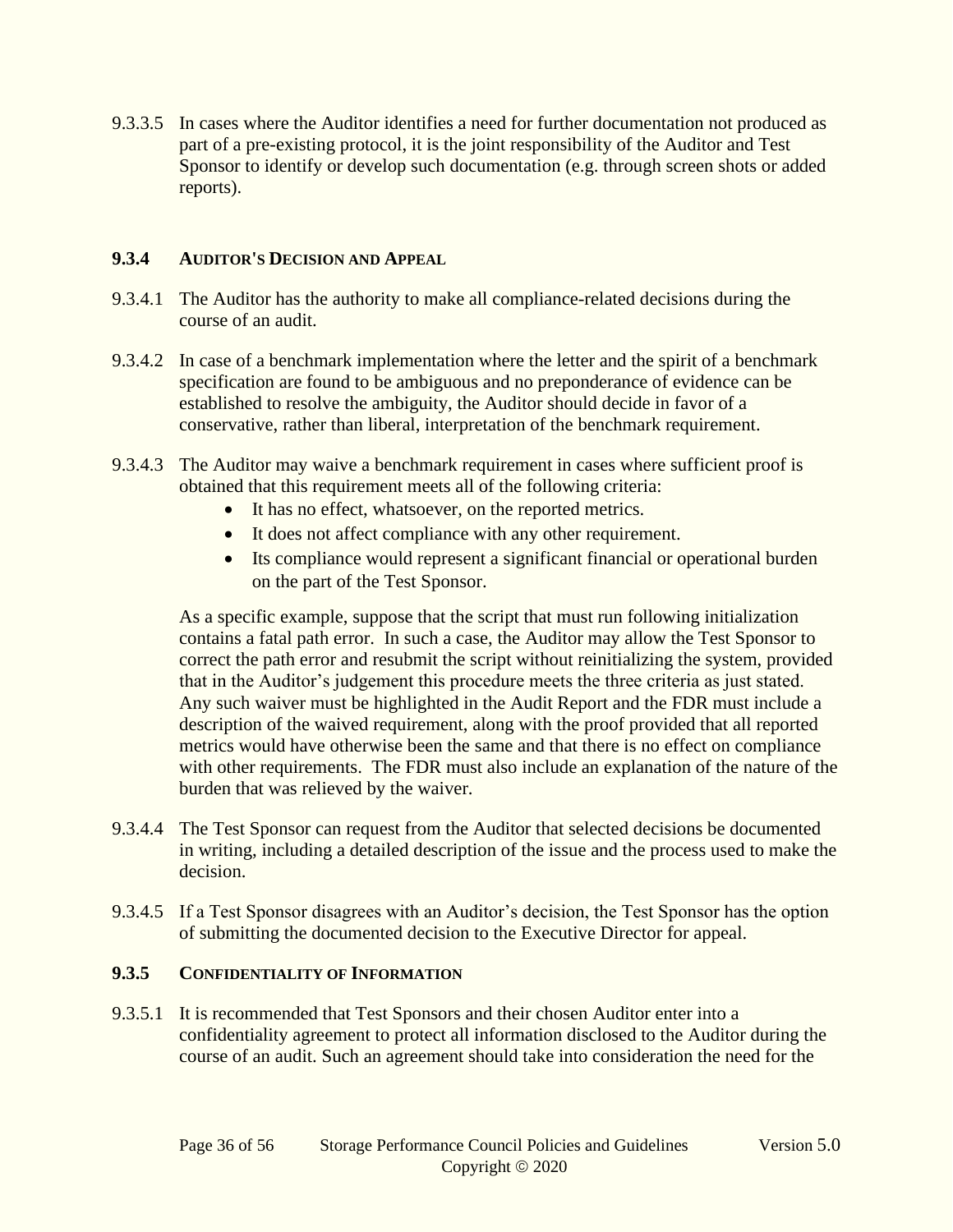9.3.3.5 In cases where the Auditor identifies a need for further documentation not produced as part of a pre-existing protocol, it is the joint responsibility of the Auditor and Test Sponsor to identify or develop such documentation (e.g. through screen shots or added reports).

### 9.3.4 AUDITOR'S DECISION AND APPEAL

9.3.4.1 The Auditor has the authority to make all compliance-related decisions during the course of an audit.

9.3.4.2 In case of a benchmark implementation where the letter and the spirit of a benchmark specification are found to be ambiguous and no preponderance of evidence can be established to resolve the ambiguity, the Auditor should decide in favor of a conservative, rather than liberal, interpretation of the benchmark requirement.

9.3.4.3 The Auditor may waive a benchmark requirement in cases where sufficient proof is obtained that this requirement meets all of the following criteria:

- It has no effect, whatsoever, on the reported metrics.
- It does not affect compliance with any other requirement.
- Its compliance would represent a significant financial or operational burden on the part of the Test Sponsor.

As a specific example, suppose that the script that must run following initialization contains a fatal path error. In such a case, the Auditor may allow the Test Sponsor to correct the path error and resubmit the script without reinitializing the system, provided that in the Auditor's judgement this procedure meets the three criteria as just stated. Any such waiver must be highlighted in the Audit Report and the FDR must include a description of the waived requirement, along with the proof provided that all reported metrics would have otherwise been the same and that there is no effect on compliance with other requirements. The FDR must also include an explanation of the nature of the burden that was relieved by the waiver.

9.3.4.4 The Test Sponsor can request from the Auditor that selected decisions be documented in writing, including a detailed description of the issue and the process used to make the decision.

9.3.4.5 If a Test Sponsor disagrees with an Auditor's decision, the Test Sponsor has the option of submitting the documented decision to the Executive Director for appeal.

### 9.3.5 CONFIDENTIALITY OF INFORMATION

9.3.5.1 It is recommended that Test Sponsors and their chosen Auditor enter into a confidentiality agreement to protect all information disclosed to the Auditor during the course of an audit. Such an agreement should take into consideration the need for the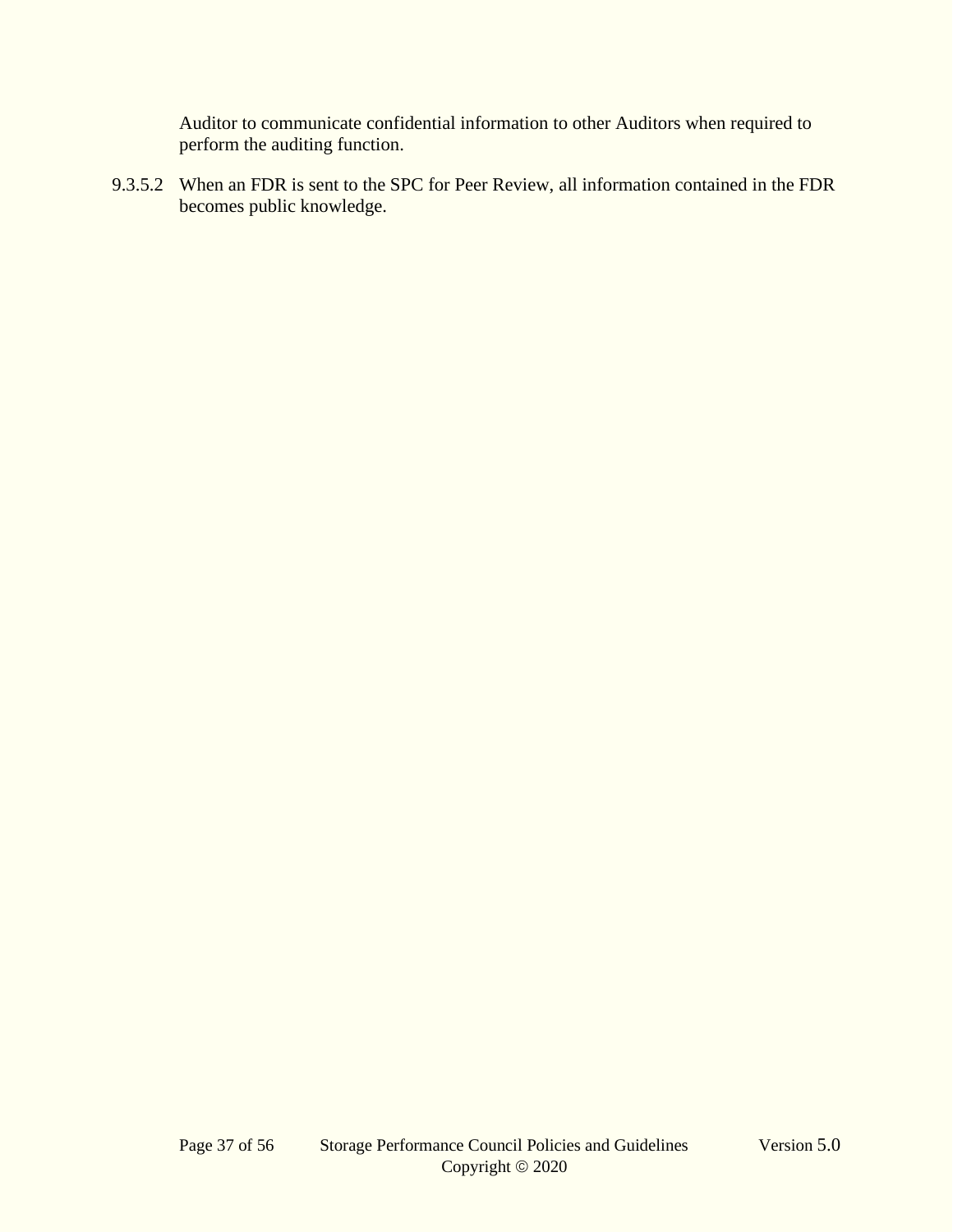Auditor to communicate confidential information to other Auditors when required to perform the auditing function.

9.3.5.2 When an FDR is sent to the SPC for Peer Review, all information contained in the FDR becomes public knowledge.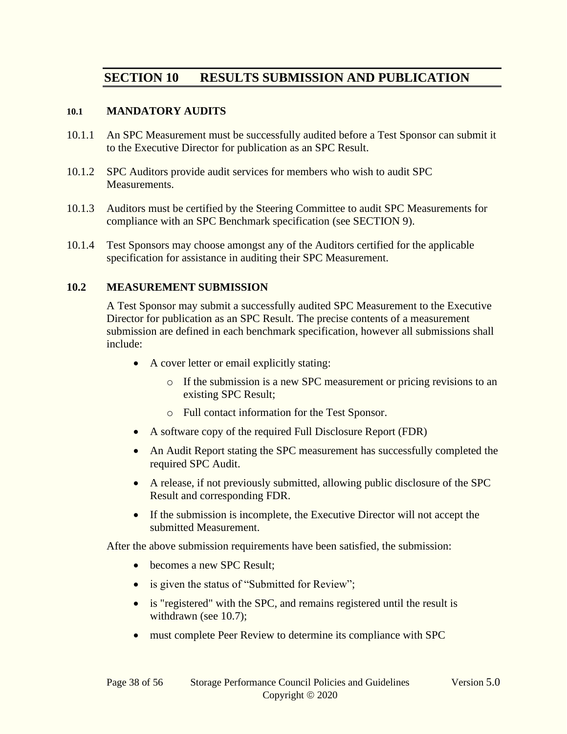# SECTION 10 RESULTS SUBMISSION AND PUBLICATION

## 10.1 MANDATORY AUDITS

10.1.1 An SPC Measurement must be successfully audited before a Test Sponsor can submit it to the Executive Director for publication as an SPC Result.

10.1.2 SPC Auditors provide audit services for members who wish to audit SPC Measurements.

10.1.3 Auditors must be certified by the Steering Committee to audit SPC Measurements for compliance with an SPC Benchmark specification (see SECTION 9).

10.1.4 Test Sponsors may choose amongst any of the Auditors certified for the applicable specification for assistance in auditing their SPC Measurement.

## 10.2 MEASUREMENT SUBMISSION

A Test Sponsor may submit a successfully audited SPC Measurement to the Executive Director for publication as an SPC Result. The precise contents of a measurement submission are defined in each benchmark specification, however all submissions shall include:

- A cover letter or email explicitly stating:
  - If the submission is a new SPC measurement or pricing revisions to an existing SPC Result;
  - Full contact information for the Test Sponsor.
- A software copy of the required Full Disclosure Report (FDR)
- An Audit Report stating the SPC measurement has successfully completed the required SPC Audit.
- A release, if not previously submitted, allowing public disclosure of the SPC Result and corresponding FDR.
- If the submission is incomplete, the Executive Director will not accept the submitted Measurement.

After the above submission requirements have been satisfied, the submission:

- becomes a new SPC Result;
- is given the status of "Submitted for Review";
- is "registered" with the SPC, and remains registered until the result is withdrawn (see 10.7);
- must complete Peer Review to determine its compliance with SPC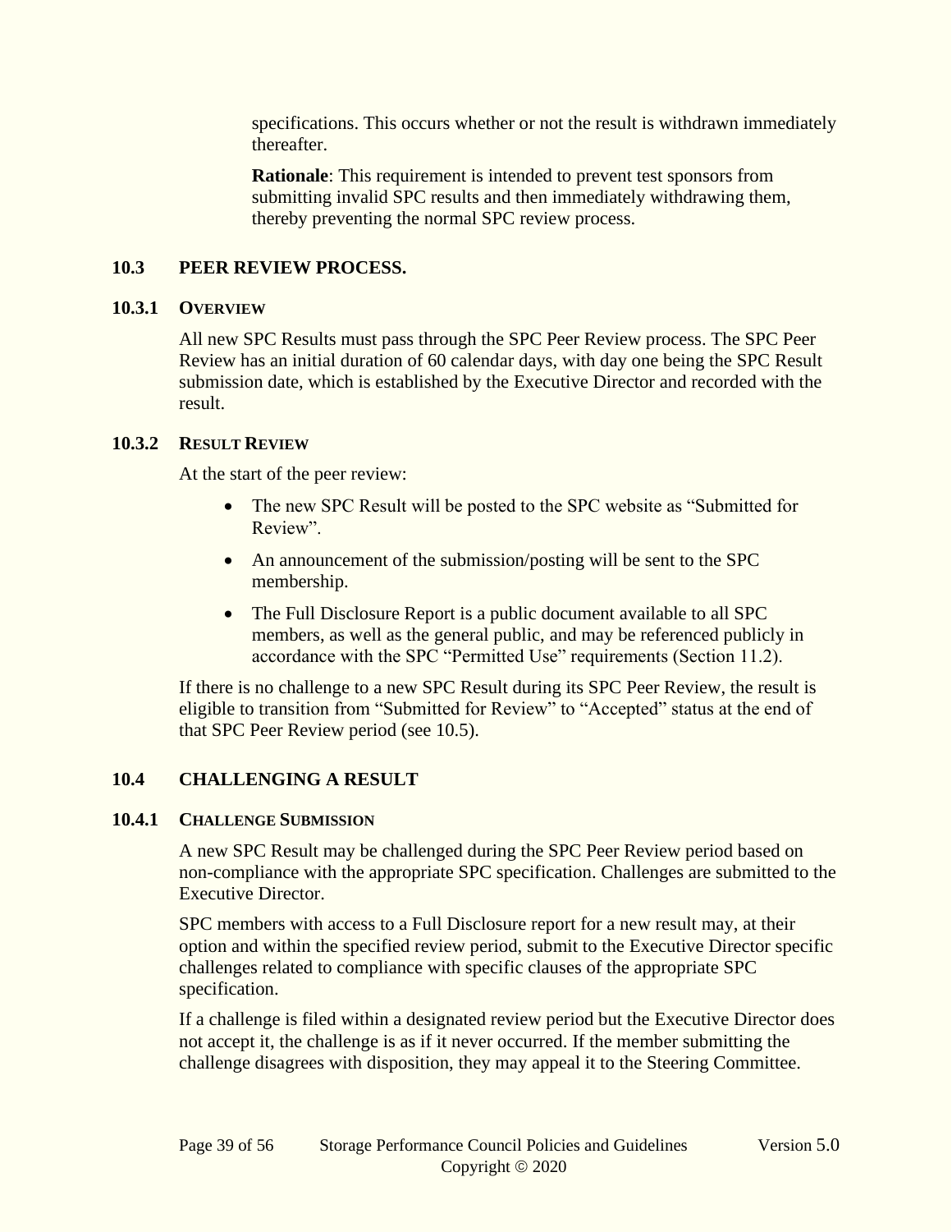specifications. This occurs whether or not the result is withdrawn immediately thereafter.

**Rationale**: This requirement is intended to prevent test sponsors from submitting invalid SPC results and then immediately withdrawing them, thereby preventing the normal SPC review process.

## 10.3 PEER REVIEW PROCESS.

### 10.3.1 OVERVIEW

All new SPC Results must pass through the SPC Peer Review process. The SPC Peer Review has an initial duration of 60 calendar days, with day one being the SPC Result submission date, which is established by the Executive Director and recorded with the result.

### 10.3.2 RESULT REVIEW

At the start of the peer review:

- The new SPC Result will be posted to the SPC website as "Submitted for Review".
- An announcement of the submission/posting will be sent to the SPC membership.
- The Full Disclosure Report is a public document available to all SPC members, as well as the general public, and may be referenced publicly in accordance with the SPC "Permitted Use" requirements (Section 11.2).

If there is no challenge to a new SPC Result during its SPC Peer Review, the result is eligible to transition from "Submitted for Review" to "Accepted" status at the end of that SPC Peer Review period (see 10.5).

## 10.4 CHALLENGING A RESULT

### 10.4.1 CHALLENGE SUBMISSION

A new SPC Result may be challenged during the SPC Peer Review period based on non-compliance with the appropriate SPC specification. Challenges are submitted to the Executive Director.

SPC members with access to a Full Disclosure report for a new result may, at their option and within the specified review period, submit to the Executive Director specific challenges related to compliance with specific clauses of the appropriate SPC specification.

If a challenge is filed within a designated review period but the Executive Director does not accept it, the challenge is as if it never occurred. If the member submitting the challenge disagrees with disposition, they may appeal it to the Steering Committee.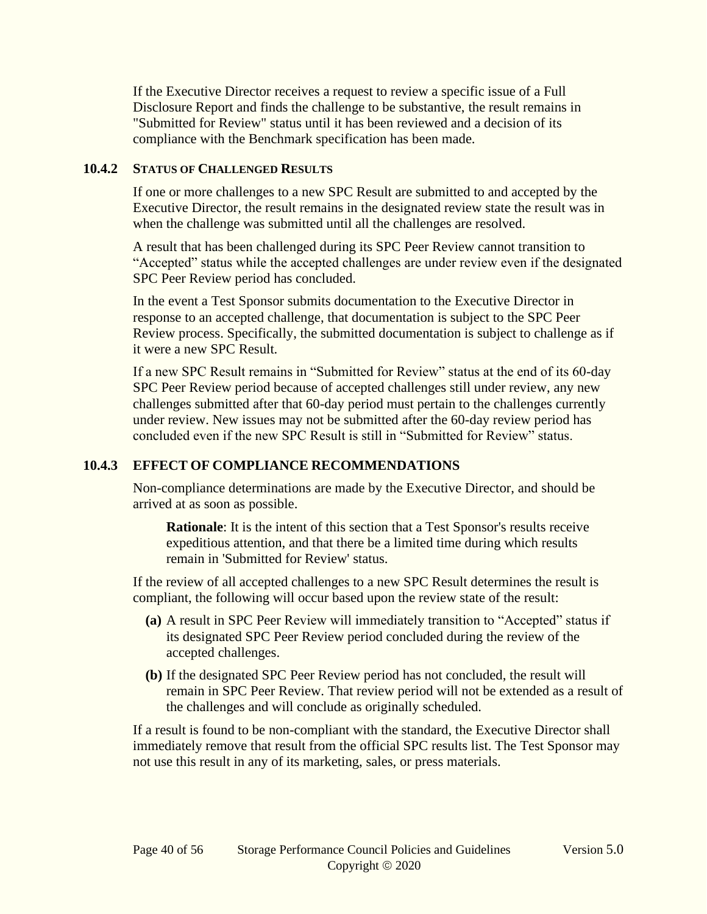If the Executive Director receives a request to review a specific issue of a Full Disclosure Report and finds the challenge to be substantive, the result remains in "Submitted for Review" status until it has been reviewed and a decision of its compliance with the Benchmark specification has been made.

### 10.4.2 STATUS OF CHALLENGED RESULTS

If one or more challenges to a new SPC Result are submitted to and accepted by the Executive Director, the result remains in the designated review state the result was in when the challenge was submitted until all the challenges are resolved.

A result that has been challenged during its SPC Peer Review cannot transition to "Accepted" status while the accepted challenges are under review even if the designated SPC Peer Review period has concluded.

In the event a Test Sponsor submits documentation to the Executive Director in response to an accepted challenge, that documentation is subject to the SPC Peer Review process. Specifically, the submitted documentation is subject to challenge as if it were a new SPC Result.

If a new SPC Result remains in "Submitted for Review" status at the end of its 60-day SPC Peer Review period because of accepted challenges still under review, any new challenges submitted after that 60-day period must pertain to the challenges currently under review. New issues may not be submitted after the 60-day review period has concluded even if the new SPC Result is still in "Submitted for Review" status.

### 10.4.3 EFFECT OF COMPLIANCE RECOMMENDATIONS

Non-compliance determinations are made by the Executive Director, and should be arrived at as soon as possible.

> **Rationale**: It is the intent of this section that a Test Sponsor's results receive expeditious attention, and that there be a limited time during which results remain in 'Submitted for Review' status.

If the review of all accepted challenges to a new SPC Result determines the result is compliant, the following will occur based upon the review state of the result:

- **(a)** A result in SPC Peer Review will immediately transition to "Accepted" status if its designated SPC Peer Review period concluded during the review of the accepted challenges.
- **(b)** If the designated SPC Peer Review period has not concluded, the result will remain in SPC Peer Review. That review period will not be extended as a result of the challenges and will conclude as originally scheduled.

If a result is found to be non-compliant with the standard, the Executive Director shall immediately remove that result from the official SPC results list. The Test Sponsor may not use this result in any of its marketing, sales, or press materials.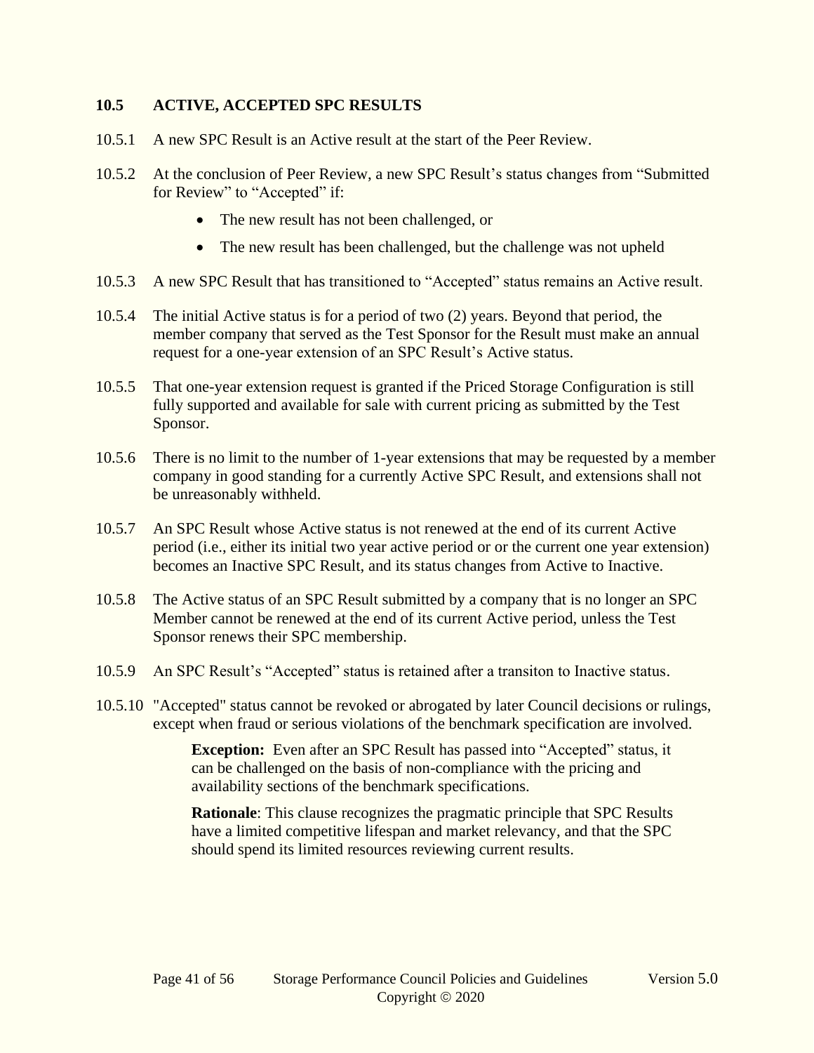## 10.5 ACTIVE, ACCEPTED SPC RESULTS

10.5.1 A new SPC Result is an Active result at the start of the Peer Review.

10.5.2 At the conclusion of Peer Review, a new SPC Result's status changes from "Submitted for Review" to "Accepted" if:

- The new result has not been challenged, or
- The new result has been challenged, but the challenge was not upheld

10.5.3 A new SPC Result that has transitioned to "Accepted" status remains an Active result.

10.5.4 The initial Active status is for a period of two (2) years. Beyond that period, the member company that served as the Test Sponsor for the Result must make an annual request for a one-year extension of an SPC Result's Active status.

10.5.5 That one-year extension request is granted if the Priced Storage Configuration is still fully supported and available for sale with current pricing as submitted by the Test Sponsor.

10.5.6 There is no limit to the number of 1-year extensions that may be requested by a member company in good standing for a currently Active SPC Result, and extensions shall not be unreasonably withheld.

10.5.7 An SPC Result whose Active status is not renewed at the end of its current Active period (i.e., either its initial two year active period or or the current one year extension) becomes an Inactive SPC Result, and its status changes from Active to Inactive.

10.5.8 The Active status of an SPC Result submitted by a company that is no longer an SPC Member cannot be renewed at the end of its current Active period, unless the Test Sponsor renews their SPC membership.

10.5.9 An SPC Result's "Accepted" status is retained after a transiton to Inactive status.

10.5.10 "Accepted" status cannot be revoked or abrogated by later Council decisions or rulings, except when fraud or serious violations of the benchmark specification are involved.

> **Exception:** Even after an SPC Result has passed into "Accepted" status, it can be challenged on the basis of non-compliance with the pricing and availability sections of the benchmark specifications.
>
> **Rationale**: This clause recognizes the pragmatic principle that SPC Results have a limited competitive lifespan and market relevancy, and that the SPC should spend its limited resources reviewing current results.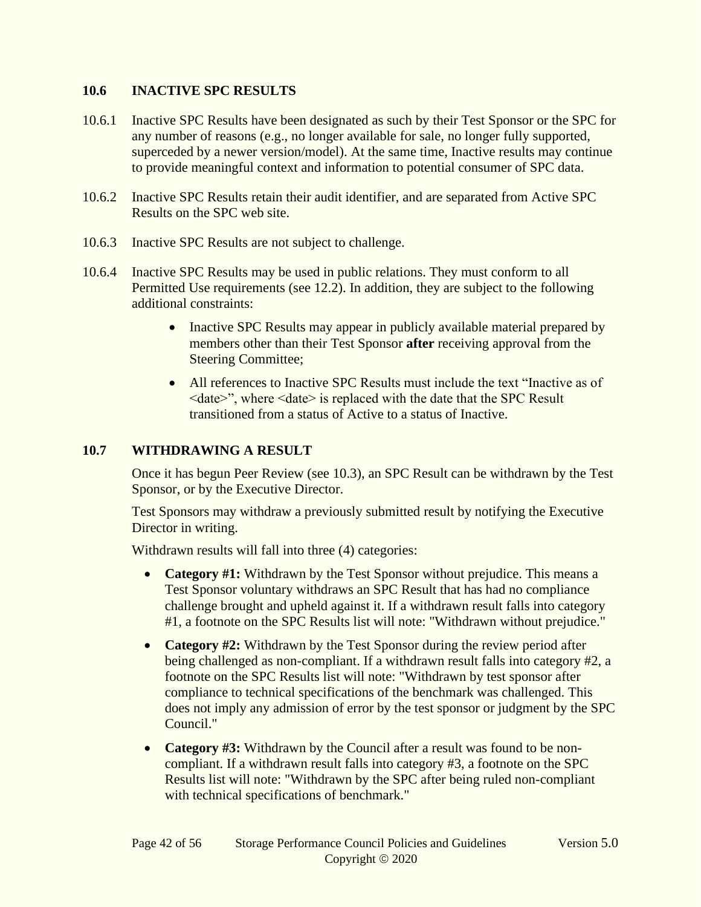## 10.6 INACTIVE SPC RESULTS

10.6.1 Inactive SPC Results have been designated as such by their Test Sponsor or the SPC for any number of reasons (e.g., no longer available for sale, no longer fully supported, superceded by a newer version/model). At the same time, Inactive results may continue to provide meaningful context and information to potential consumer of SPC data.

10.6.2 Inactive SPC Results retain their audit identifier, and are separated from Active SPC Results on the SPC web site.

10.6.3 Inactive SPC Results are not subject to challenge.

10.6.4 Inactive SPC Results may be used in public relations. They must conform to all Permitted Use requirements (see 12.2). In addition, they are subject to the following additional constraints:

- Inactive SPC Results may appear in publicly available material prepared by members other than their Test Sponsor **after** receiving approval from the Steering Committee;
- All references to Inactive SPC Results must include the text "Inactive as of <date>", where <date> is replaced with the date that the SPC Result transitioned from a status of Active to a status of Inactive.

## 10.7 WITHDRAWING A RESULT

Once it has begun Peer Review (see 10.3), an SPC Result can be withdrawn by the Test Sponsor, or by the Executive Director.

Test Sponsors may withdraw a previously submitted result by notifying the Executive Director in writing.

Withdrawn results will fall into three (4) categories:

- **Category #1:** Withdrawn by the Test Sponsor without prejudice. This means a Test Sponsor voluntary withdraws an SPC Result that has had no compliance challenge brought and upheld against it. If a withdrawn result falls into category #1, a footnote on the SPC Results list will note: "Withdrawn without prejudice."
- **Category #2:** Withdrawn by the Test Sponsor during the review period after being challenged as non-compliant. If a withdrawn result falls into category #2, a footnote on the SPC Results list will note: "Withdrawn by test sponsor after compliance to technical specifications of the benchmark was challenged. This does not imply any admission of error by the test sponsor or judgment by the SPC Council."
- **Category #3:** Withdrawn by the Council after a result was found to be non-compliant. If a withdrawn result falls into category #3, a footnote on the SPC Results list will note: "Withdrawn by the SPC after being ruled non-compliant with technical specifications of benchmark."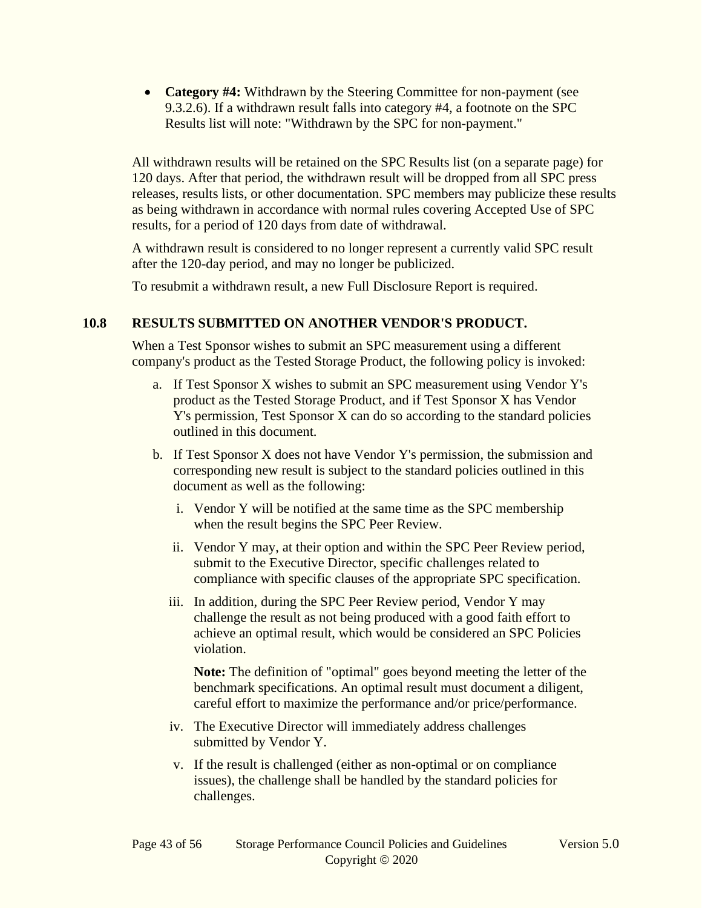- **Category #4:** Withdrawn by the Steering Committee for non-payment (see 9.3.2.6). If a withdrawn result falls into category #4, a footnote on the SPC Results list will note: "Withdrawn by the SPC for non-payment."

All withdrawn results will be retained on the SPC Results list (on a separate page) for 120 days. After that period, the withdrawn result will be dropped from all SPC press releases, results lists, or other documentation. SPC members may publicize these results as being withdrawn in accordance with normal rules covering Accepted Use of SPC results, for a period of 120 days from date of withdrawal.

A withdrawn result is considered to no longer represent a currently valid SPC result after the 120-day period, and may no longer be publicized.

To resubmit a withdrawn result, a new Full Disclosure Report is required.

## 10.8 RESULTS SUBMITTED ON ANOTHER VENDOR'S PRODUCT.

When a Test Sponsor wishes to submit an SPC measurement using a different company's product as the Tested Storage Product, the following policy is invoked:

a. If Test Sponsor X wishes to submit an SPC measurement using Vendor Y's product as the Tested Storage Product, and if Test Sponsor X has Vendor Y's permission, Test Sponsor X can do so according to the standard policies outlined in this document.

b. If Test Sponsor X does not have Vendor Y's permission, the submission and corresponding new result is subject to the standard policies outlined in this document as well as the following:

   i. Vendor Y will be notified at the same time as the SPC membership when the result begins the SPC Peer Review.

   ii. Vendor Y may, at their option and within the SPC Peer Review period, submit to the Executive Director, specific challenges related to compliance with specific clauses of the appropriate SPC specification.

   iii. In addition, during the SPC Peer Review period, Vendor Y may challenge the result as not being produced with a good faith effort to achieve an optimal result, which would be considered an SPC Policies violation.

   **Note:** The definition of "optimal" goes beyond meeting the letter of the benchmark specifications. An optimal result must document a diligent, careful effort to maximize the performance and/or price/performance.

   iv. The Executive Director will immediately address challenges submitted by Vendor Y.

   v. If the result is challenged (either as non-optimal or on compliance issues), the challenge shall be handled by the standard policies for challenges.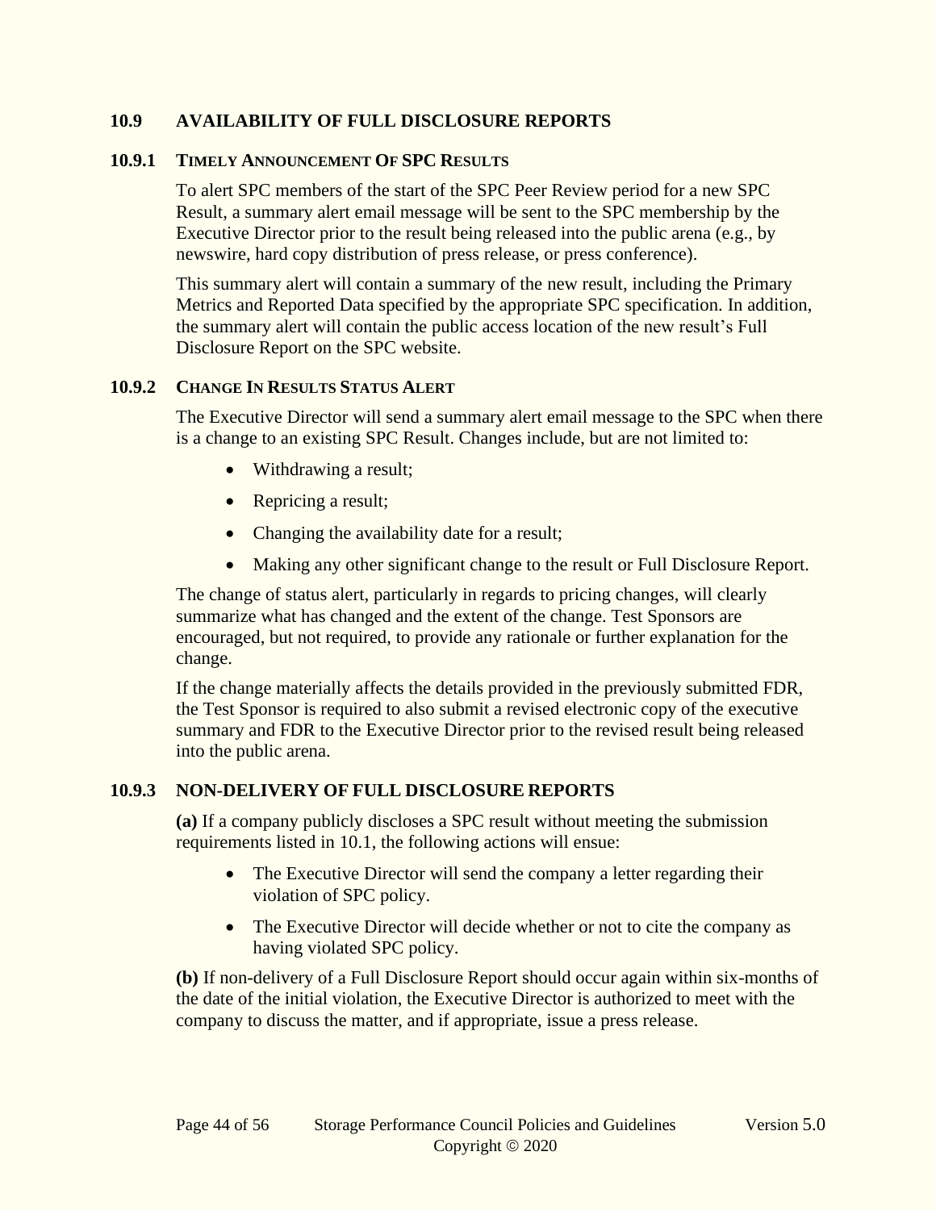## 10.9 AVAILABILITY OF FULL DISCLOSURE REPORTS

### 10.9.1 TIMELY ANNOUNCEMENT OF SPC RESULTS

To alert SPC members of the start of the SPC Peer Review period for a new SPC Result, a summary alert email message will be sent to the SPC membership by the Executive Director prior to the result being released into the public arena (e.g., by newswire, hard copy distribution of press release, or press conference).

This summary alert will contain a summary of the new result, including the Primary Metrics and Reported Data specified by the appropriate SPC specification. In addition, the summary alert will contain the public access location of the new result's Full Disclosure Report on the SPC website.

### 10.9.2 CHANGE IN RESULTS STATUS ALERT

The Executive Director will send a summary alert email message to the SPC when there is a change to an existing SPC Result. Changes include, but are not limited to:

- Withdrawing a result;
- Repricing a result;
- Changing the availability date for a result;
- Making any other significant change to the result or Full Disclosure Report.

The change of status alert, particularly in regards to pricing changes, will clearly summarize what has changed and the extent of the change. Test Sponsors are encouraged, but not required, to provide any rationale or further explanation for the change.

If the change materially affects the details provided in the previously submitted FDR, the Test Sponsor is required to also submit a revised electronic copy of the executive summary and FDR to the Executive Director prior to the revised result being released into the public arena.

### 10.9.3 NON-DELIVERY OF FULL DISCLOSURE REPORTS

**(a)** If a company publicly discloses a SPC result without meeting the submission requirements listed in 10.1, the following actions will ensue:

- The Executive Director will send the company a letter regarding their violation of SPC policy.
- The Executive Director will decide whether or not to cite the company as having violated SPC policy.

**(b)** If non-delivery of a Full Disclosure Report should occur again within six-months of the date of the initial violation, the Executive Director is authorized to meet with the company to discuss the matter, and if appropriate, issue a press release.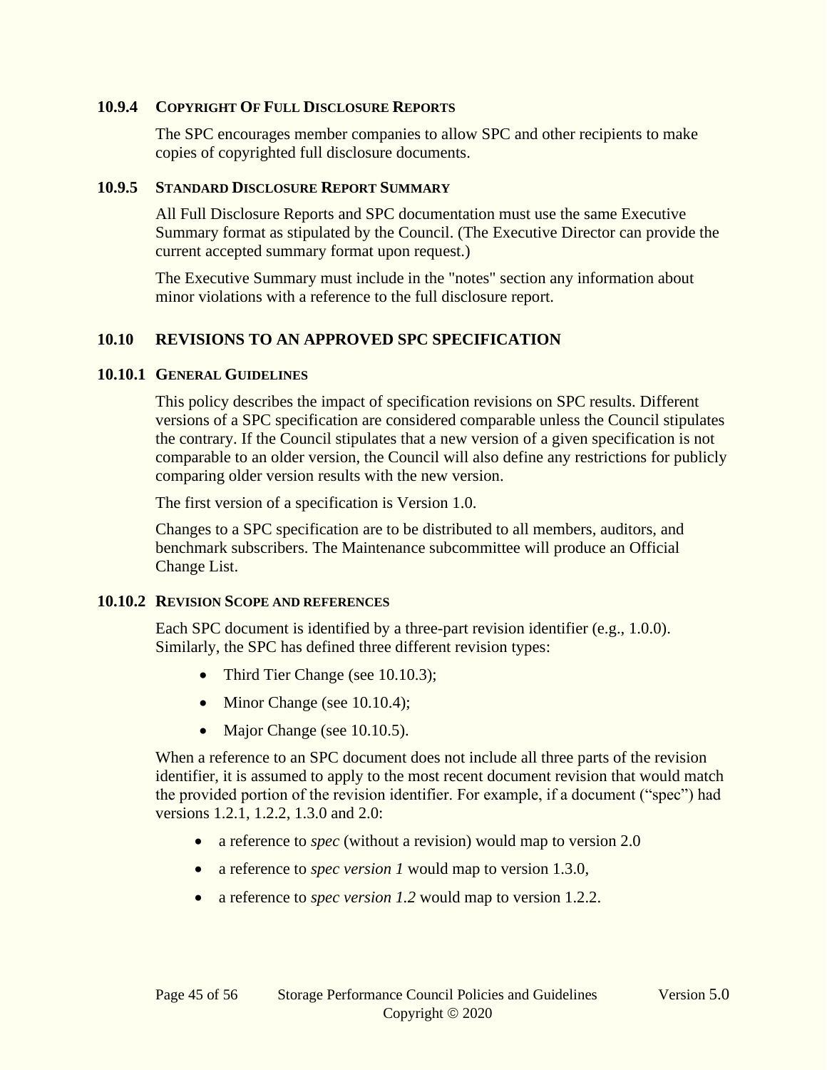### 10.9.4 Copyright Of Full Disclosure Reports

The SPC encourages member companies to allow SPC and other recipients to make copies of copyrighted full disclosure documents.

### 10.9.5 Standard Disclosure Report Summary

All Full Disclosure Reports and SPC documentation must use the same Executive Summary format as stipulated by the Council. (The Executive Director can provide the current accepted summary format upon request.)

The Executive Summary must include in the "notes" section any information about minor violations with a reference to the full disclosure report.

## 10.10 REVISIONS TO AN APPROVED SPC SPECIFICATION

### 10.10.1 General Guidelines

This policy describes the impact of specification revisions on SPC results. Different versions of a SPC specification are considered comparable unless the Council stipulates the contrary. If the Council stipulates that a new version of a given specification is not comparable to an older version, the Council will also define any restrictions for publicly comparing older version results with the new version.

The first version of a specification is Version 1.0.

Changes to a SPC specification are to be distributed to all members, auditors, and benchmark subscribers. The Maintenance subcommittee will produce an Official Change List.

### 10.10.2 Revision Scope and references

Each SPC document is identified by a three-part revision identifier (e.g., 1.0.0). Similarly, the SPC has defined three different revision types:

- Third Tier Change (see 10.10.3);
- Minor Change (see 10.10.4);
- Major Change (see 10.10.5).

When a reference to an SPC document does not include all three parts of the revision identifier, it is assumed to apply to the most recent document revision that would match the provided portion of the revision identifier. For example, if a document ("spec") had versions 1.2.1, 1.2.2, 1.3.0 and 2.0:

- a reference to *spec* (without a revision) would map to version 2.0
- a reference to *spec version 1* would map to version 1.3.0,
- a reference to *spec version 1.2* would map to version 1.2.2.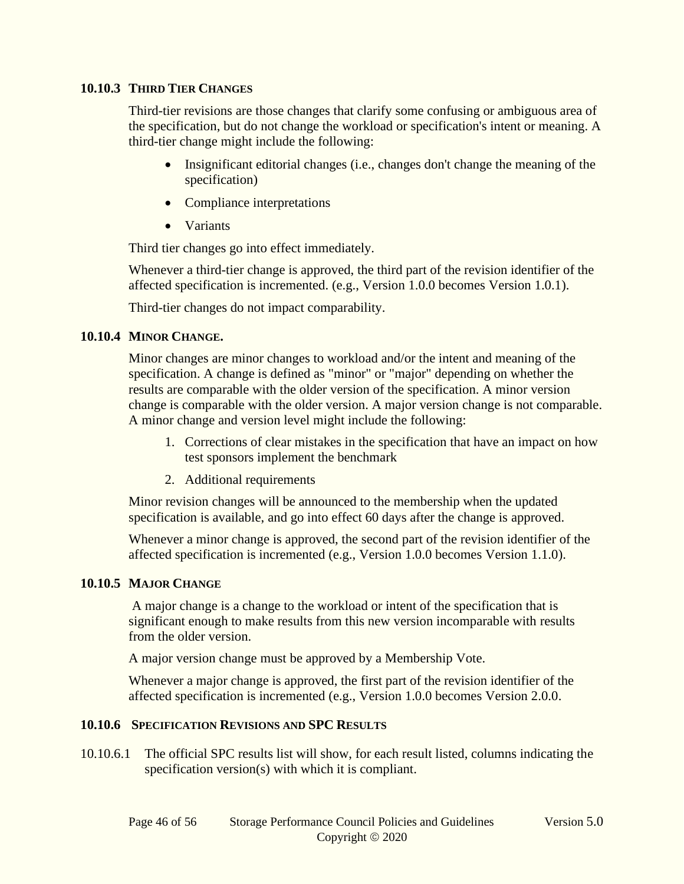### 10.10.3 THIRD TIER CHANGES

Third-tier revisions are those changes that clarify some confusing or ambiguous area of the specification, but do not change the workload or specification's intent or meaning. A third-tier change might include the following:

- Insignificant editorial changes (i.e., changes don't change the meaning of the specification)
- Compliance interpretations
- Variants

Third tier changes go into effect immediately.

Whenever a third-tier change is approved, the third part of the revision identifier of the affected specification is incremented. (e.g., Version 1.0.0 becomes Version 1.0.1).

Third-tier changes do not impact comparability.

### 10.10.4 MINOR CHANGE.

Minor changes are minor changes to workload and/or the intent and meaning of the specification. A change is defined as "minor" or "major" depending on whether the results are comparable with the older version of the specification. A minor version change is comparable with the older version. A major version change is not comparable. A minor change and version level might include the following:

1. Corrections of clear mistakes in the specification that have an impact on how test sponsors implement the benchmark
2. Additional requirements

Minor revision changes will be announced to the membership when the updated specification is available, and go into effect 60 days after the change is approved.

Whenever a minor change is approved, the second part of the revision identifier of the affected specification is incremented (e.g., Version 1.0.0 becomes Version 1.1.0).

### 10.10.5 MAJOR CHANGE

A major change is a change to the workload or intent of the specification that is significant enough to make results from this new version incomparable with results from the older version.

A major version change must be approved by a Membership Vote.

Whenever a major change is approved, the first part of the revision identifier of the affected specification is incremented (e.g., Version 1.0.0 becomes Version 2.0.0.

### 10.10.6 SPECIFICATION REVISIONS AND SPC RESULTS

10.10.6.1 The official SPC results list will show, for each result listed, columns indicating the specification version(s) with which it is compliant.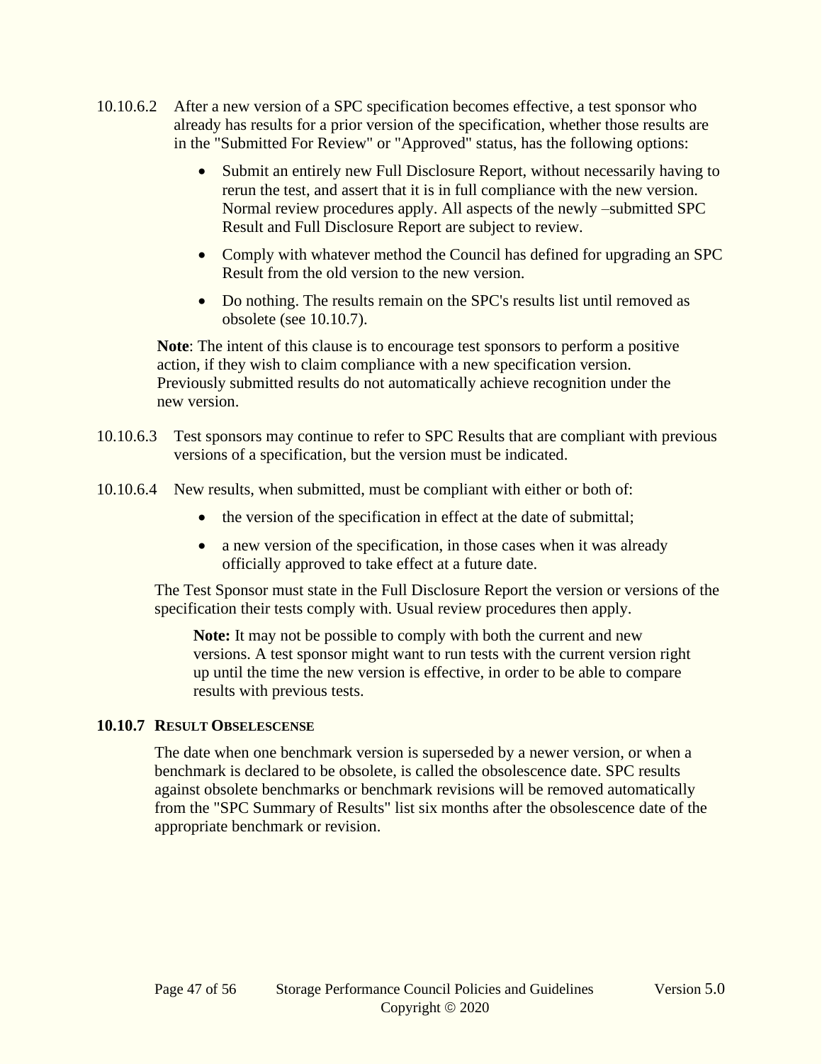10.10.6.2 After a new version of a SPC specification becomes effective, a test sponsor who already has results for a prior version of the specification, whether those results are in the "Submitted For Review" or "Approved" status, has the following options:

- Submit an entirely new Full Disclosure Report, without necessarily having to rerun the test, and assert that it is in full compliance with the new version. Normal review procedures apply. All aspects of the newly –submitted SPC Result and Full Disclosure Report are subject to review.
- Comply with whatever method the Council has defined for upgrading an SPC Result from the old version to the new version.
- Do nothing. The results remain on the SPC's results list until removed as obsolete (see 10.10.7).

**Note**: The intent of this clause is to encourage test sponsors to perform a positive action, if they wish to claim compliance with a new specification version. Previously submitted results do not automatically achieve recognition under the new version.

10.10.6.3 Test sponsors may continue to refer to SPC Results that are compliant with previous versions of a specification, but the version must be indicated.

10.10.6.4 New results, when submitted, must be compliant with either or both of:

- the version of the specification in effect at the date of submittal;
- a new version of the specification, in those cases when it was already officially approved to take effect at a future date.

The Test Sponsor must state in the Full Disclosure Report the version or versions of the specification their tests comply with. Usual review procedures then apply.

> **Note:** It may not be possible to comply with both the current and new versions. A test sponsor might want to run tests with the current version right up until the time the new version is effective, in order to be able to compare results with previous tests.

### 10.10.7 RESULT OBSELESCENSE

The date when one benchmark version is superseded by a newer version, or when a benchmark is declared to be obsolete, is called the obsolescence date. SPC results against obsolete benchmarks or benchmark revisions will be removed automatically from the "SPC Summary of Results" list six months after the obsolescence date of the appropriate benchmark or revision.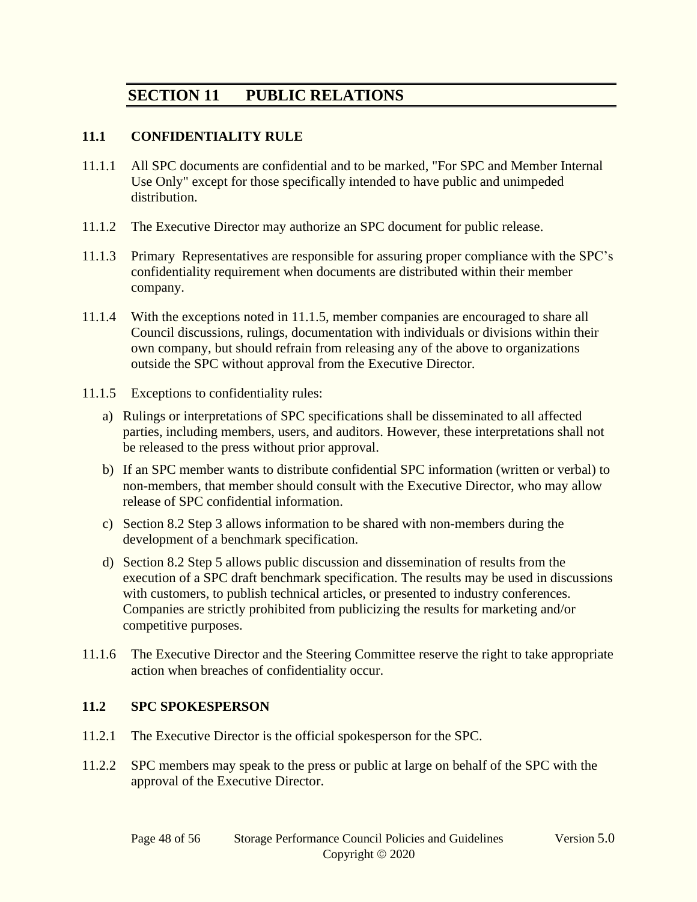# SECTION 11 PUBLIC RELATIONS

## 11.1 CONFIDENTIALITY RULE

11.1.1 All SPC documents are confidential and to be marked, "For SPC and Member Internal Use Only" except for those specifically intended to have public and unimpeded distribution.

11.1.2 The Executive Director may authorize an SPC document for public release.

11.1.3 Primary Representatives are responsible for assuring proper compliance with the SPC's confidentiality requirement when documents are distributed within their member company.

11.1.4 With the exceptions noted in 11.1.5, member companies are encouraged to share all Council discussions, rulings, documentation with individuals or divisions within their own company, but should refrain from releasing any of the above to organizations outside the SPC without approval from the Executive Director.

11.1.5 Exceptions to confidentiality rules:

a) Rulings or interpretations of SPC specifications shall be disseminated to all affected parties, including members, users, and auditors. However, these interpretations shall not be released to the press without prior approval.

b) If an SPC member wants to distribute confidential SPC information (written or verbal) to non-members, that member should consult with the Executive Director, who may allow release of SPC confidential information.

c) Section 8.2 Step 3 allows information to be shared with non-members during the development of a benchmark specification.

d) Section 8.2 Step 5 allows public discussion and dissemination of results from the execution of a SPC draft benchmark specification. The results may be used in discussions with customers, to publish technical articles, or presented to industry conferences. Companies are strictly prohibited from publicizing the results for marketing and/or competitive purposes.

11.1.6 The Executive Director and the Steering Committee reserve the right to take appropriate action when breaches of confidentiality occur.

## 11.2 SPC SPOKESPERSON

11.2.1 The Executive Director is the official spokesperson for the SPC.

11.2.2 SPC members may speak to the press or public at large on behalf of the SPC with the approval of the Executive Director.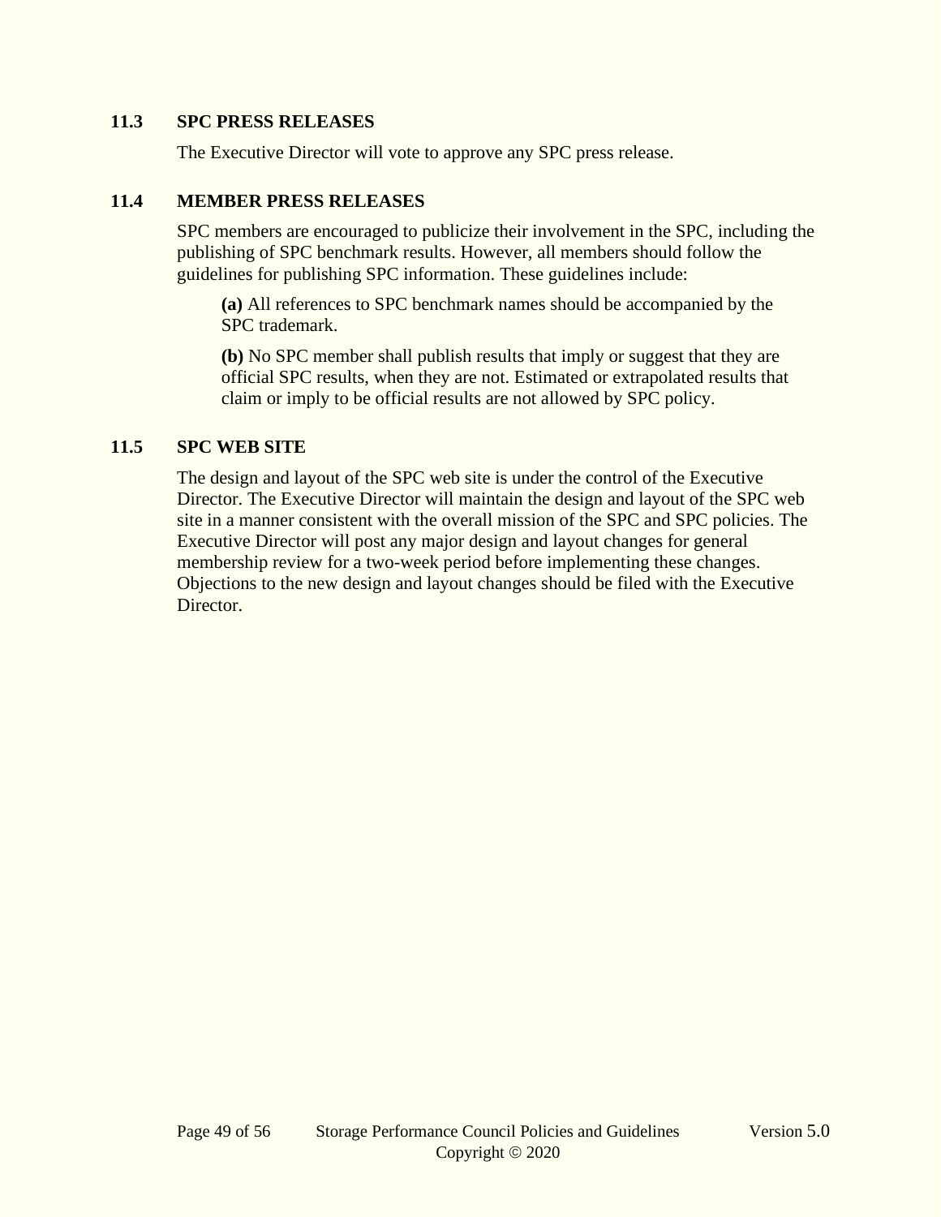## 11.3 SPC PRESS RELEASES

The Executive Director will vote to approve any SPC press release.

## 11.4 MEMBER PRESS RELEASES

SPC members are encouraged to publicize their involvement in the SPC, including the publishing of SPC benchmark results. However, all members should follow the guidelines for publishing SPC information. These guidelines include:

**(a)** All references to SPC benchmark names should be accompanied by the SPC trademark.

**(b)** No SPC member shall publish results that imply or suggest that they are official SPC results, when they are not. Estimated or extrapolated results that claim or imply to be official results are not allowed by SPC policy.

## 11.5 SPC WEB SITE

The design and layout of the SPC web site is under the control of the Executive Director. The Executive Director will maintain the design and layout of the SPC web site in a manner consistent with the overall mission of the SPC and SPC policies. The Executive Director will post any major design and layout changes for general membership review for a two-week period before implementing these changes. Objections to the new design and layout changes should be filed with the Executive Director.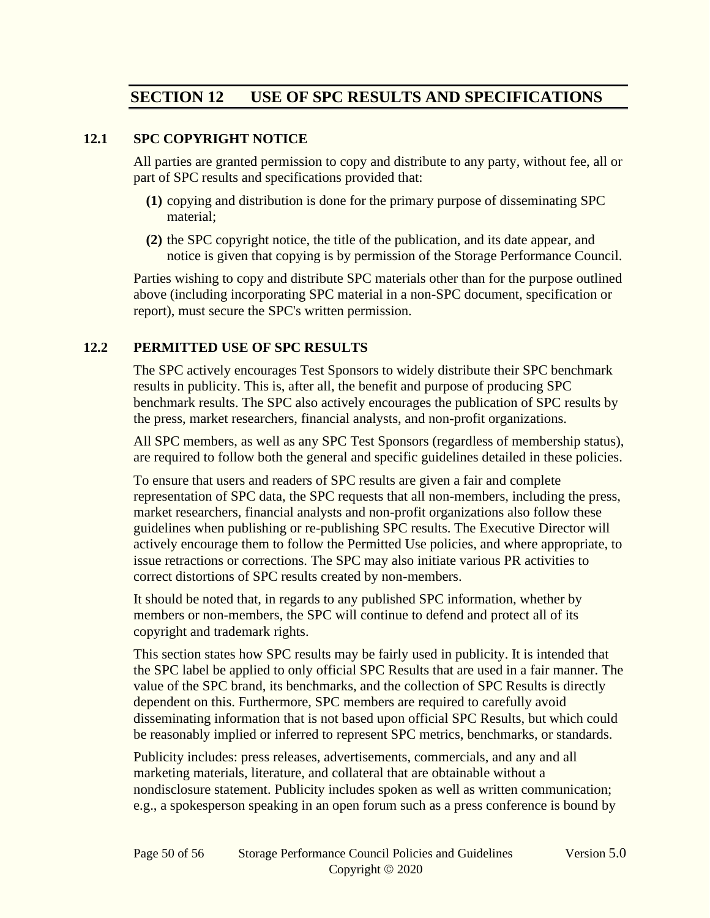# SECTION 12 USE OF SPC RESULTS AND SPECIFICATIONS

## 12.1 SPC COPYRIGHT NOTICE

All parties are granted permission to copy and distribute to any party, without fee, all or part of SPC results and specifications provided that:

**(1)** copying and distribution is done for the primary purpose of disseminating SPC material;

**(2)** the SPC copyright notice, the title of the publication, and its date appear, and notice is given that copying is by permission of the Storage Performance Council.

Parties wishing to copy and distribute SPC materials other than for the purpose outlined above (including incorporating SPC material in a non-SPC document, specification or report), must secure the SPC's written permission.

## 12.2 PERMITTED USE OF SPC RESULTS

The SPC actively encourages Test Sponsors to widely distribute their SPC benchmark results in publicity. This is, after all, the benefit and purpose of producing SPC benchmark results. The SPC also actively encourages the publication of SPC results by the press, market researchers, financial analysts, and non-profit organizations.

All SPC members, as well as any SPC Test Sponsors (regardless of membership status), are required to follow both the general and specific guidelines detailed in these policies.

To ensure that users and readers of SPC results are given a fair and complete representation of SPC data, the SPC requests that all non-members, including the press, market researchers, financial analysts and non-profit organizations also follow these guidelines when publishing or re-publishing SPC results. The Executive Director will actively encourage them to follow the Permitted Use policies, and where appropriate, to issue retractions or corrections. The SPC may also initiate various PR activities to correct distortions of SPC results created by non-members.

It should be noted that, in regards to any published SPC information, whether by members or non-members, the SPC will continue to defend and protect all of its copyright and trademark rights.

This section states how SPC results may be fairly used in publicity. It is intended that the SPC label be applied to only official SPC Results that are used in a fair manner. The value of the SPC brand, its benchmarks, and the collection of SPC Results is directly dependent on this. Furthermore, SPC members are required to carefully avoid disseminating information that is not based upon official SPC Results, but which could be reasonably implied or inferred to represent SPC metrics, benchmarks, or standards.

Publicity includes: press releases, advertisements, commercials, and any and all marketing materials, literature, and collateral that are obtainable without a nondisclosure statement. Publicity includes spoken as well as written communication; e.g., a spokesperson speaking in an open forum such as a press conference is bound by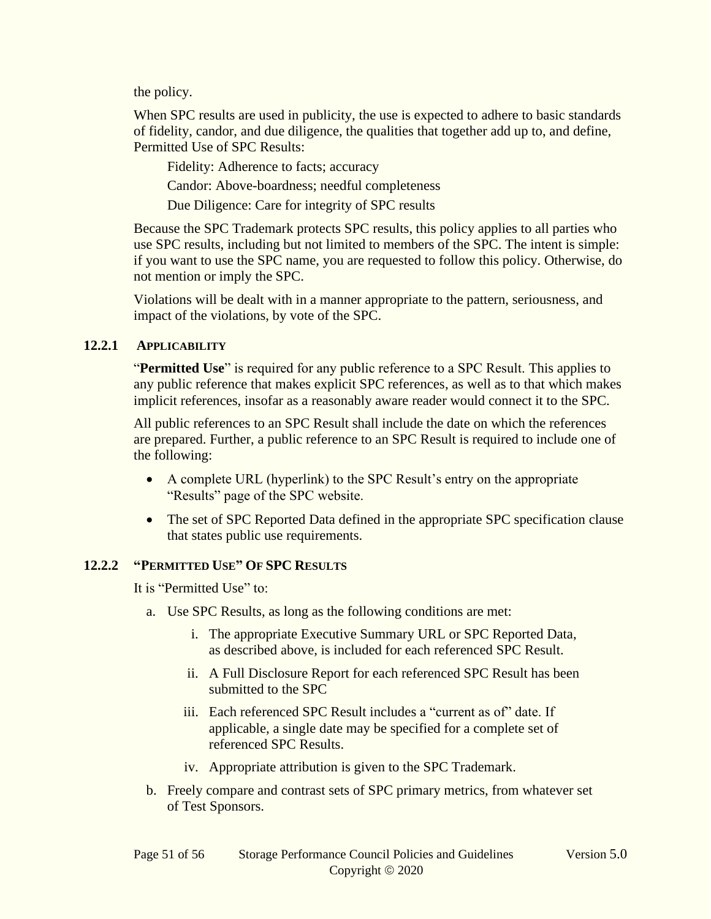the policy.

When SPC results are used in publicity, the use is expected to adhere to basic standards of fidelity, candor, and due diligence, the qualities that together add up to, and define, Permitted Use of SPC Results:

Fidelity: Adherence to facts; accuracy

Candor: Above-boardness; needful completeness

Due Diligence: Care for integrity of SPC results

Because the SPC Trademark protects SPC results, this policy applies to all parties who use SPC results, including but not limited to members of the SPC. The intent is simple: if you want to use the SPC name, you are requested to follow this policy. Otherwise, do not mention or imply the SPC.

Violations will be dealt with in a manner appropriate to the pattern, seriousness, and impact of the violations, by vote of the SPC.

### 12.2.1 Applicability

"**Permitted Use**" is required for any public reference to a SPC Result. This applies to any public reference that makes explicit SPC references, as well as to that which makes implicit references, insofar as a reasonably aware reader would connect it to the SPC.

All public references to an SPC Result shall include the date on which the references are prepared. Further, a public reference to an SPC Result is required to include one of the following:

- A complete URL (hyperlink) to the SPC Result's entry on the appropriate "Results" page of the SPC website.
- The set of SPC Reported Data defined in the appropriate SPC specification clause that states public use requirements.

### 12.2.2 "Permitted Use" of SPC Results

It is "Permitted Use" to:

a. Use SPC Results, as long as the following conditions are met:
   i. The appropriate Executive Summary URL or SPC Reported Data, as described above, is included for each referenced SPC Result.
   ii. A Full Disclosure Report for each referenced SPC Result has been submitted to the SPC
   iii. Each referenced SPC Result includes a "current as of" date. If applicable, a single date may be specified for a complete set of referenced SPC Results.
   iv. Appropriate attribution is given to the SPC Trademark.
b. Freely compare and contrast sets of SPC primary metrics, from whatever set of Test Sponsors.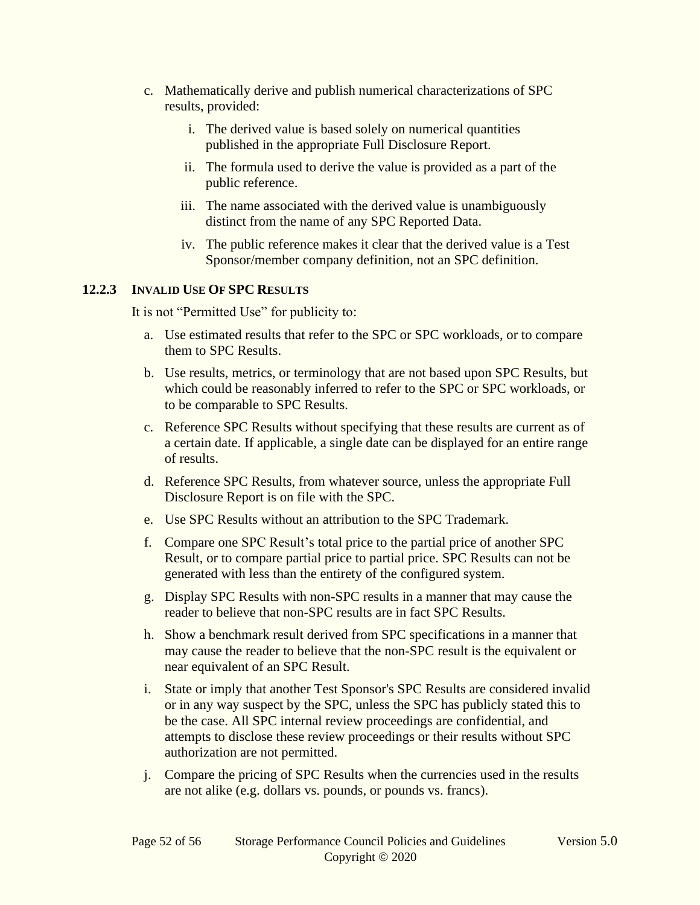c. Mathematically derive and publish numerical characterizations of SPC results, provided:

   i. The derived value is based solely on numerical quantities published in the appropriate Full Disclosure Report.

   ii. The formula used to derive the value is provided as a part of the public reference.

   iii. The name associated with the derived value is unambiguously distinct from the name of any SPC Reported Data.

   iv. The public reference makes it clear that the derived value is a Test Sponsor/member company definition, not an SPC definition.

### 12.2.3 INVALID USE OF SPC RESULTS

It is not "Permitted Use" for publicity to:

a. Use estimated results that refer to the SPC or SPC workloads, or to compare them to SPC Results.

b. Use results, metrics, or terminology that are not based upon SPC Results, but which could be reasonably inferred to refer to the SPC or SPC workloads, or to be comparable to SPC Results.

c. Reference SPC Results without specifying that these results are current as of a certain date. If applicable, a single date can be displayed for an entire range of results.

d. Reference SPC Results, from whatever source, unless the appropriate Full Disclosure Report is on file with the SPC.

e. Use SPC Results without an attribution to the SPC Trademark.

f. Compare one SPC Result's total price to the partial price of another SPC Result, or to compare partial price to partial price. SPC Results can not be generated with less than the entirety of the configured system.

g. Display SPC Results with non-SPC results in a manner that may cause the reader to believe that non-SPC results are in fact SPC Results.

h. Show a benchmark result derived from SPC specifications in a manner that may cause the reader to believe that the non-SPC result is the equivalent or near equivalent of an SPC Result.

i. State or imply that another Test Sponsor's SPC Results are considered invalid or in any way suspect by the SPC, unless the SPC has publicly stated this to be the case. All SPC internal review proceedings are confidential, and attempts to disclose these review proceedings or their results without SPC authorization are not permitted.

j. Compare the pricing of SPC Results when the currencies used in the results are not alike (e.g. dollars vs. pounds, or pounds vs. francs).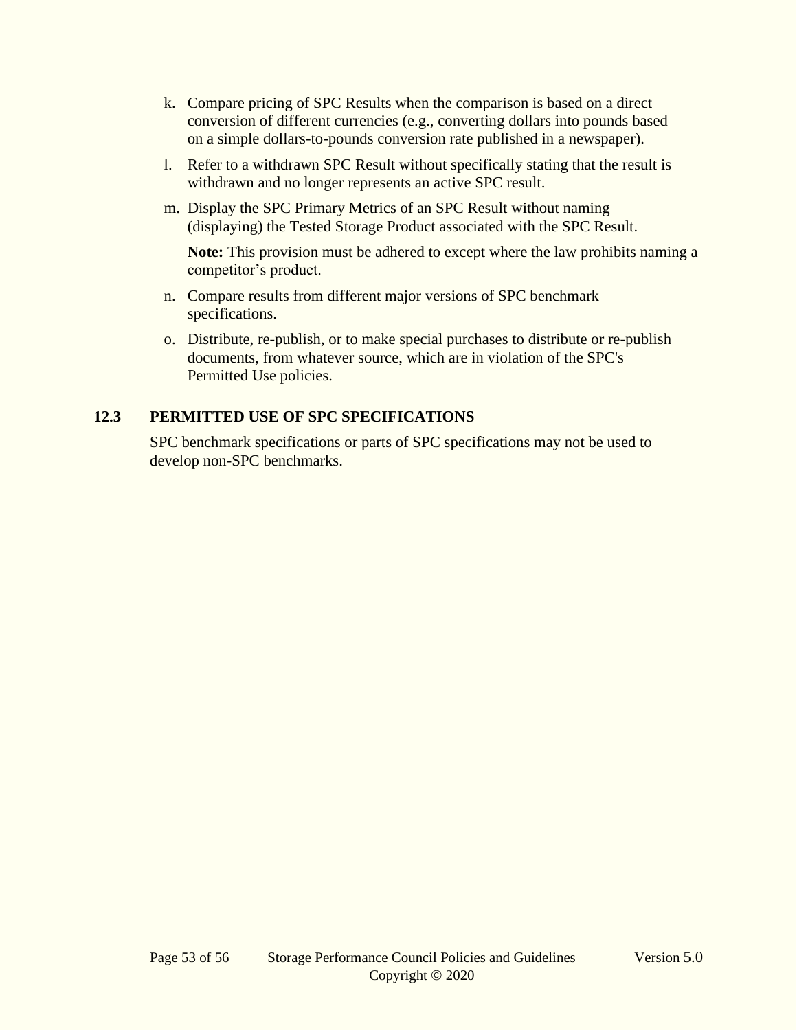k. Compare pricing of SPC Results when the comparison is based on a direct conversion of different currencies (e.g., converting dollars into pounds based on a simple dollars-to-pounds conversion rate published in a newspaper).

l. Refer to a withdrawn SPC Result without specifically stating that the result is withdrawn and no longer represents an active SPC result.

m. Display the SPC Primary Metrics of an SPC Result without naming (displaying) the Tested Storage Product associated with the SPC Result.

   **Note:** This provision must be adhered to except where the law prohibits naming a competitor's product.

n. Compare results from different major versions of SPC benchmark specifications.

o. Distribute, re-publish, or to make special purchases to distribute or re-publish documents, from whatever source, which are in violation of the SPC's Permitted Use policies.

## 12.3 PERMITTED USE OF SPC SPECIFICATIONS

SPC benchmark specifications or parts of SPC specifications may not be used to develop non-SPC benchmarks.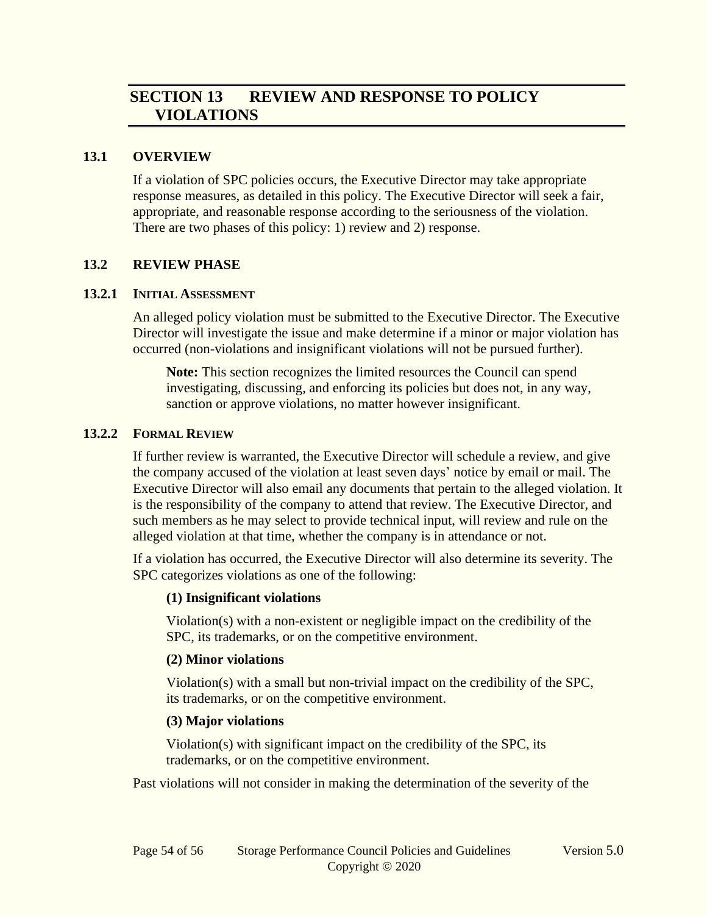# SECTION 13 REVIEW AND RESPONSE TO POLICY VIOLATIONS

## 13.1 OVERVIEW

If a violation of SPC policies occurs, the Executive Director may take appropriate response measures, as detailed in this policy. The Executive Director will seek a fair, appropriate, and reasonable response according to the seriousness of the violation. There are two phases of this policy: 1) review and 2) response.

## 13.2 REVIEW PHASE

### 13.2.1 INITIAL ASSESSMENT

An alleged policy violation must be submitted to the Executive Director. The Executive Director will investigate the issue and make determine if a minor or major violation has occurred (non-violations and insignificant violations will not be pursued further).

> **Note:** This section recognizes the limited resources the Council can spend investigating, discussing, and enforcing its policies but does not, in any way, sanction or approve violations, no matter however insignificant.

### 13.2.2 FORMAL REVIEW

If further review is warranted, the Executive Director will schedule a review, and give the company accused of the violation at least seven days' notice by email or mail. The Executive Director will also email any documents that pertain to the alleged violation. It is the responsibility of the company to attend that review. The Executive Director, and such members as he may select to provide technical input, will review and rule on the alleged violation at that time, whether the company is in attendance or not.

If a violation has occurred, the Executive Director will also determine its severity. The SPC categorizes violations as one of the following:

**(1) Insignificant violations**

Violation(s) with a non-existent or negligible impact on the credibility of the SPC, its trademarks, or on the competitive environment.

**(2) Minor violations**

Violation(s) with a small but non-trivial impact on the credibility of the SPC, its trademarks, or on the competitive environment.

**(3) Major violations**

Violation(s) with significant impact on the credibility of the SPC, its trademarks, or on the competitive environment.

Past violations will not consider in making the determination of the severity of the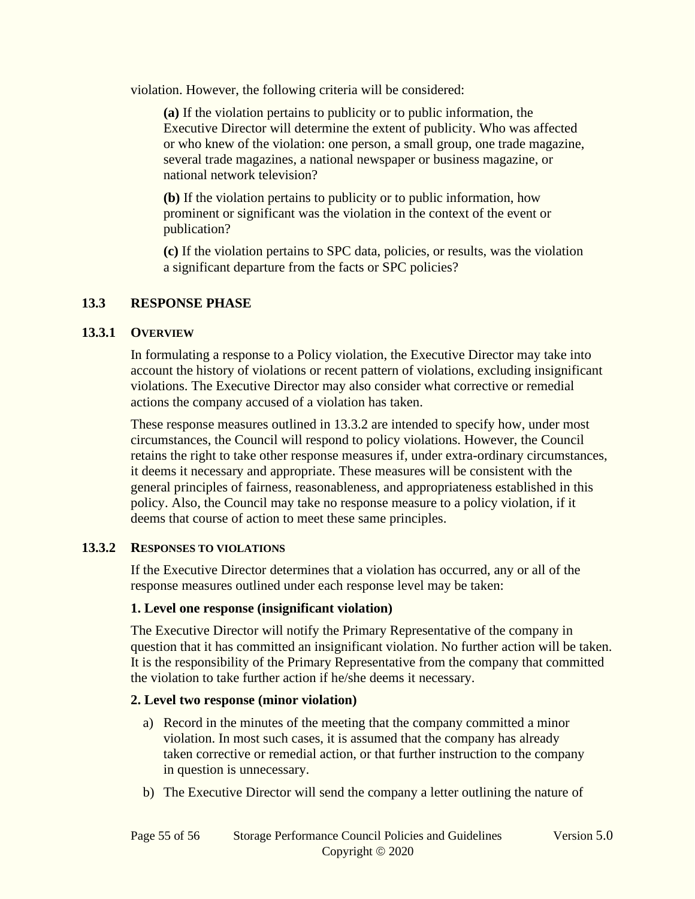violation. However, the following criteria will be considered:

**(a)** If the violation pertains to publicity or to public information, the Executive Director will determine the extent of publicity. Who was affected or who knew of the violation: one person, a small group, one trade magazine, several trade magazines, a national newspaper or business magazine, or national network television?

**(b)** If the violation pertains to publicity or to public information, how prominent or significant was the violation in the context of the event or publication?

**(c)** If the violation pertains to SPC data, policies, or results, was the violation a significant departure from the facts or SPC policies?

## 13.3 RESPONSE PHASE

### 13.3.1 OVERVIEW

In formulating a response to a Policy violation, the Executive Director may take into account the history of violations or recent pattern of violations, excluding insignificant violations. The Executive Director may also consider what corrective or remedial actions the company accused of a violation has taken.

These response measures outlined in 13.3.2 are intended to specify how, under most circumstances, the Council will respond to policy violations. However, the Council retains the right to take other response measures if, under extra-ordinary circumstances, it deems it necessary and appropriate. These measures will be consistent with the general principles of fairness, reasonableness, and appropriateness established in this policy. Also, the Council may take no response measure to a policy violation, if it deems that course of action to meet these same principles.

### 13.3.2 RESPONSES TO VIOLATIONS

If the Executive Director determines that a violation has occurred, any or all of the response measures outlined under each response level may be taken:

**1. Level one response (insignificant violation)**

The Executive Director will notify the Primary Representative of the company in question that it has committed an insignificant violation. No further action will be taken. It is the responsibility of the Primary Representative from the company that committed the violation to take further action if he/she deems it necessary.

**2. Level two response (minor violation)**

a) Record in the minutes of the meeting that the company committed a minor violation. In most such cases, it is assumed that the company has already taken corrective or remedial action, or that further instruction to the company in question is unnecessary.

b) The Executive Director will send the company a letter outlining the nature of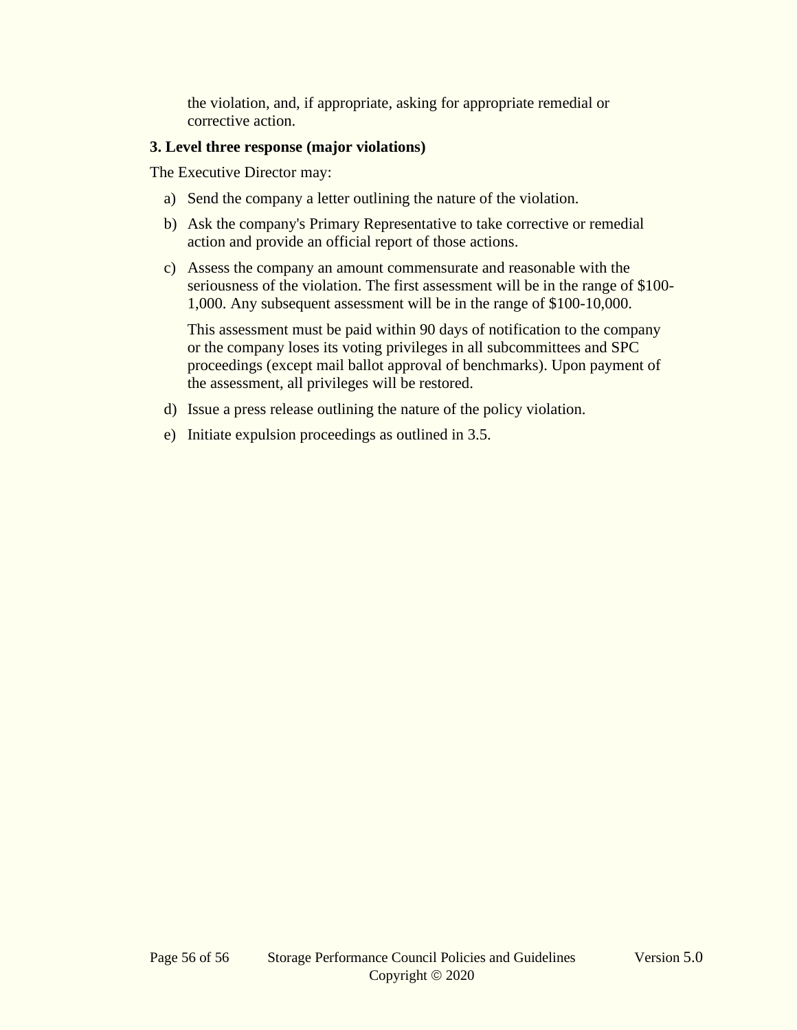the violation, and, if appropriate, asking for appropriate remedial or corrective action.

**3. Level three response (major violations)**

The Executive Director may:

a) Send the company a letter outlining the nature of the violation.

b) Ask the company's Primary Representative to take corrective or remedial action and provide an official report of those actions.

c) Assess the company an amount commensurate and reasonable with the seriousness of the violation. The first assessment will be in the range of $100-1,000. Any subsequent assessment will be in the range of $100-10,000.

   This assessment must be paid within 90 days of notification to the company or the company loses its voting privileges in all subcommittees and SPC proceedings (except mail ballot approval of benchmarks). Upon payment of the assessment, all privileges will be restored.

d) Issue a press release outlining the nature of the policy violation.

e) Initiate expulsion proceedings as outlined in 3.5.